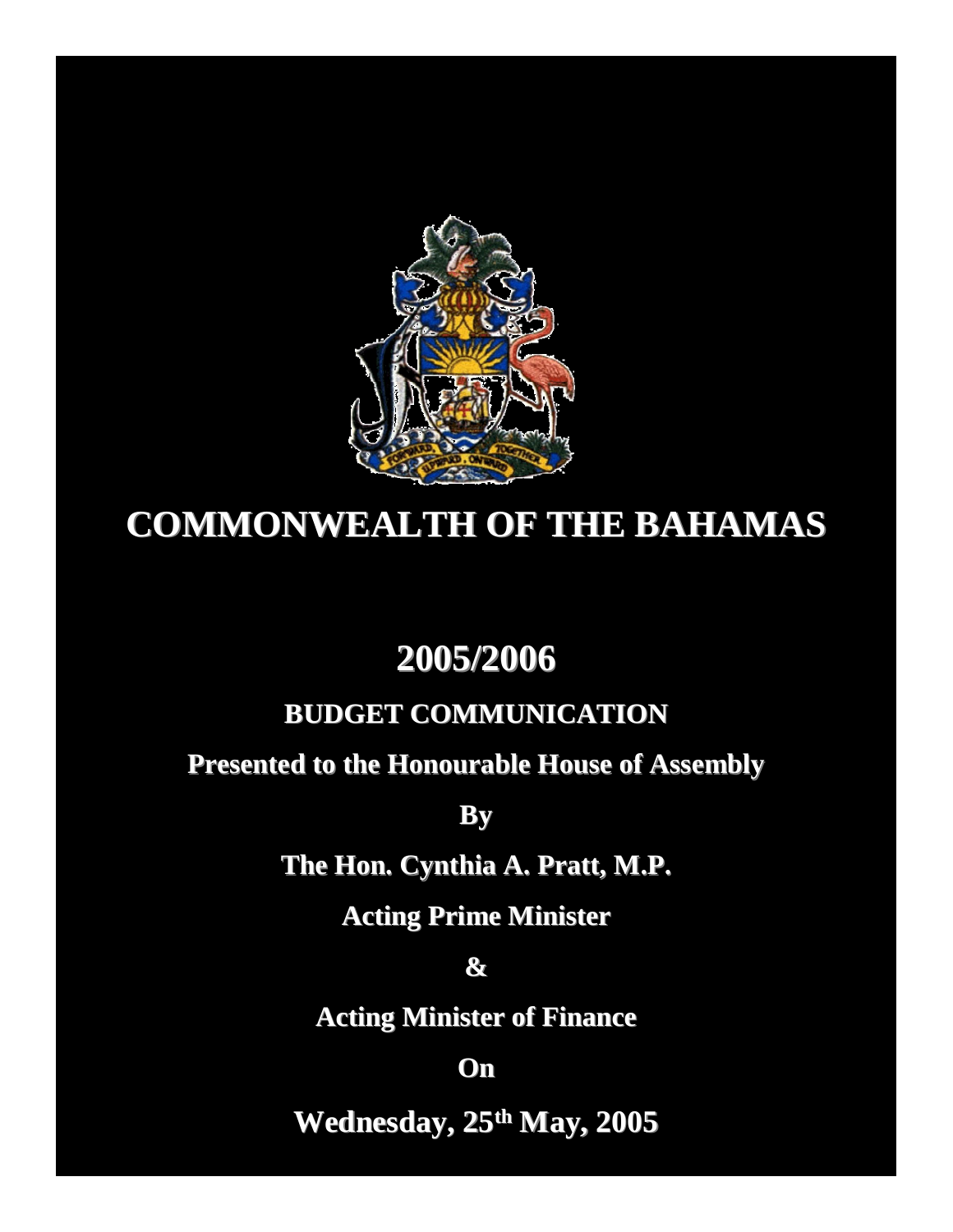# COMMONWEALTH OF THE BAHAMAS

## 2005/2006

### BUDGET COMMUNICATION

**Presented to the Honourable House of Assembly**

**By**

**The Hon. Cynthia A. Pratt, M.P.**

**Acting Prime Minister**

**&**

**Acting Minister of Finance**

**On**

**Wednesday, 25th May, 2005**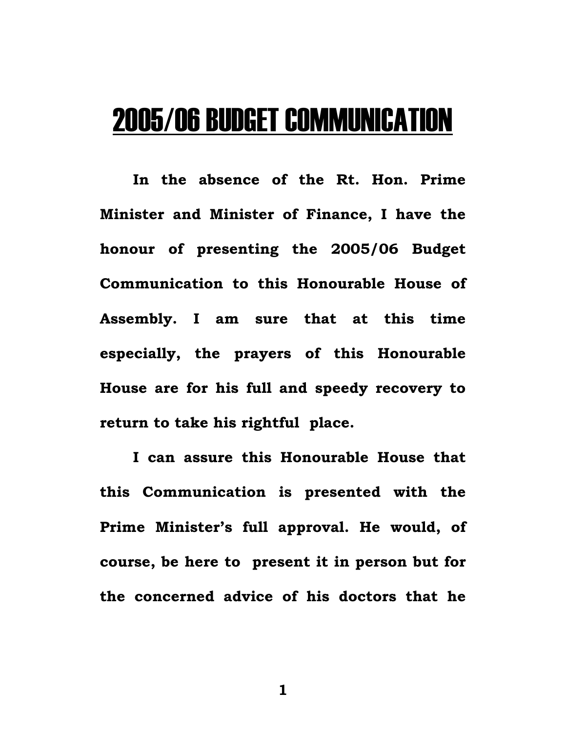# 2005/06 BUDGET COMMUNICATION

**In the absence of the Rt. Hon. Prime Minister and Minister of Finance, I have the honour of presenting the 2005/06 Budget Communication to this Honourable House of Assembly. I am sure that at this time especially, the prayers of this Honourable House are for his full and speedy recovery to return to take his rightful place.**

**I can assure this Honourable House that this Communication is presented with the Prime Minister's full approval. He would, of course, be here to present it in person but for the concerned advice of his doctors that he**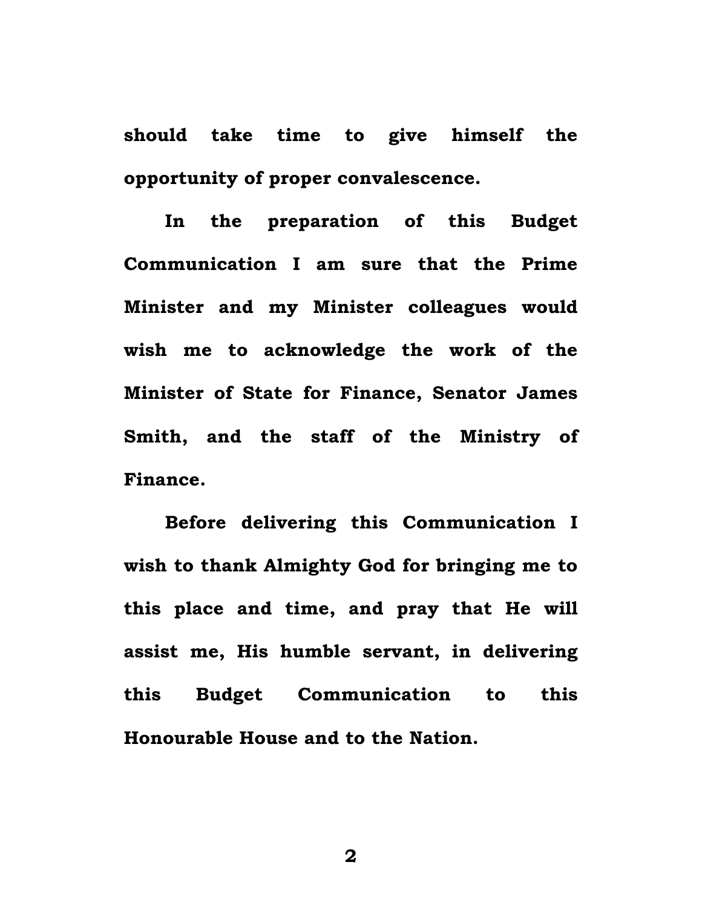**should take time to give himself the opportunity of proper convalescence.**

**In the preparation of this Budget Communication I am sure that the Prime Minister and my Minister colleagues would wish me to acknowledge the work of the Minister of State for Finance, Senator James Smith, and the staff of the Ministry of Finance.**

**Before delivering this Communication I wish to thank Almighty God for bringing me to this place and time, and pray that He will assist me, His humble servant, in delivering this Budget Communication to this Honourable House and to the Nation.**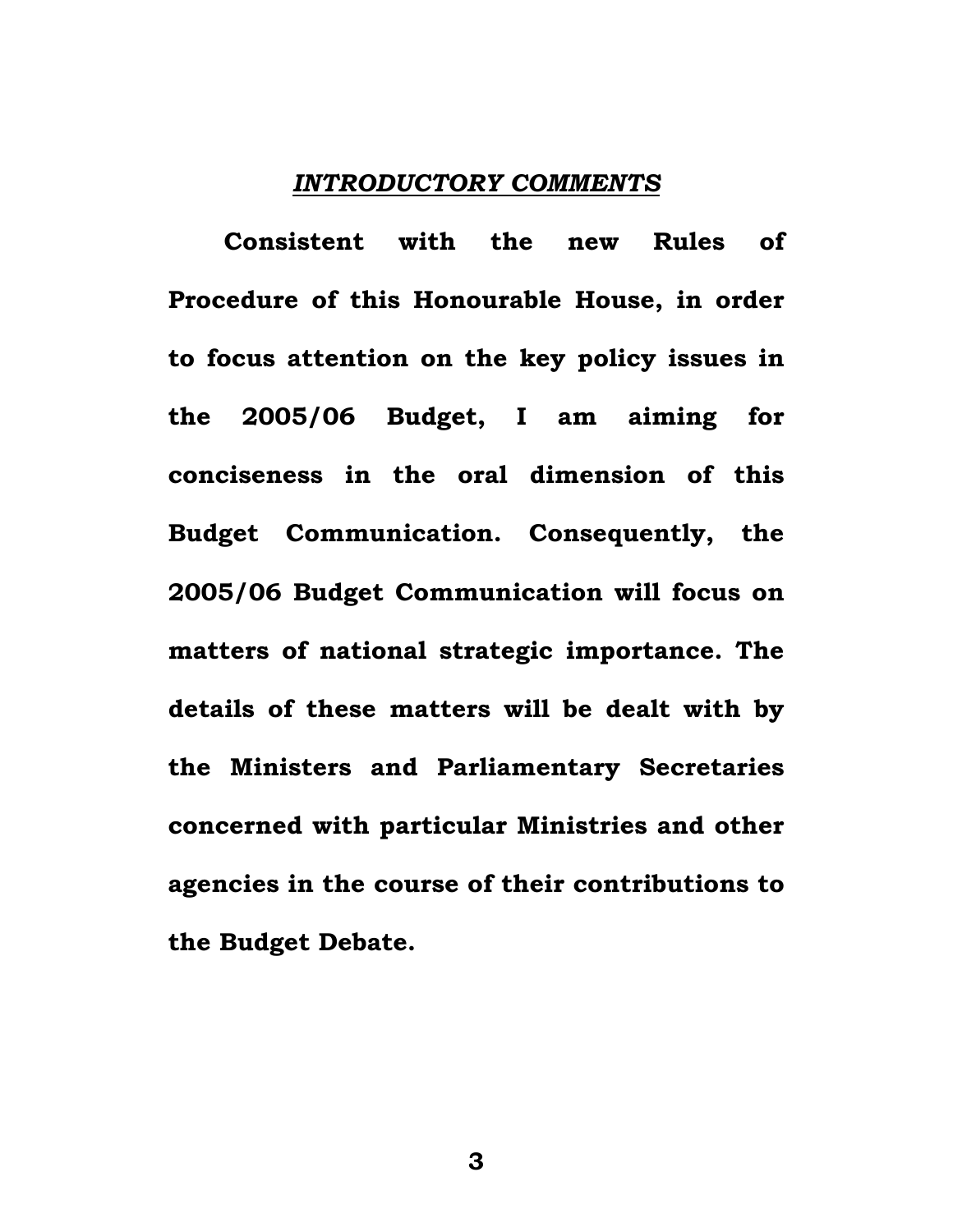## ***INTRODUCTORY COMMENTS***

**Consistent with the new Rules of Procedure of this Honourable House, in order to focus attention on the key policy issues in the 2005/06 Budget, I am aiming for conciseness in the oral dimension of this Budget Communication. Consequently, the 2005/06 Budget Communication will focus on matters of national strategic importance. The details of these matters will be dealt with by the Ministers and Parliamentary Secretaries concerned with particular Ministries and other agencies in the course of their contributions to the Budget Debate.**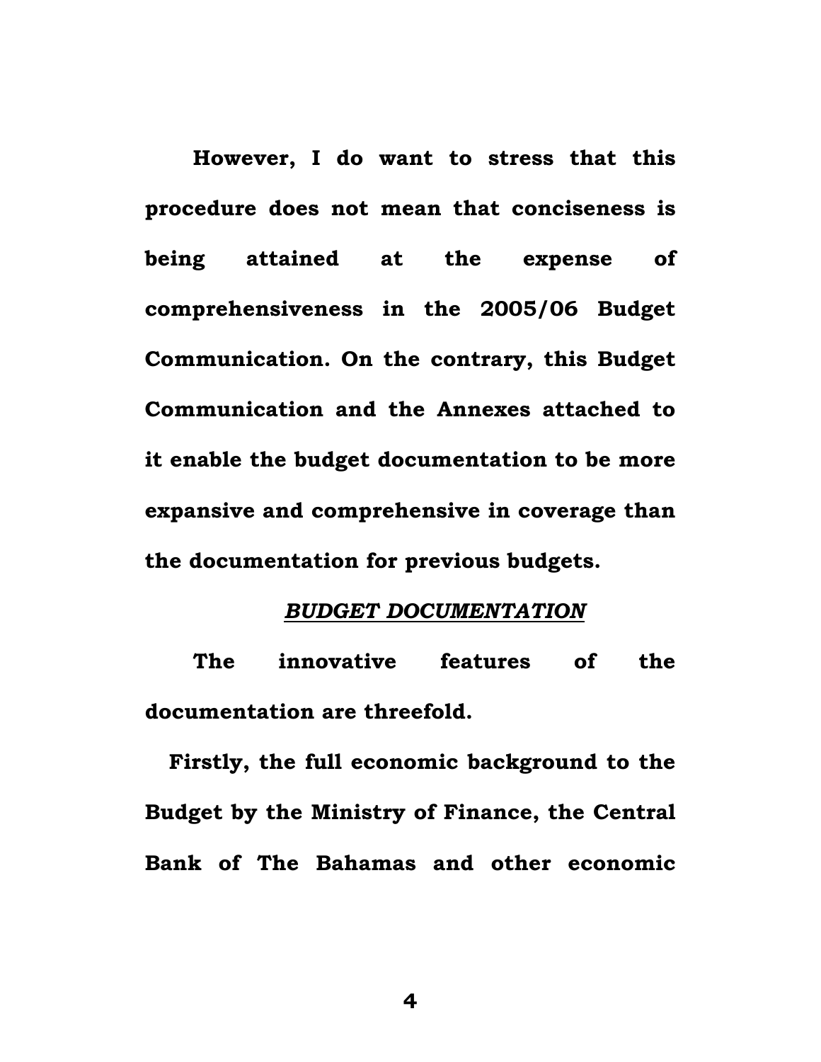**However, I do want to stress that this procedure does not mean that conciseness is being attained at the expense of comprehensiveness in the 2005/06 Budget Communication. On the contrary, this Budget Communication and the Annexes attached to it enable the budget documentation to be more expansive and comprehensive in coverage than the documentation for previous budgets.**

## ***BUDGET DOCUMENTATION***

**The innovative features of the documentation are threefold.**

**Firstly, the full economic background to the Budget by the Ministry of Finance, the Central Bank of The Bahamas and other economic**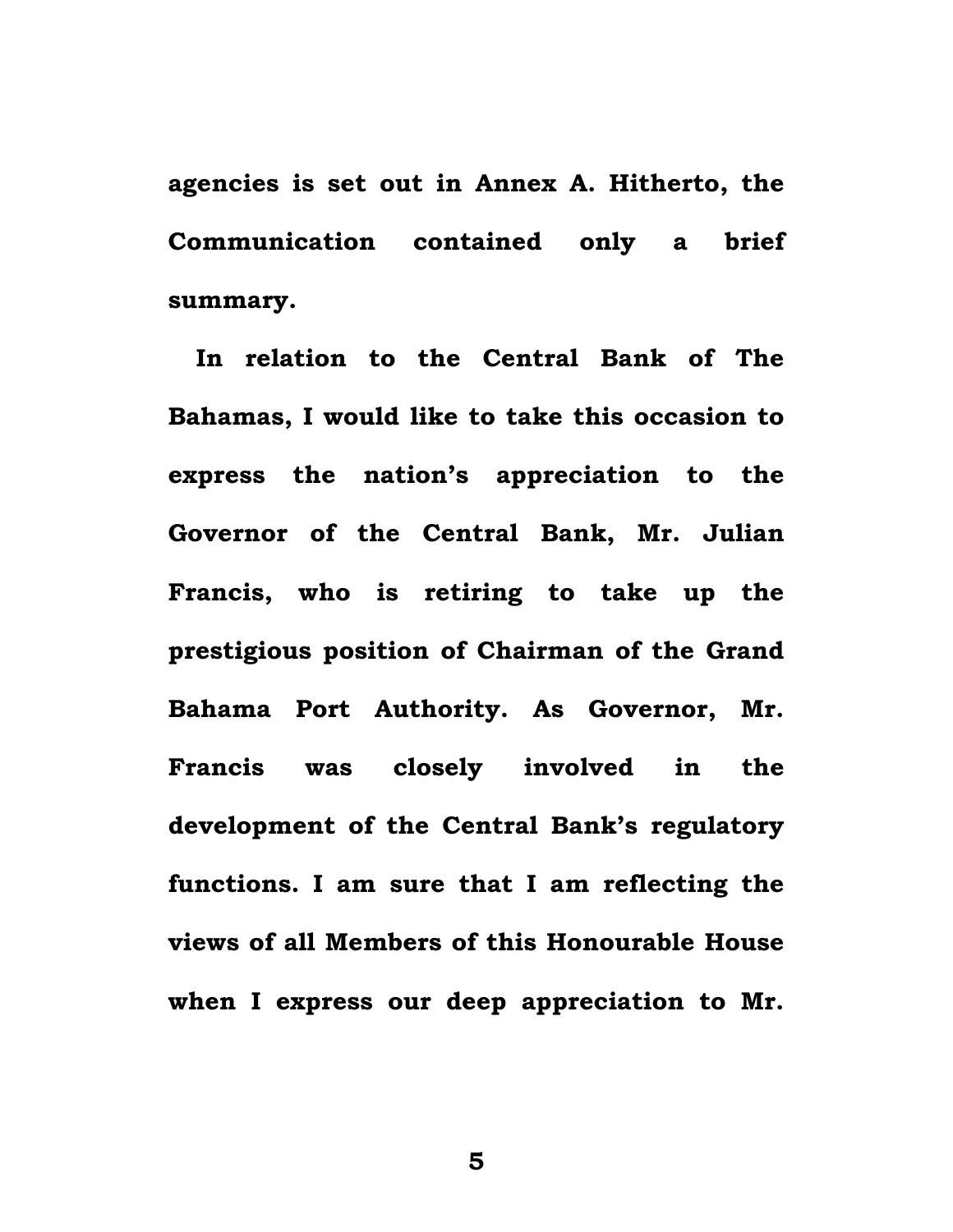**agencies is set out in Annex A. Hitherto, the Communication contained only a brief summary.**

**In relation to the Central Bank of The Bahamas, I would like to take this occasion to express the nation's appreciation to the Governor of the Central Bank, Mr. Julian Francis, who is retiring to take up the prestigious position of Chairman of the Grand Bahama Port Authority. As Governor, Mr. Francis was closely involved in the development of the Central Bank's regulatory functions. I am sure that I am reflecting the views of all Members of this Honourable House when I express our deep appreciation to Mr.**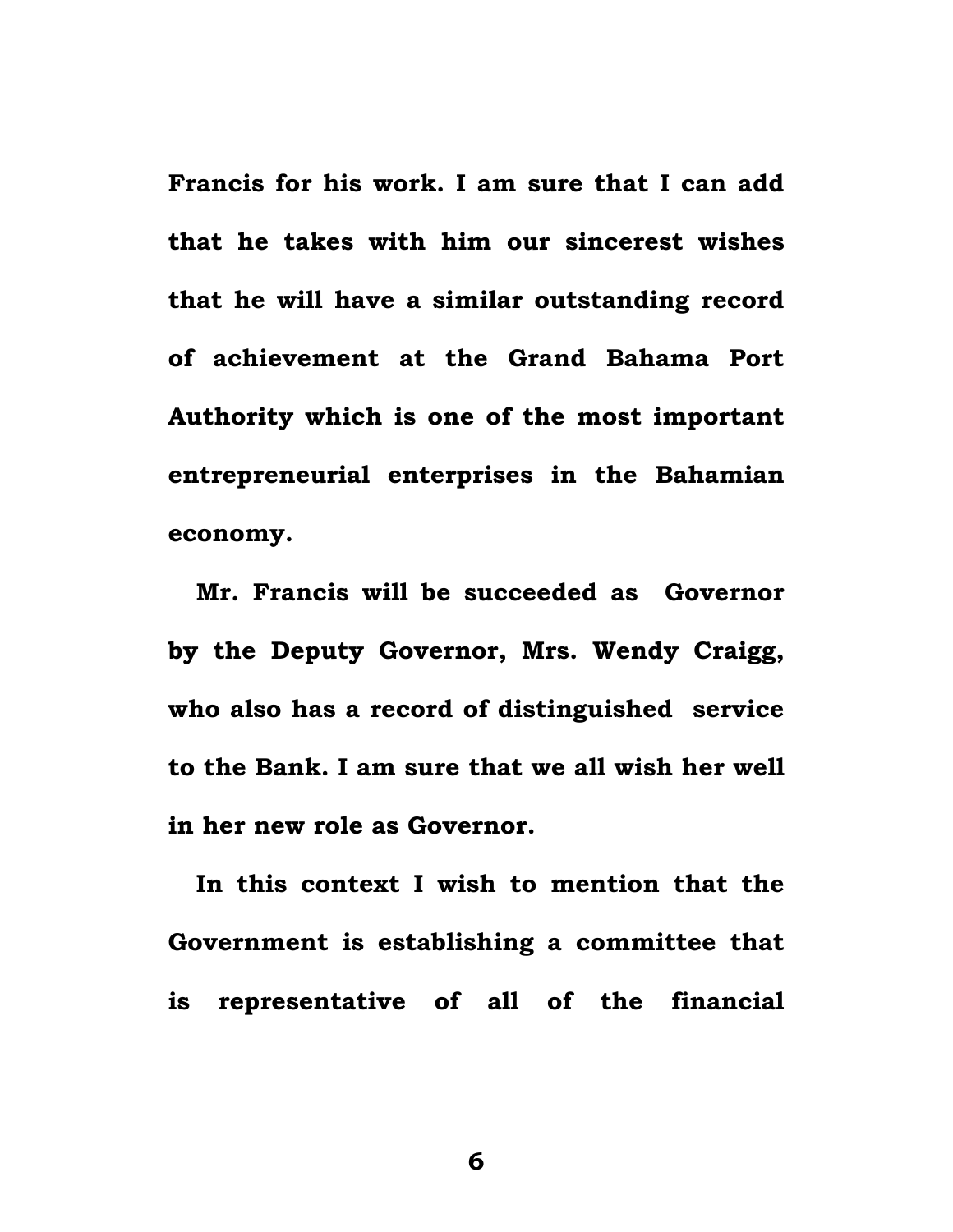**Francis for his work. I am sure that I can add that he takes with him our sincerest wishes that he will have a similar outstanding record of achievement at the Grand Bahama Port Authority which is one of the most important entrepreneurial enterprises in the Bahamian economy.**

**Mr. Francis will be succeeded as Governor by the Deputy Governor, Mrs. Wendy Craigg, who also has a record of distinguished service to the Bank. I am sure that we all wish her well in her new role as Governor.**

**In this context I wish to mention that the Government is establishing a committee that is representative of all of the financial**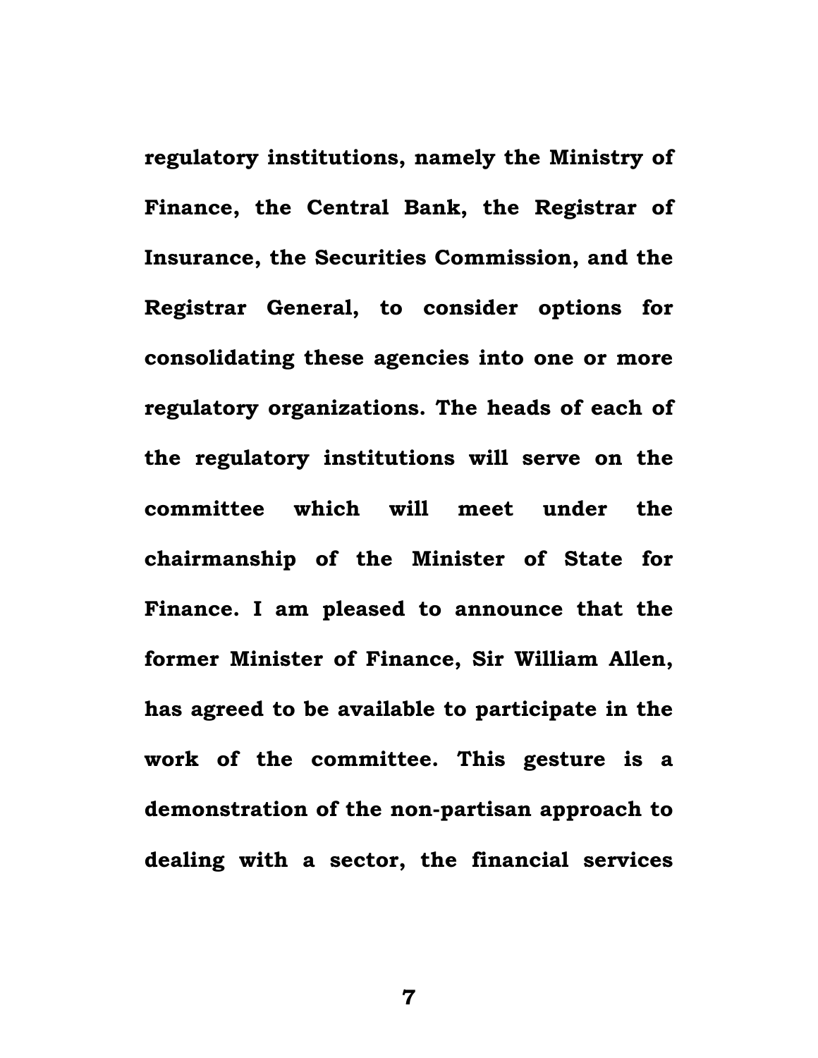regulatory institutions, namely the Ministry of Finance, the Central Bank, the Registrar of Insurance, the Securities Commission, and the Registrar General, to consider options for consolidating these agencies into one or more regulatory organizations. The heads of each of the regulatory institutions will serve on the committee which will meet under the chairmanship of the Minister of State for Finance. I am pleased to announce that the former Minister of Finance, Sir William Allen, has agreed to be available to participate in the work of the committee. This gesture is a demonstration of the non-partisan approach to dealing with a sector, the financial services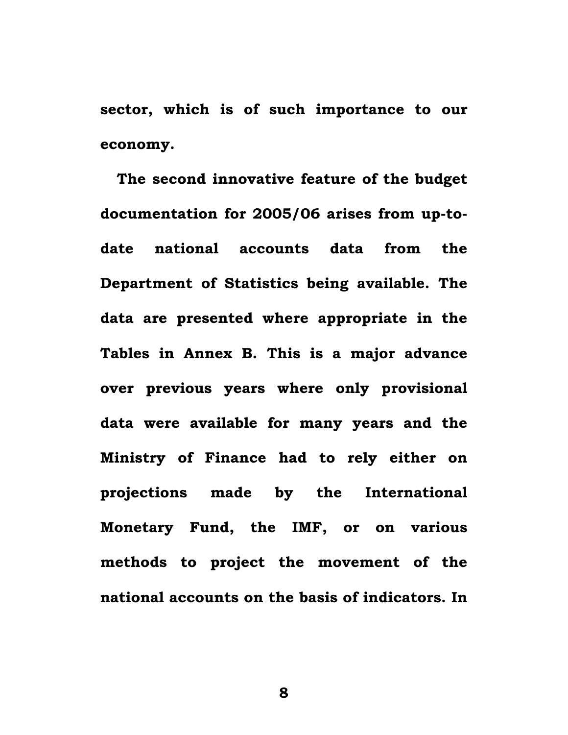sector, which is of such importance to our economy.

The second innovative feature of the budget documentation for 2005/06 arises from up-to-date national accounts data from the Department of Statistics being available. The data are presented where appropriate in the Tables in Annex B. This is a major advance over previous years where only provisional data were available for many years and the Ministry of Finance had to rely either on projections made by the International Monetary Fund, the IMF, or on various methods to project the movement of the national accounts on the basis of indicators. In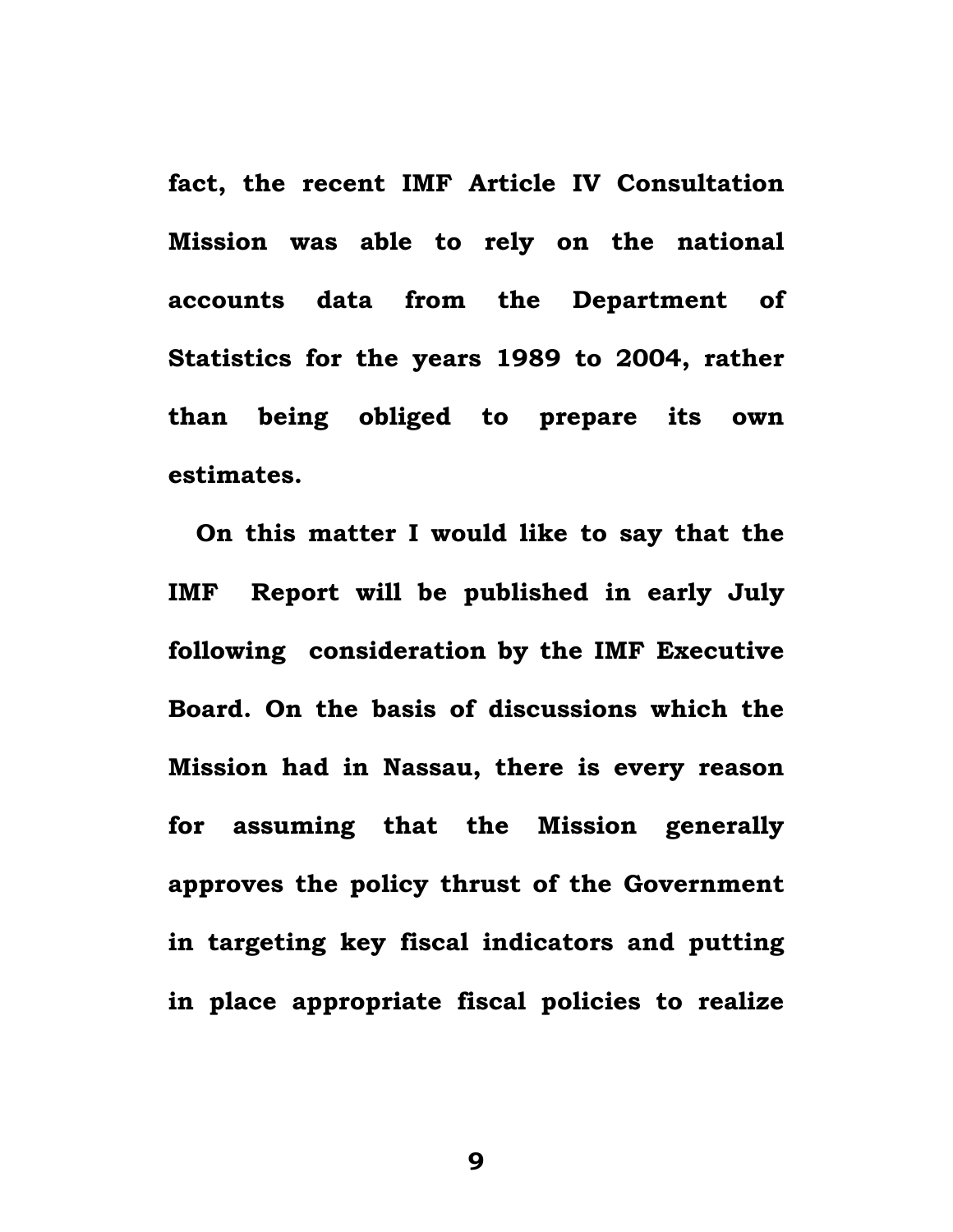**fact, the recent IMF Article IV Consultation Mission was able to rely on the national accounts data from the Department of Statistics for the years 1989 to 2004, rather than being obliged to prepare its own estimates.**

**On this matter I would like to say that the IMF Report will be published in early July following consideration by the IMF Executive Board. On the basis of discussions which the Mission had in Nassau, there is every reason for assuming that the Mission generally approves the policy thrust of the Government in targeting key fiscal indicators and putting in place appropriate fiscal policies to realize**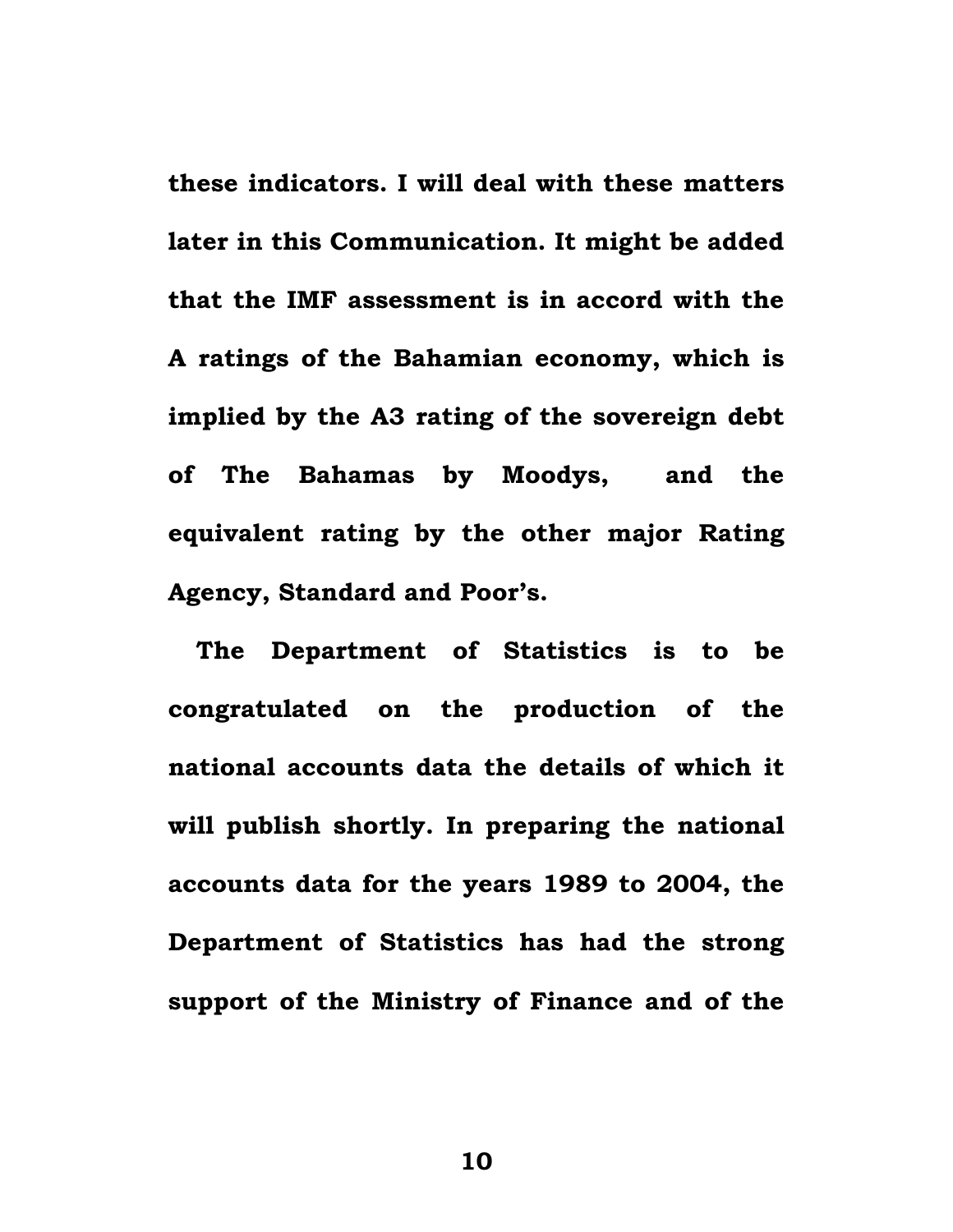**these indicators. I will deal with these matters later in this Communication. It might be added that the IMF assessment is in accord with the A ratings of the Bahamian economy, which is implied by the A3 rating of the sovereign debt of The Bahamas by Moodys, and the equivalent rating by the other major Rating Agency, Standard and Poor's.**

**The Department of Statistics is to be congratulated on the production of the national accounts data the details of which it will publish shortly. In preparing the national accounts data for the years 1989 to 2004, the Department of Statistics has had the strong support of the Ministry of Finance and of the**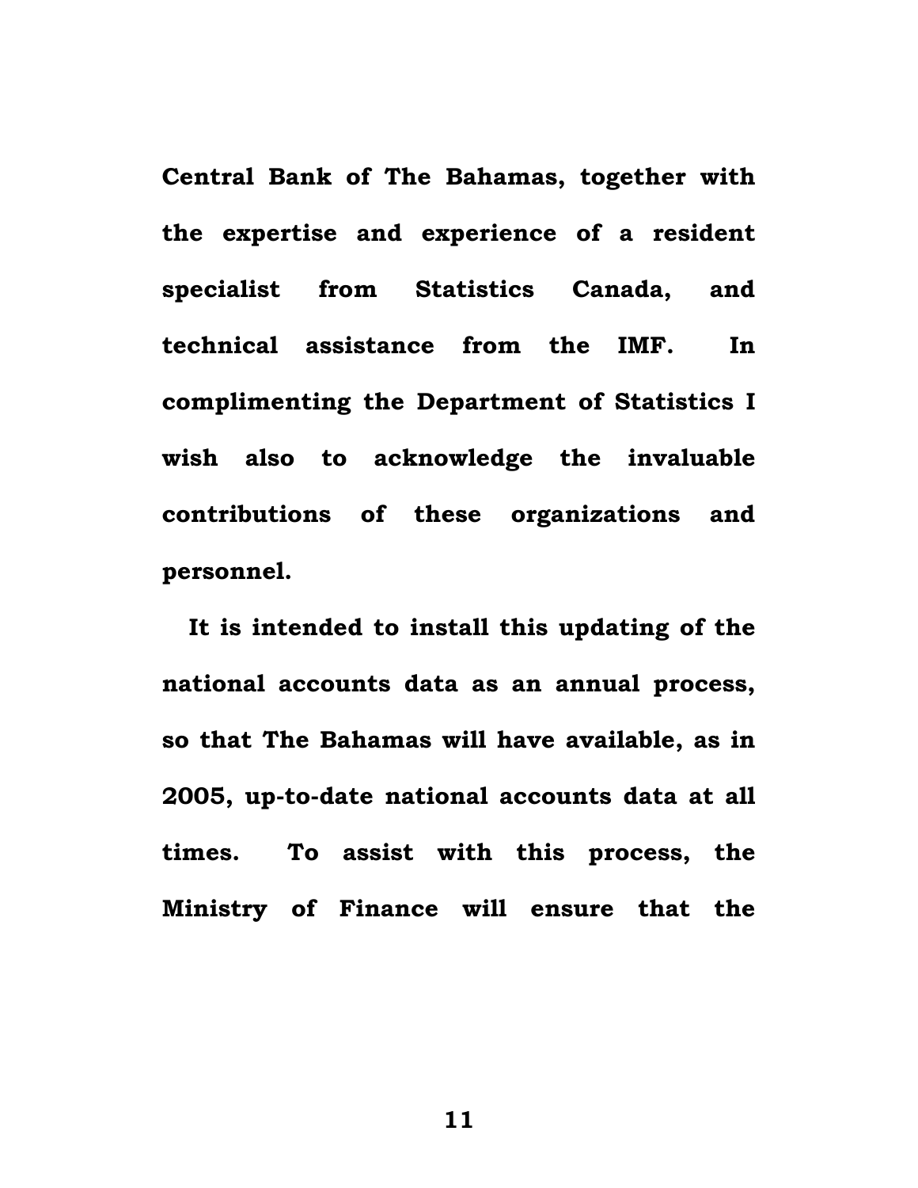**Central Bank of The Bahamas, together with the expertise and experience of a resident specialist from Statistics Canada, and technical assistance from the IMF. In complimenting the Department of Statistics I wish also to acknowledge the invaluable contributions of these organizations and personnel.**

**It is intended to install this updating of the national accounts data as an annual process, so that The Bahamas will have available, as in 2005, up-to-date national accounts data at all times. To assist with this process, the Ministry of Finance will ensure that the**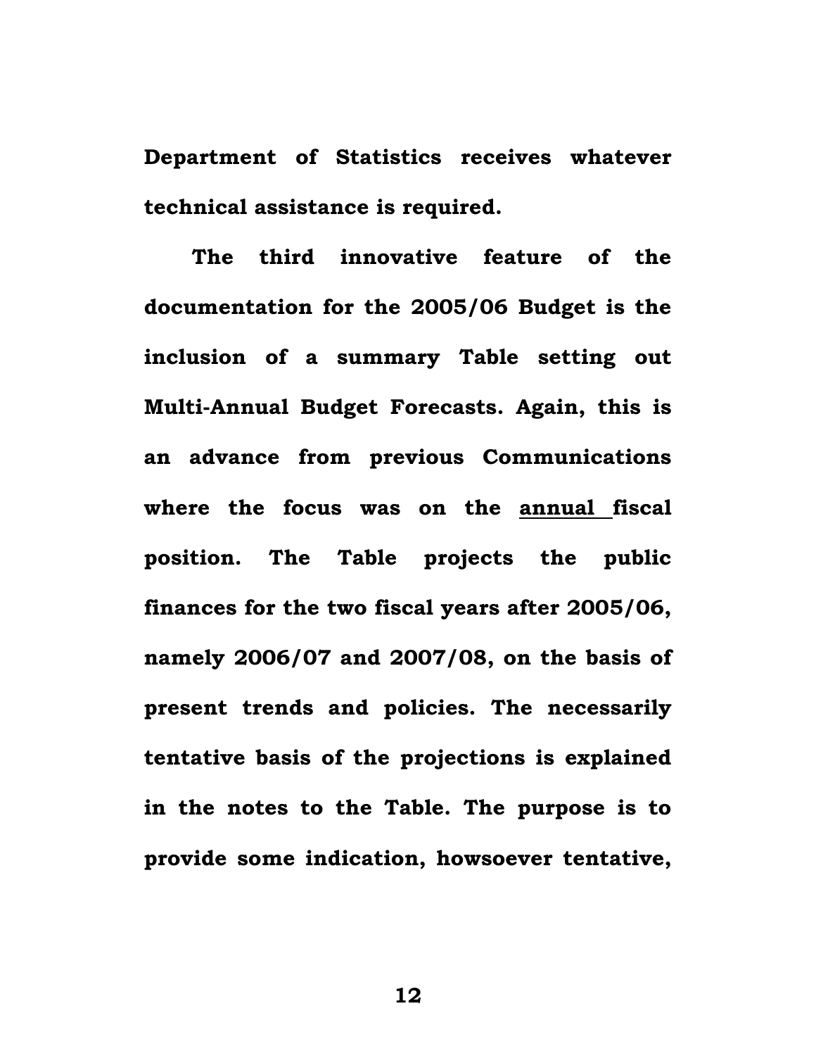**Department of Statistics receives whatever technical assistance is required.**

**The third innovative feature of the documentation for the 2005/06 Budget is the inclusion of a summary Table setting out Multi-Annual Budget Forecasts. Again, this is an advance from previous Communications where the focus was on the <u>annual</u> fiscal position. The Table projects the public finances for the two fiscal years after 2005/06, namely 2006/07 and 2007/08, on the basis of present trends and policies. The necessarily tentative basis of the projections is explained in the notes to the Table. The purpose is to provide some indication, howsoever tentative,**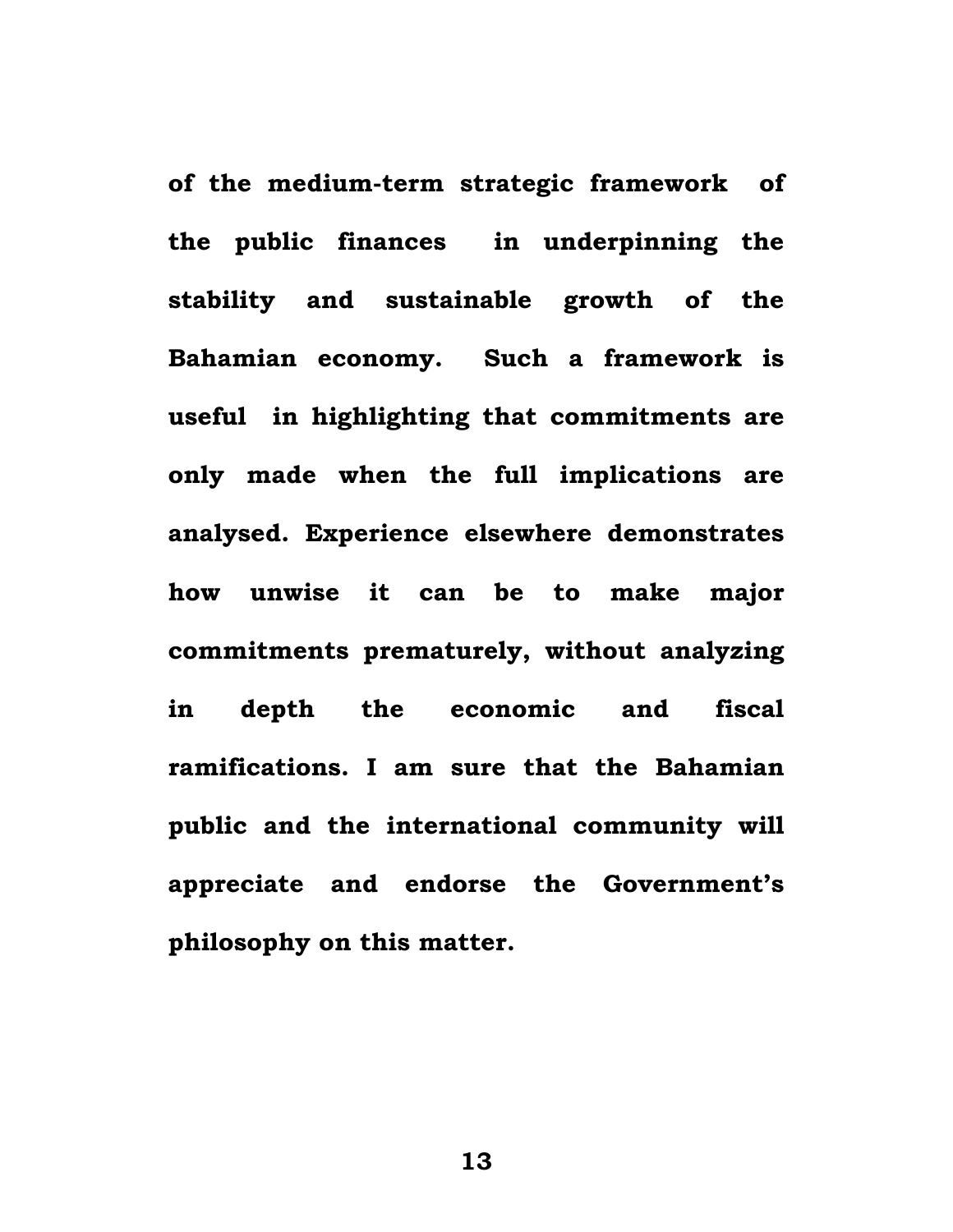**of the medium-term strategic framework of the public finances in underpinning the stability and sustainable growth of the Bahamian economy. Such a framework is useful in highlighting that commitments are only made when the full implications are analysed. Experience elsewhere demonstrates how unwise it can be to make major commitments prematurely, without analyzing in depth the economic and fiscal ramifications. I am sure that the Bahamian public and the international community will appreciate and endorse the Government's philosophy on this matter.**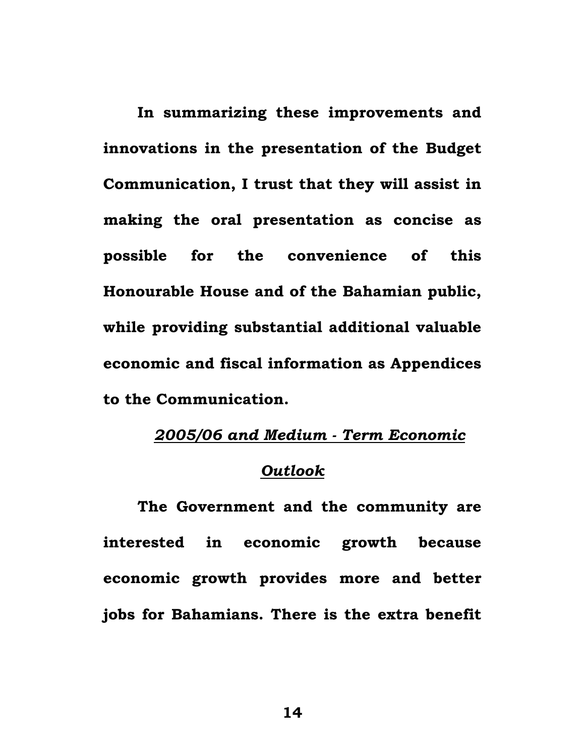**In summarizing these improvements and innovations in the presentation of the Budget Communication, I trust that they will assist in making the oral presentation as concise as possible for the convenience of this Honourable House and of the Bahamian public, while providing substantial additional valuable economic and fiscal information as Appendices to the Communication.**

## ***2005/06 and Medium - Term Economic Outlook***

**The Government and the community are interested in economic growth because economic growth provides more and better jobs for Bahamians. There is the extra benefit**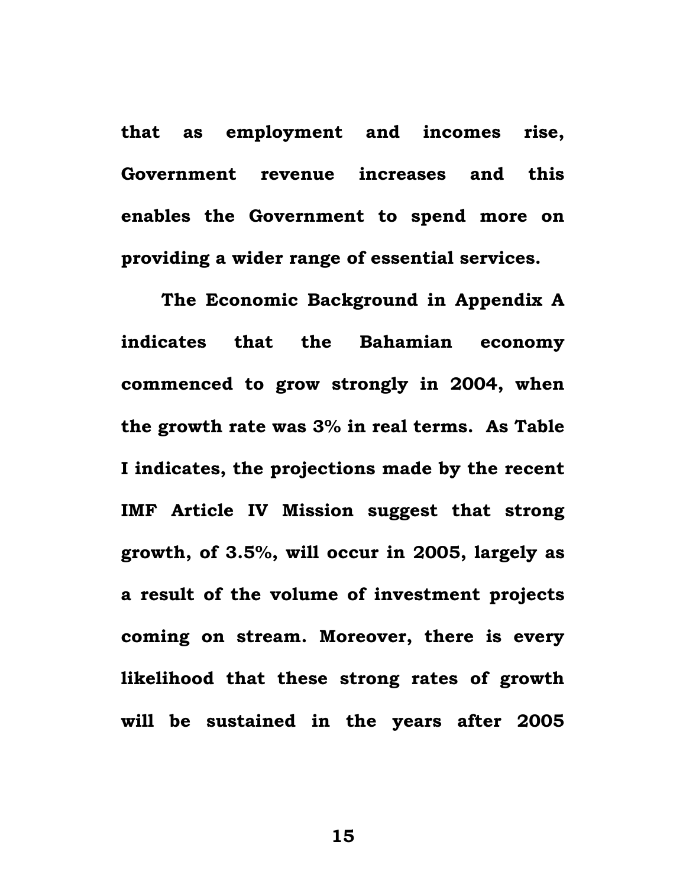**that as employment and incomes rise, Government revenue increases and this enables the Government to spend more on providing a wider range of essential services.**

**The Economic Background in Appendix A indicates that the Bahamian economy commenced to grow strongly in 2004, when the growth rate was 3% in real terms. As Table I indicates, the projections made by the recent IMF Article IV Mission suggest that strong growth, of 3.5%, will occur in 2005, largely as a result of the volume of investment projects coming on stream. Moreover, there is every likelihood that these strong rates of growth will be sustained in the years after 2005**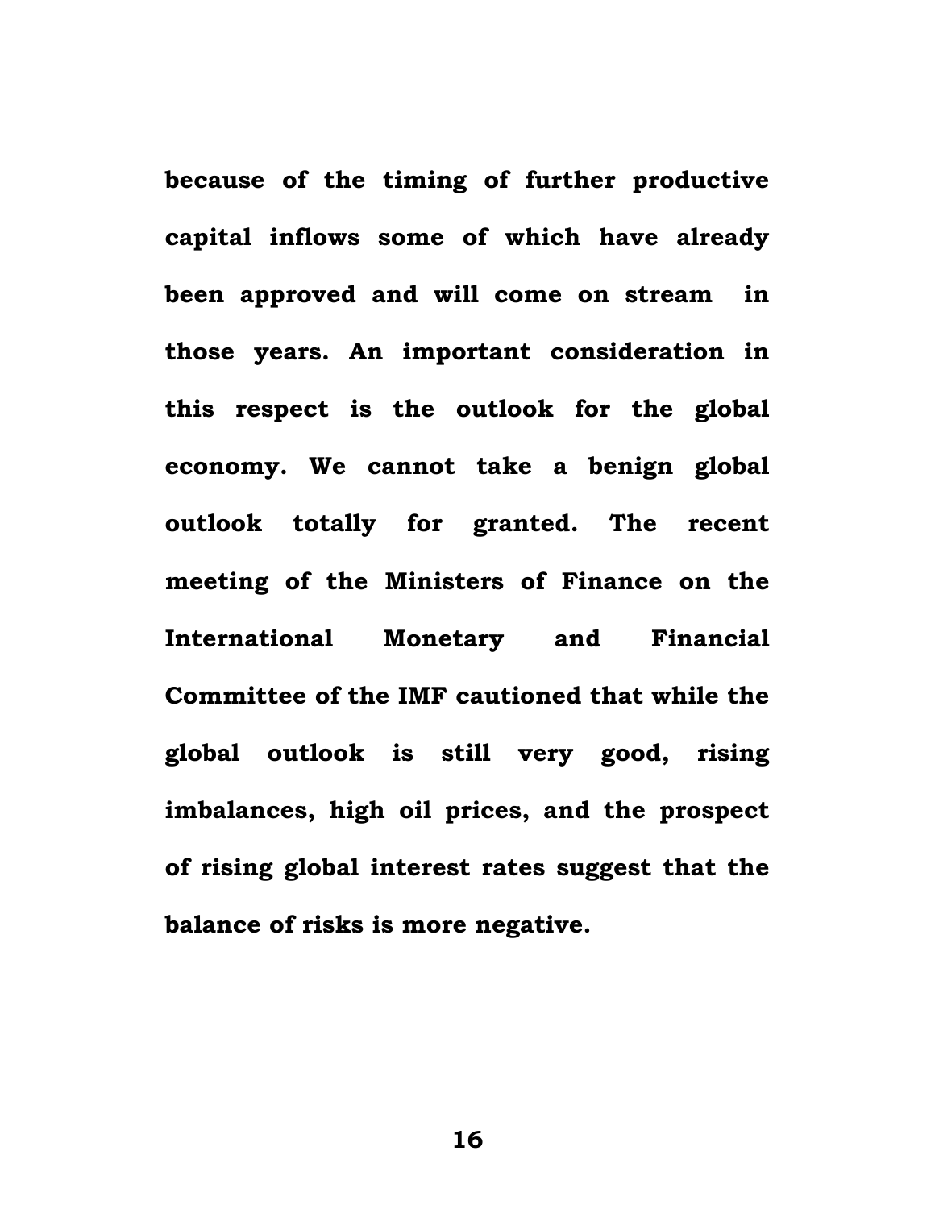**because of the timing of further productive capital inflows some of which have already been approved and will come on stream in those years. An important consideration in this respect is the outlook for the global economy. We cannot take a benign global outlook totally for granted. The recent meeting of the Ministers of Finance on the International Monetary and Financial Committee of the IMF cautioned that while the global outlook is still very good, rising imbalances, high oil prices, and the prospect of rising global interest rates suggest that the balance of risks is more negative.**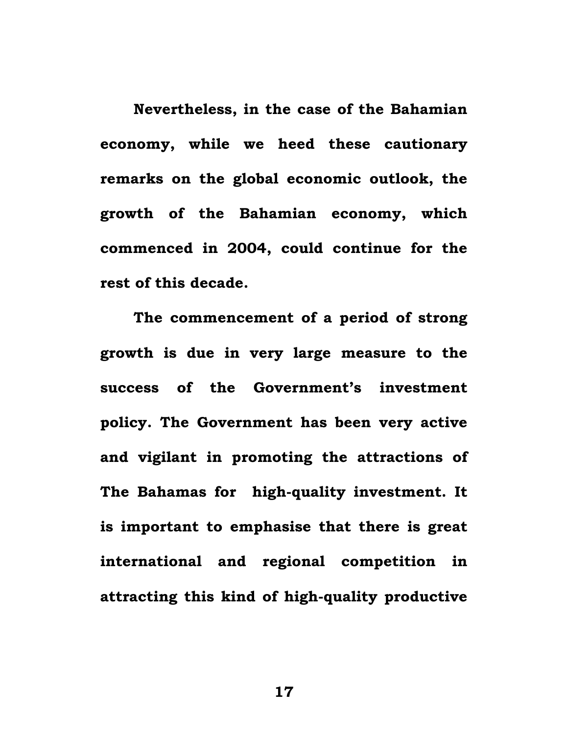**Nevertheless, in the case of the Bahamian economy, while we heed these cautionary remarks on the global economic outlook, the growth of the Bahamian economy, which commenced in 2004, could continue for the rest of this decade.**

**The commencement of a period of strong growth is due in very large measure to the success of the Government's investment policy. The Government has been very active and vigilant in promoting the attractions of The Bahamas for high-quality investment. It is important to emphasise that there is great international and regional competition in attracting this kind of high-quality productive**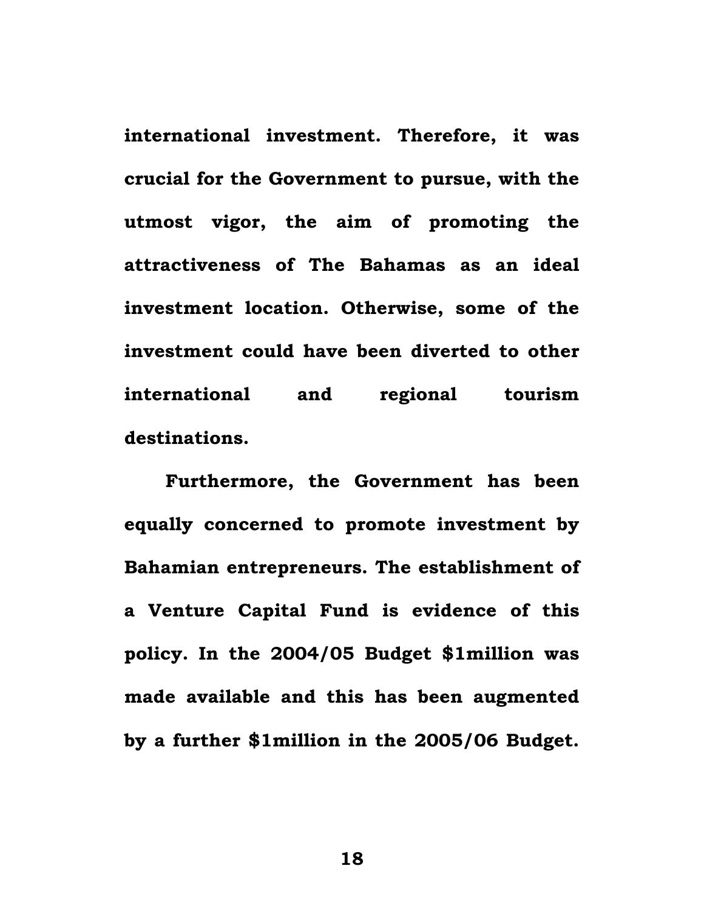**international investment. Therefore, it was crucial for the Government to pursue, with the utmost vigor, the aim of promoting the attractiveness of The Bahamas as an ideal investment location. Otherwise, some of the investment could have been diverted to other international and regional tourism destinations.**

**Furthermore, the Government has been equally concerned to promote investment by Bahamian entrepreneurs. The establishment of a Venture Capital Fund is evidence of this policy. In the 2004/05 Budget $1million was made available and this has been augmented by a further $1million in the 2005/06 Budget.**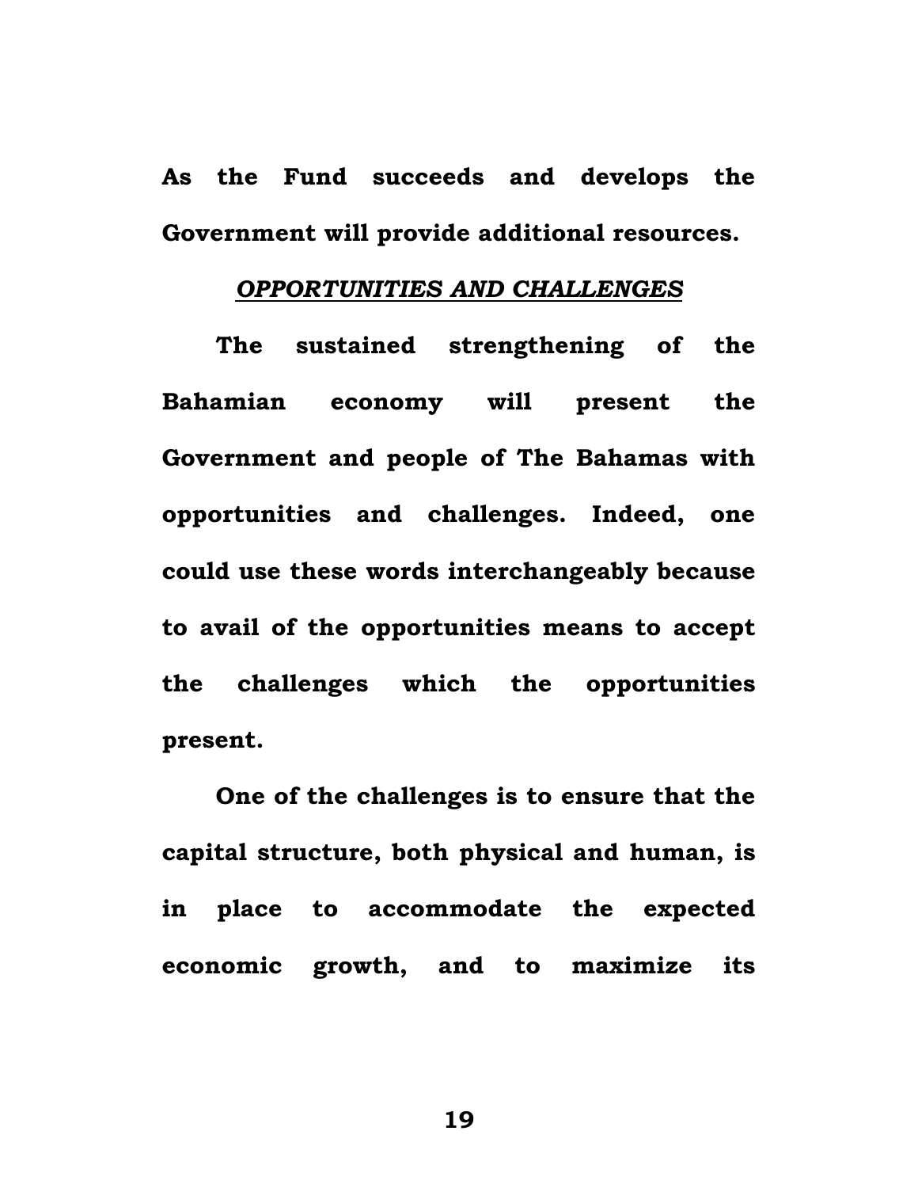**As the Fund succeeds and develops the Government will provide additional resources.**

## ***OPPORTUNITIES AND CHALLENGES***

**The sustained strengthening of the Bahamian economy will present the Government and people of The Bahamas with opportunities and challenges. Indeed, one could use these words interchangeably because to avail of the opportunities means to accept the challenges which the opportunities present.**

**One of the challenges is to ensure that the capital structure, both physical and human, is in place to accommodate the expected economic growth, and to maximize its**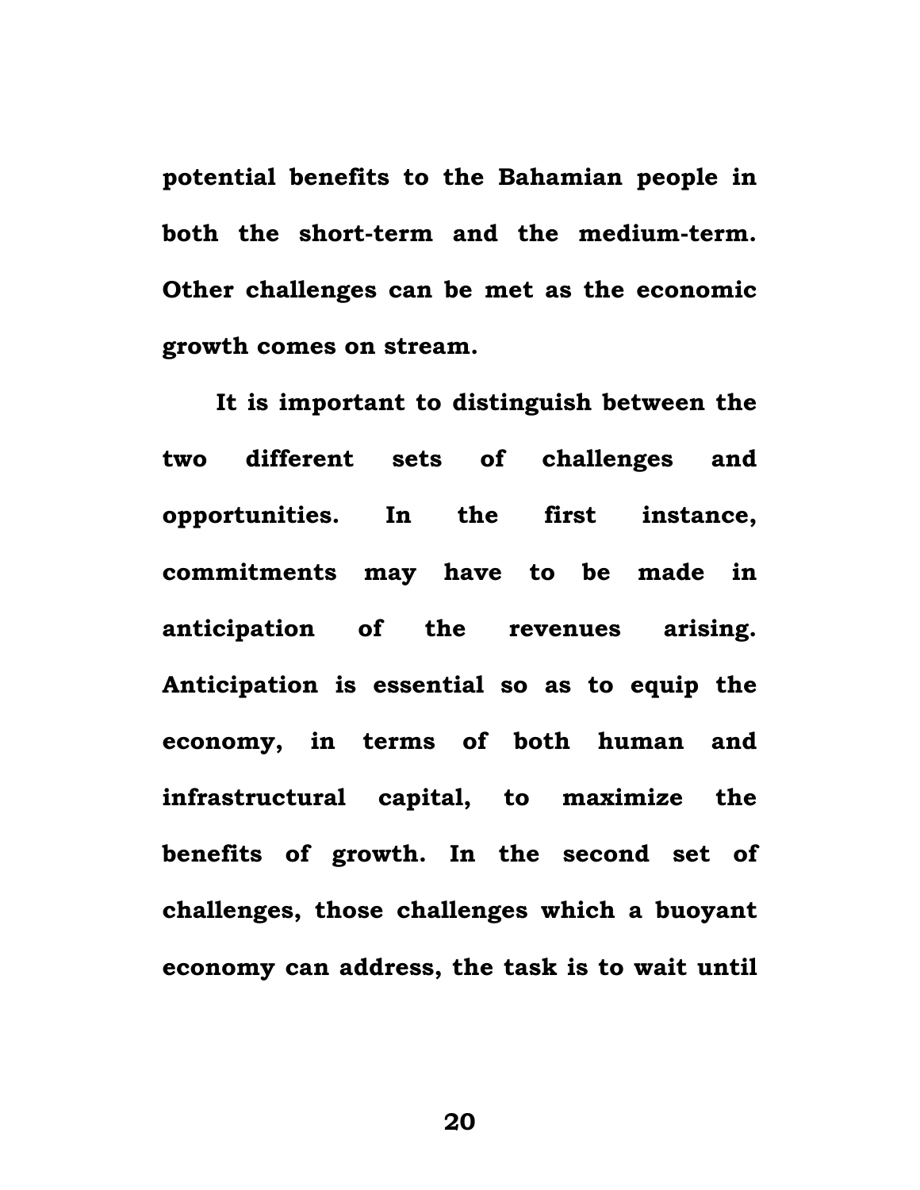potential benefits to the Bahamian people in both the short-term and the medium-term. Other challenges can be met as the economic growth comes on stream.

It is important to distinguish between the two different sets of challenges and opportunities. In the first instance, commitments may have to be made in anticipation of the revenues arising. Anticipation is essential so as to equip the economy, in terms of both human and infrastructural capital, to maximize the benefits of growth. In the second set of challenges, those challenges which a buoyant economy can address, the task is to wait until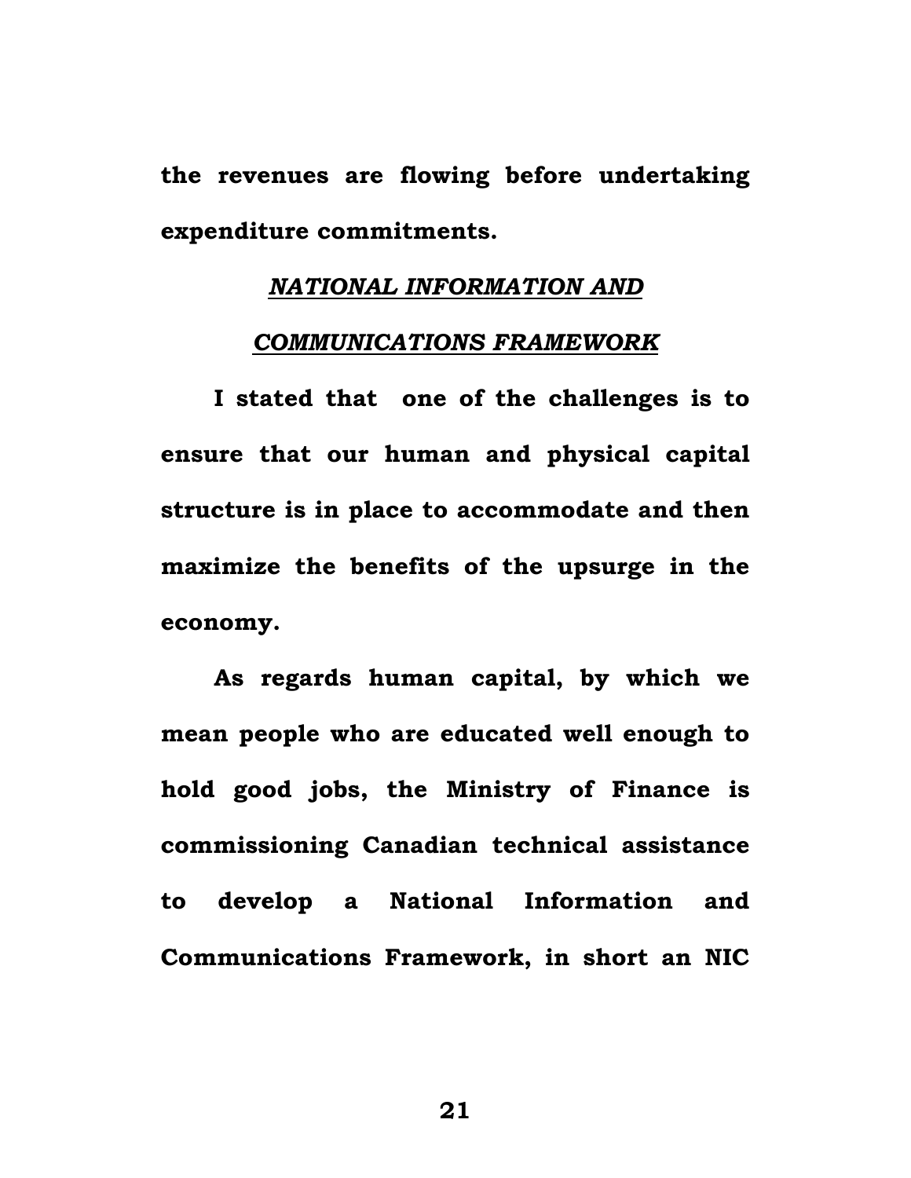**the revenues are flowing before undertaking expenditure commitments.**

***NATIONAL INFORMATION AND COMMUNICATIONS FRAMEWORK***

**I stated that one of the challenges is to ensure that our human and physical capital structure is in place to accommodate and then maximize the benefits of the upsurge in the economy.**

**As regards human capital, by which we mean people who are educated well enough to hold good jobs, the Ministry of Finance is commissioning Canadian technical assistance to develop a National Information and Communications Framework, in short an NIC**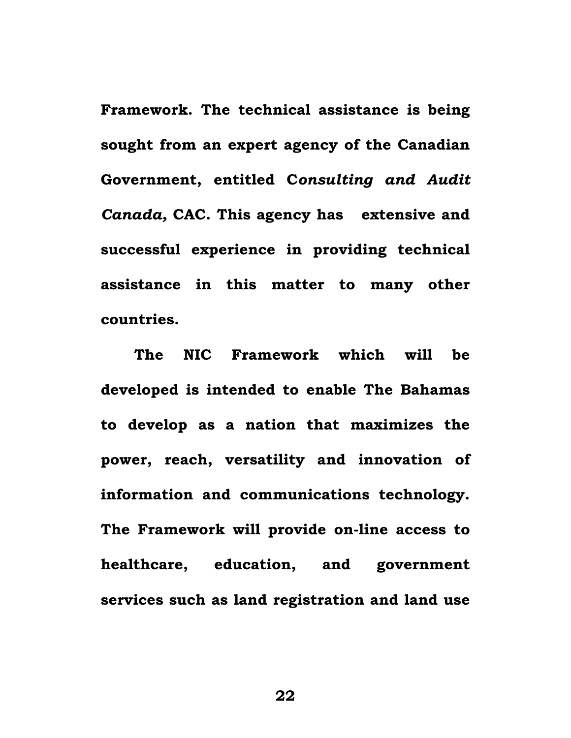**Framework. The technical assistance is being sought from an expert agency of the Canadian Government, entitled C*onsulting and Audit Canada,* CAC. This agency has extensive and successful experience in providing technical assistance in this matter to many other countries.**

**The NIC Framework which will be developed is intended to enable The Bahamas to develop as a nation that maximizes the power, reach, versatility and innovation of information and communications technology. The Framework will provide on-line access to healthcare, education, and government services such as land registration and land use**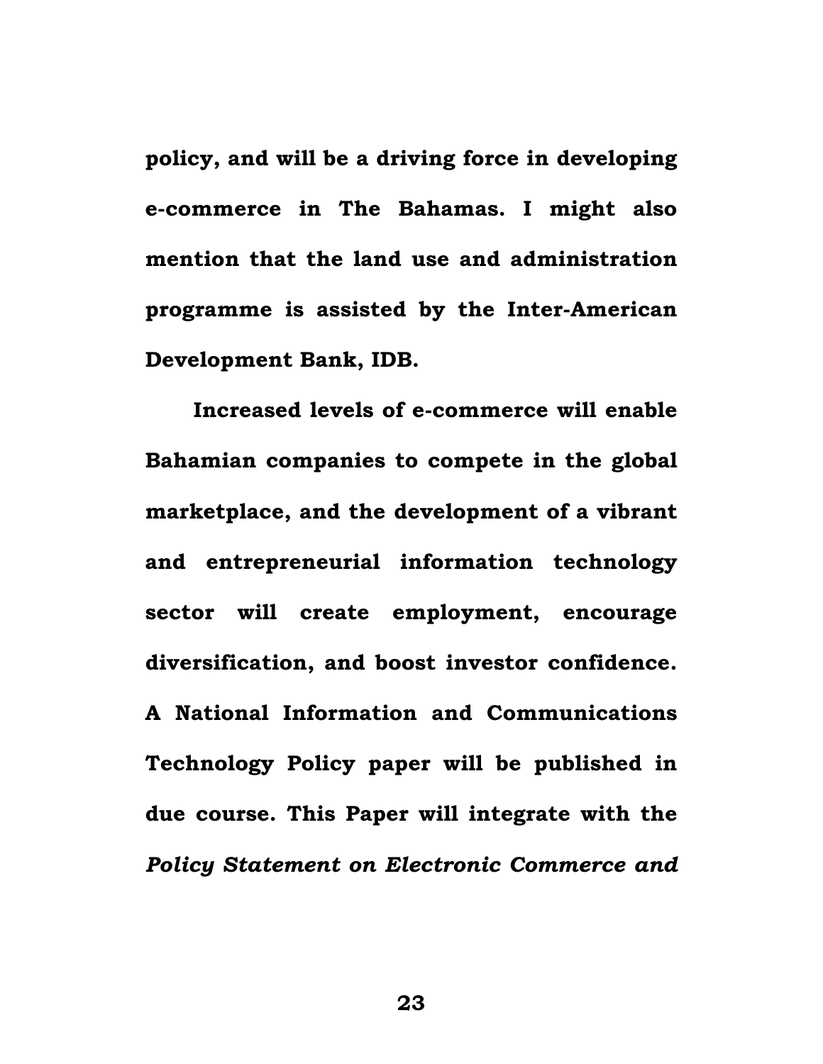**policy, and will be a driving force in developing e-commerce in The Bahamas. I might also mention that the land use and administration programme is assisted by the Inter-American Development Bank, IDB.**

**Increased levels of e-commerce will enable Bahamian companies to compete in the global marketplace, and the development of a vibrant and entrepreneurial information technology sector will create employment, encourage diversification, and boost investor confidence. A National Information and Communications Technology Policy paper will be published in due course. This Paper will integrate with the *Policy Statement on Electronic Commerce and***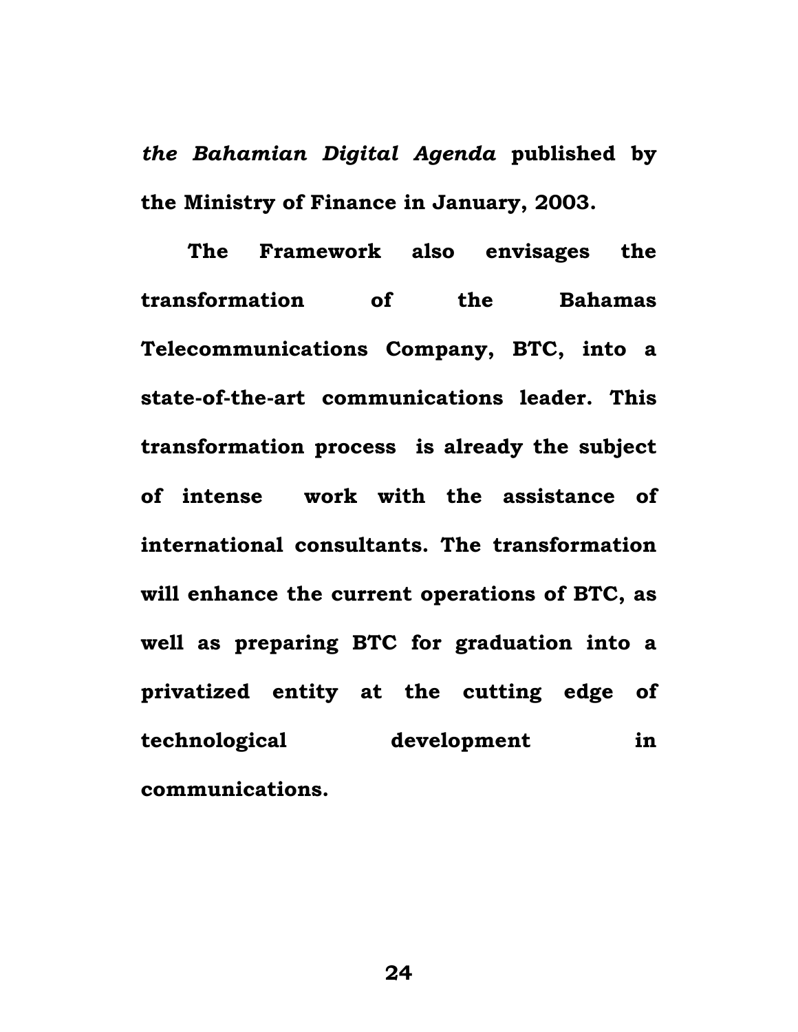***the Bahamian Digital Agenda*** **published by the Ministry of Finance in January, 2003.**

**The Framework also envisages the transformation of the Bahamas Telecommunications Company, BTC, into a state-of-the-art communications leader. This transformation process is already the subject of intense work with the assistance of international consultants. The transformation will enhance the current operations of BTC, as well as preparing BTC for graduation into a privatized entity at the cutting edge of technological development in communications.**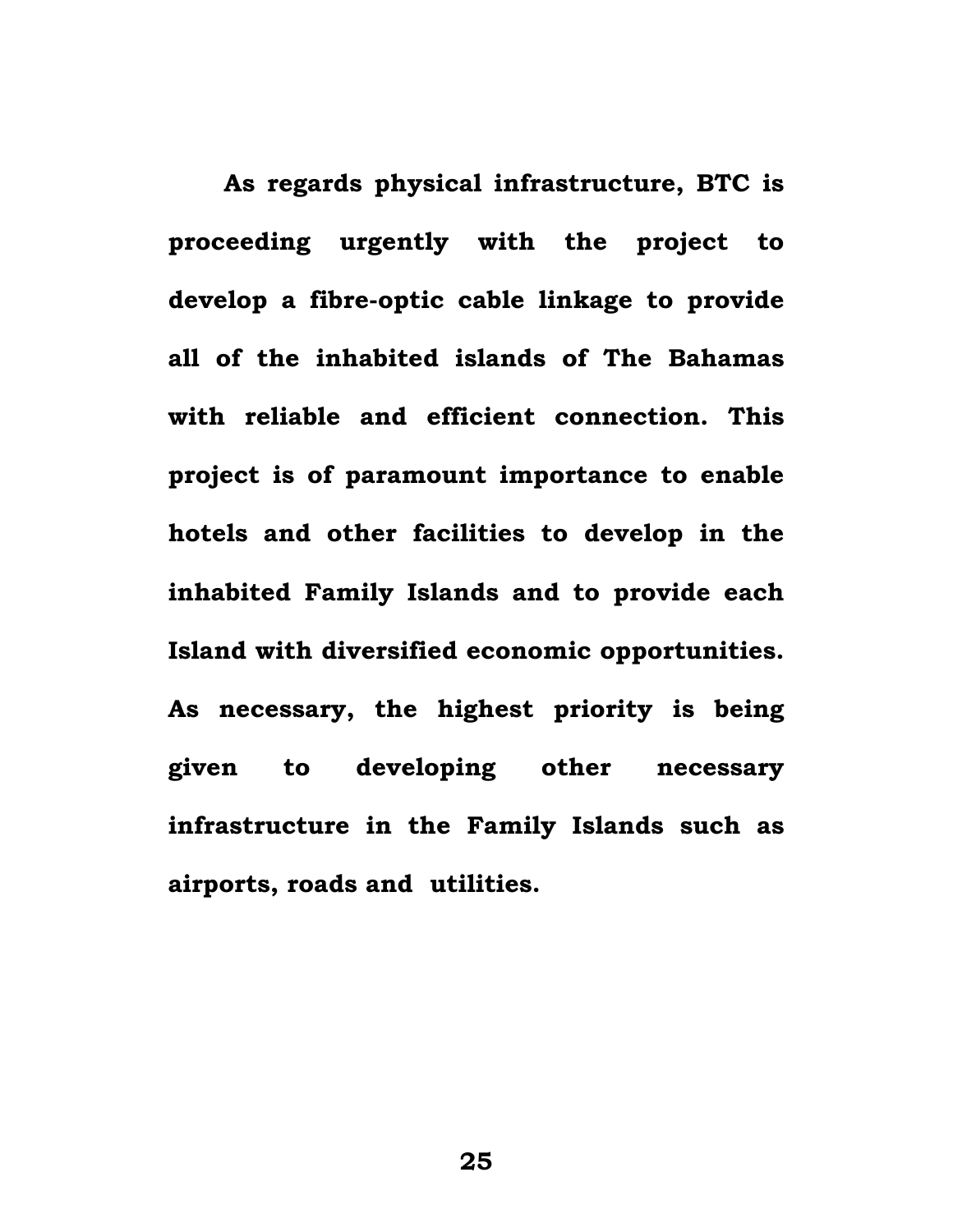**As regards physical infrastructure, BTC is proceeding urgently with the project to develop a fibre-optic cable linkage to provide all of the inhabited islands of The Bahamas with reliable and efficient connection. This project is of paramount importance to enable hotels and other facilities to develop in the inhabited Family Islands and to provide each Island with diversified economic opportunities. As necessary, the highest priority is being given to developing other necessary infrastructure in the Family Islands such as airports, roads and utilities.**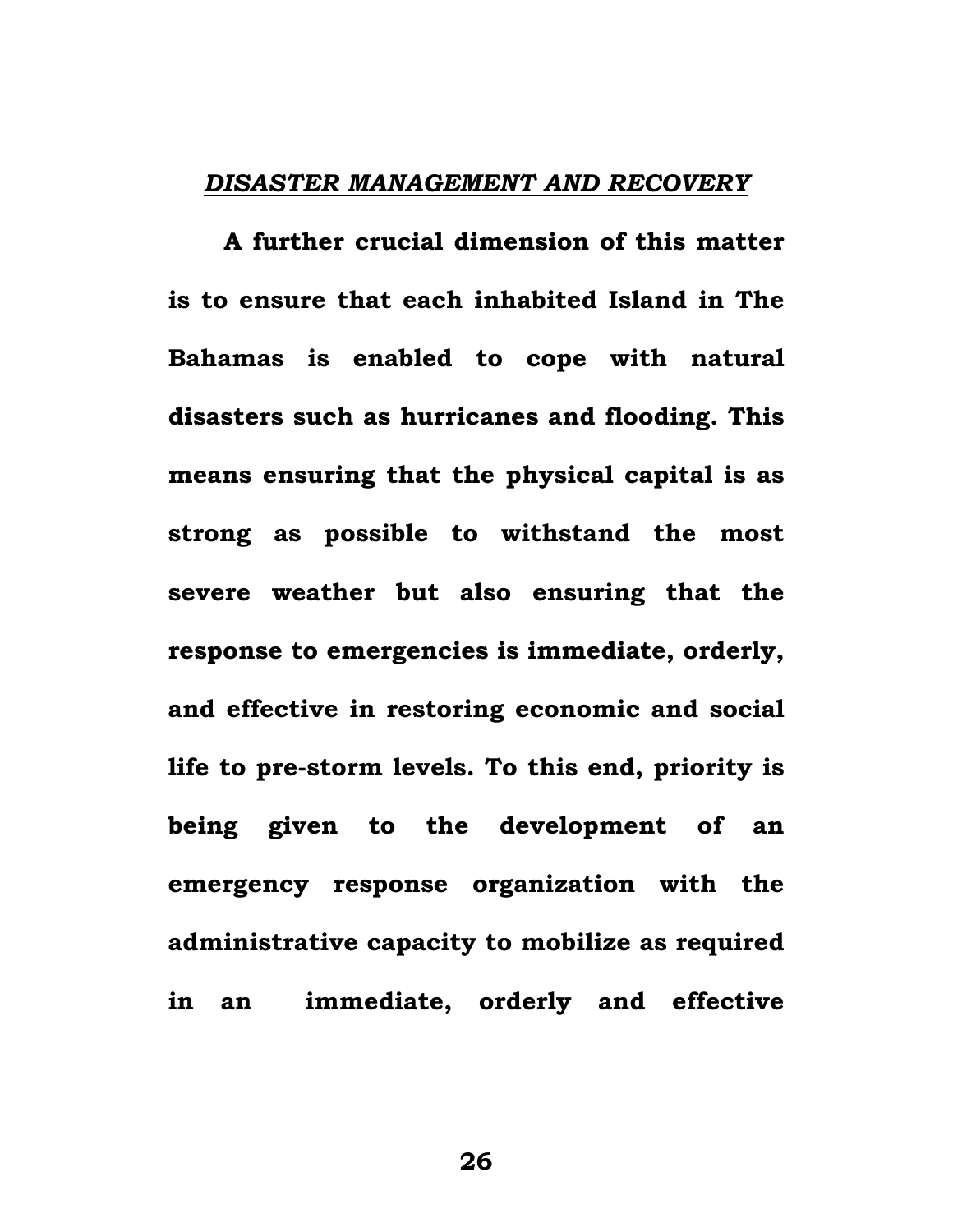## ***DISASTER MANAGEMENT AND RECOVERY***

**A further crucial dimension of this matter is to ensure that each inhabited Island in The Bahamas is enabled to cope with natural disasters such as hurricanes and flooding. This means ensuring that the physical capital is as strong as possible to withstand the most severe weather but also ensuring that the response to emergencies is immediate, orderly, and effective in restoring economic and social life to pre-storm levels. To this end, priority is being given to the development of an emergency response organization with the administrative capacity to mobilize as required in an immediate, orderly and effective**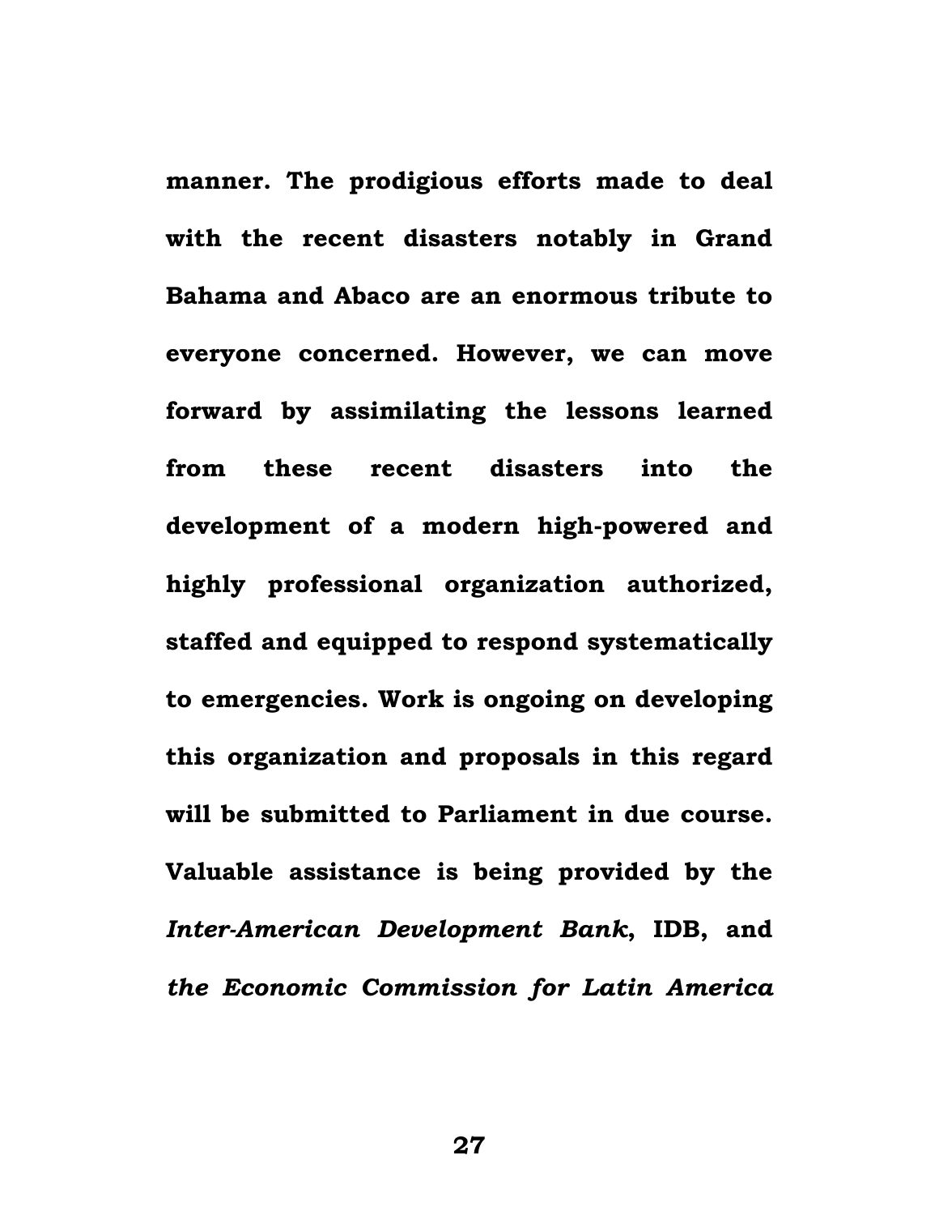**manner. The prodigious efforts made to deal with the recent disasters notably in Grand Bahama and Abaco are an enormous tribute to everyone concerned. However, we can move forward by assimilating the lessons learned from these recent disasters into the development of a modern high-powered and highly professional organization authorized, staffed and equipped to respond systematically to emergencies. Work is ongoing on developing this organization and proposals in this regard will be submitted to Parliament in due course. Valuable assistance is being provided by the *Inter-American Development Bank*, IDB, and *the Economic Commission for Latin America***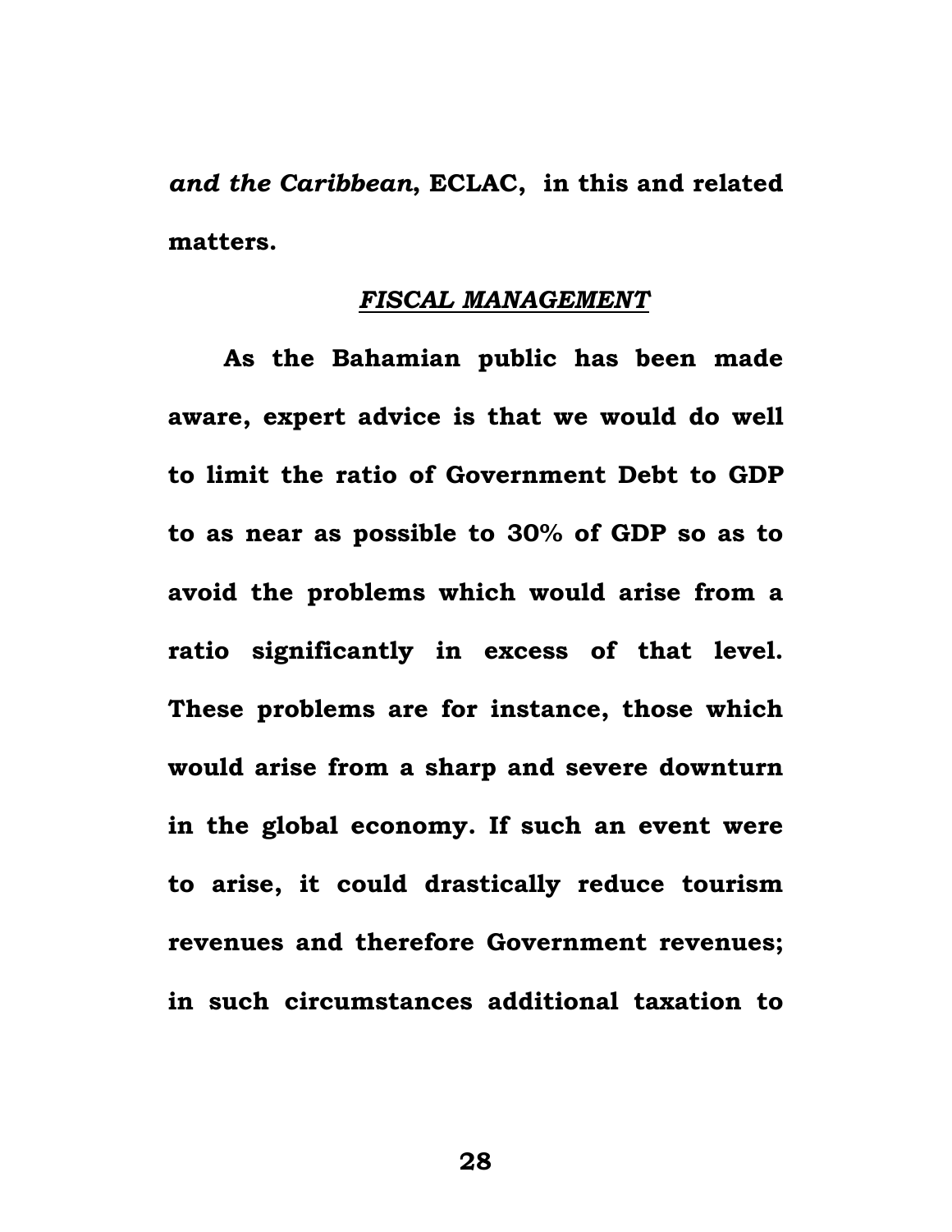***and the Caribbean*, ECLAC, in this and related matters.**

### ***FISCAL MANAGEMENT***

**As the Bahamian public has been made aware, expert advice is that we would do well to limit the ratio of Government Debt to GDP to as near as possible to 30% of GDP so as to avoid the problems which would arise from a ratio significantly in excess of that level. These problems are for instance, those which would arise from a sharp and severe downturn in the global economy. If such an event were to arise, it could drastically reduce tourism revenues and therefore Government revenues; in such circumstances additional taxation to**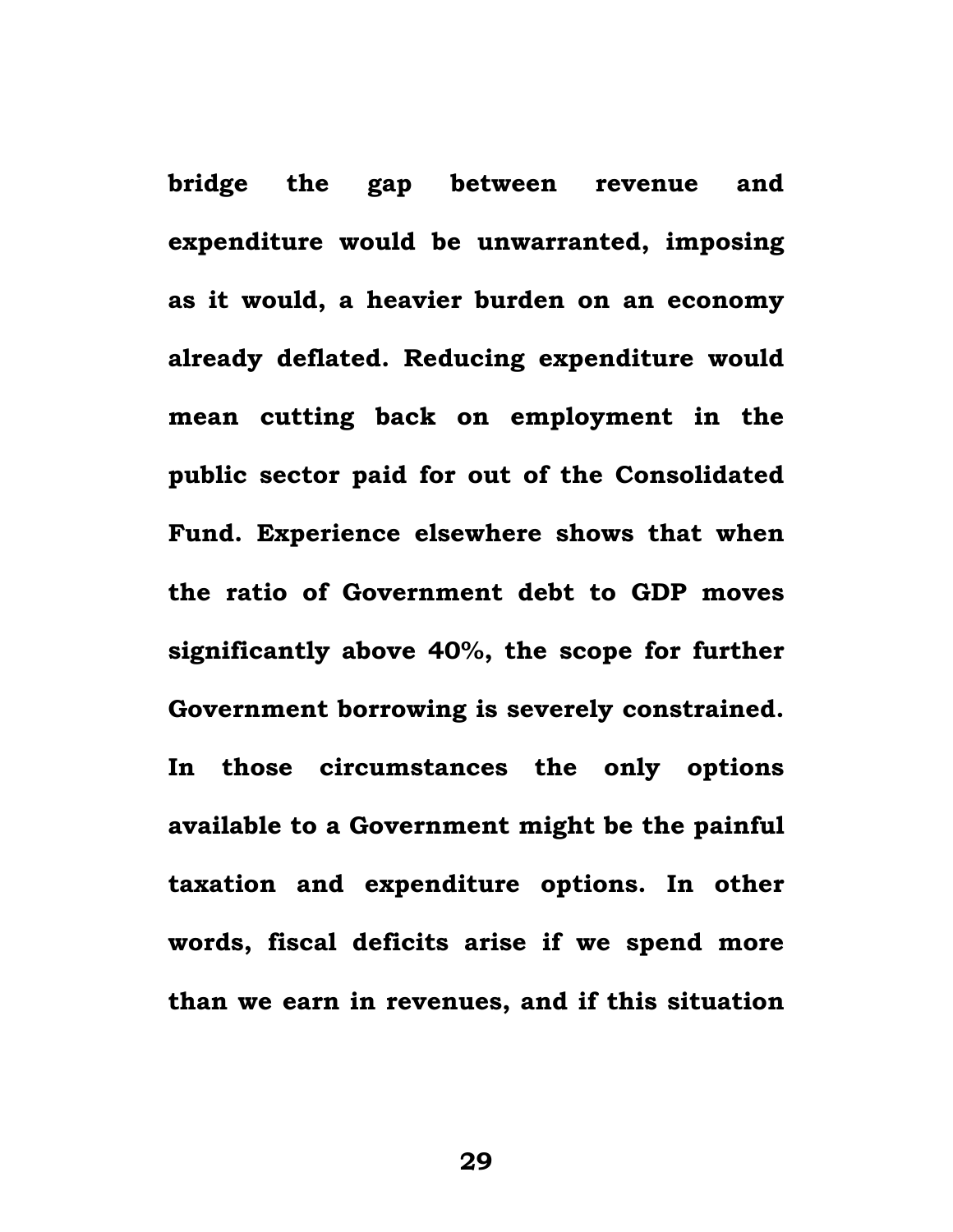**bridge the gap between revenue and expenditure would be unwarranted, imposing as it would, a heavier burden on an economy already deflated. Reducing expenditure would mean cutting back on employment in the public sector paid for out of the Consolidated Fund. Experience elsewhere shows that when the ratio of Government debt to GDP moves significantly above 40%, the scope for further Government borrowing is severely constrained. In those circumstances the only options available to a Government might be the painful taxation and expenditure options. In other words, fiscal deficits arise if we spend more than we earn in revenues, and if this situation**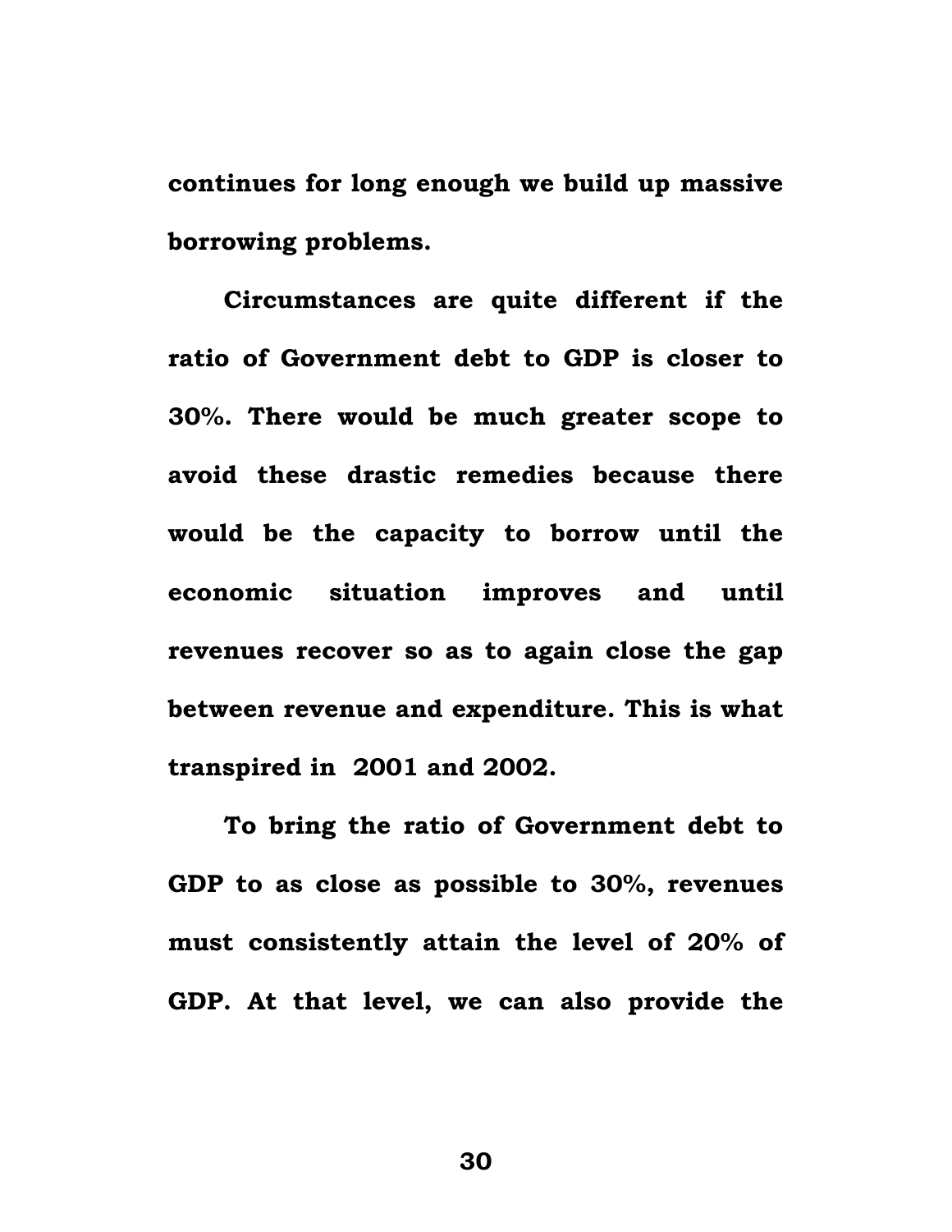**continues for long enough we build up massive borrowing problems.**

**Circumstances are quite different if the ratio of Government debt to GDP is closer to 30%. There would be much greater scope to avoid these drastic remedies because there would be the capacity to borrow until the economic situation improves and until revenues recover so as to again close the gap between revenue and expenditure. This is what transpired in 2001 and 2002.**

**To bring the ratio of Government debt to GDP to as close as possible to 30%, revenues must consistently attain the level of 20% of GDP. At that level, we can also provide the**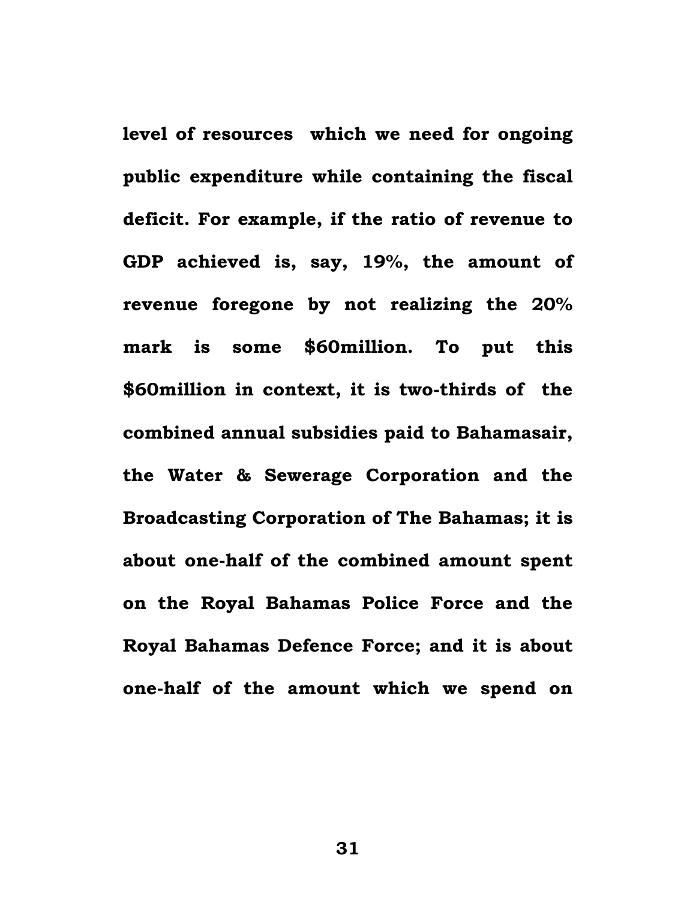level of resources which we need for ongoing public expenditure while containing the fiscal deficit. For example, if the ratio of revenue to GDP achieved is, say, 19%, the amount of revenue foregone by not realizing the 20% mark is some $60million. To put this $60million in context, it is two-thirds of the combined annual subsidies paid to Bahamasair, the Water & Sewerage Corporation and the Broadcasting Corporation of The Bahamas; it is about one-half of the combined amount spent on the Royal Bahamas Police Force and the Royal Bahamas Defence Force; and it is about one-half of the amount which we spend on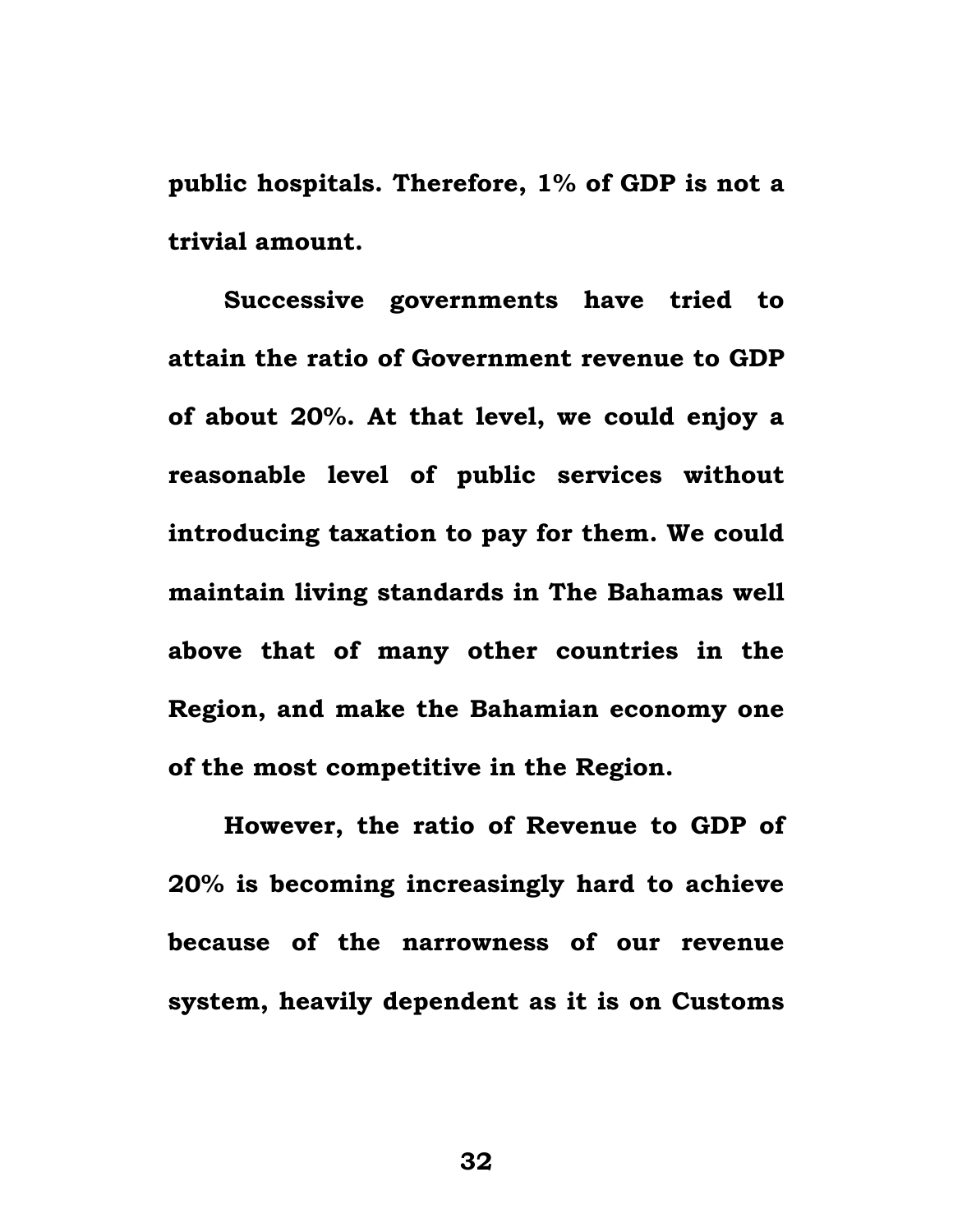**public hospitals. Therefore, 1% of GDP is not a trivial amount.**

**Successive governments have tried to attain the ratio of Government revenue to GDP of about 20%. At that level, we could enjoy a reasonable level of public services without introducing taxation to pay for them. We could maintain living standards in The Bahamas well above that of many other countries in the Region, and make the Bahamian economy one of the most competitive in the Region.**

**However, the ratio of Revenue to GDP of 20% is becoming increasingly hard to achieve because of the narrowness of our revenue system, heavily dependent as it is on Customs**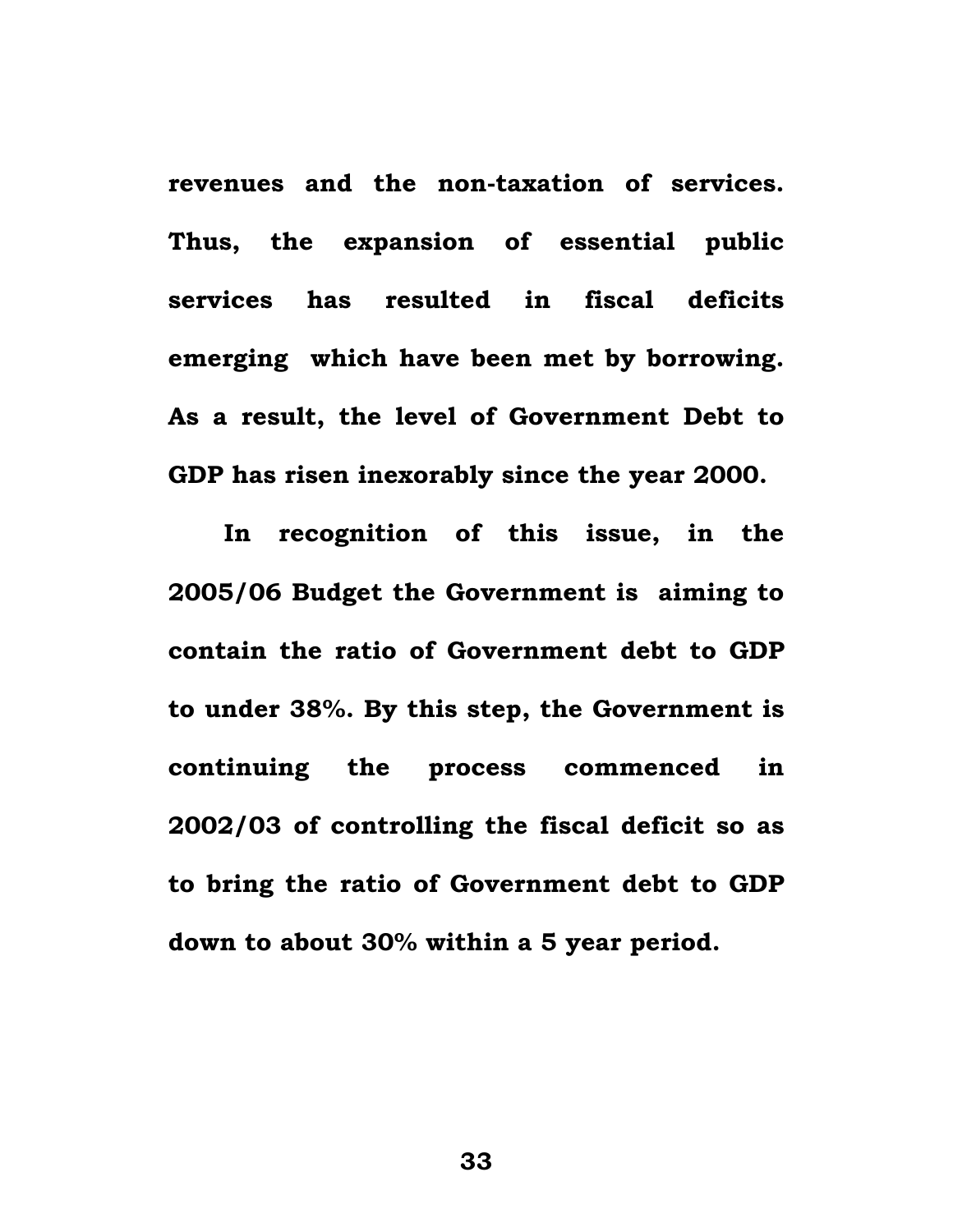**revenues and the non-taxation of services. Thus, the expansion of essential public services has resulted in fiscal deficits emerging which have been met by borrowing. As a result, the level of Government Debt to GDP has risen inexorably since the year 2000.**

**In recognition of this issue, in the 2005/06 Budget the Government is aiming to contain the ratio of Government debt to GDP to under 38%. By this step, the Government is continuing the process commenced in 2002/03 of controlling the fiscal deficit so as to bring the ratio of Government debt to GDP down to about 30% within a 5 year period.**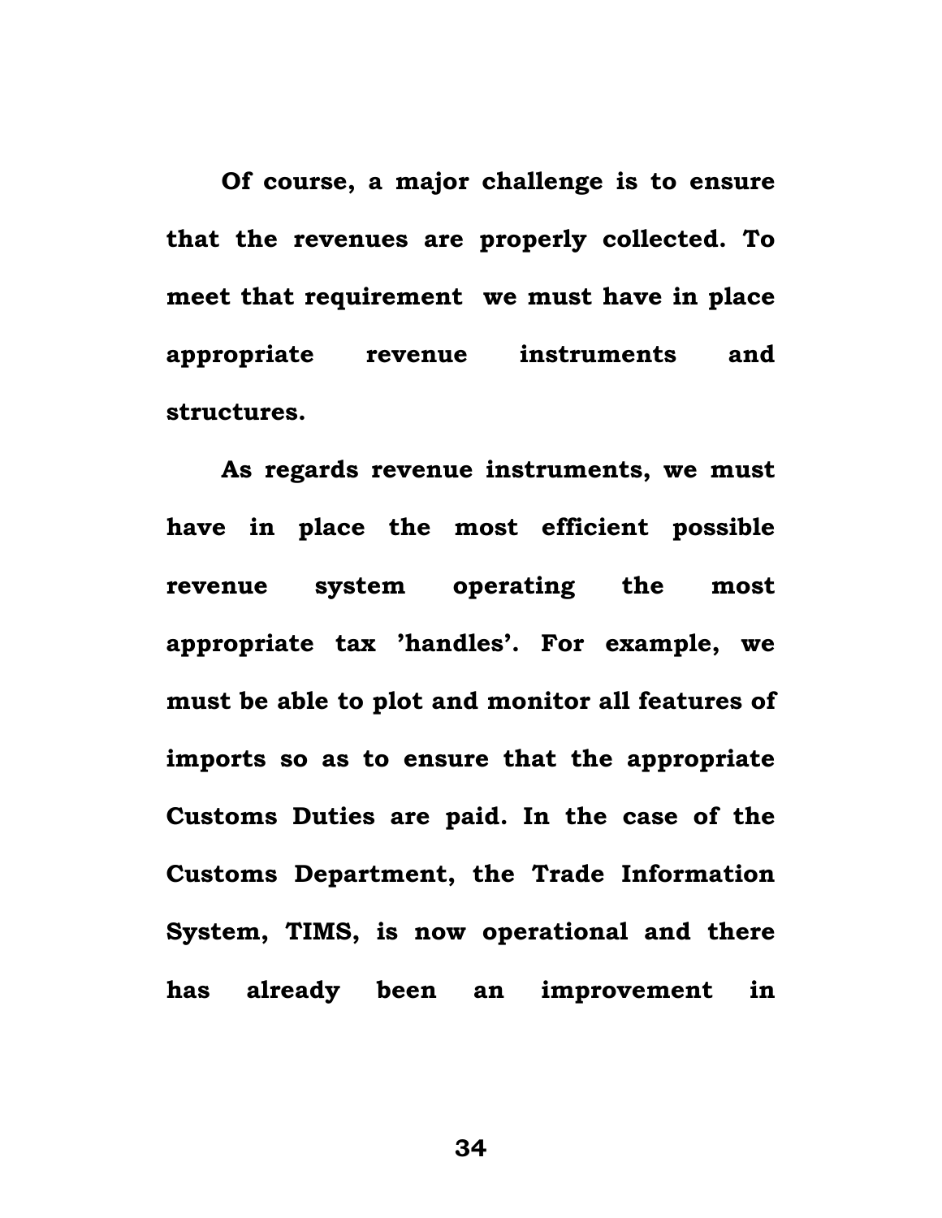**Of course, a major challenge is to ensure that the revenues are properly collected. To meet that requirement we must have in place appropriate revenue instruments and structures.**

**As regards revenue instruments, we must have in place the most efficient possible revenue system operating the most appropriate tax 'handles'. For example, we must be able to plot and monitor all features of imports so as to ensure that the appropriate Customs Duties are paid. In the case of the Customs Department, the Trade Information System, TIMS, is now operational and there has already been an improvement in**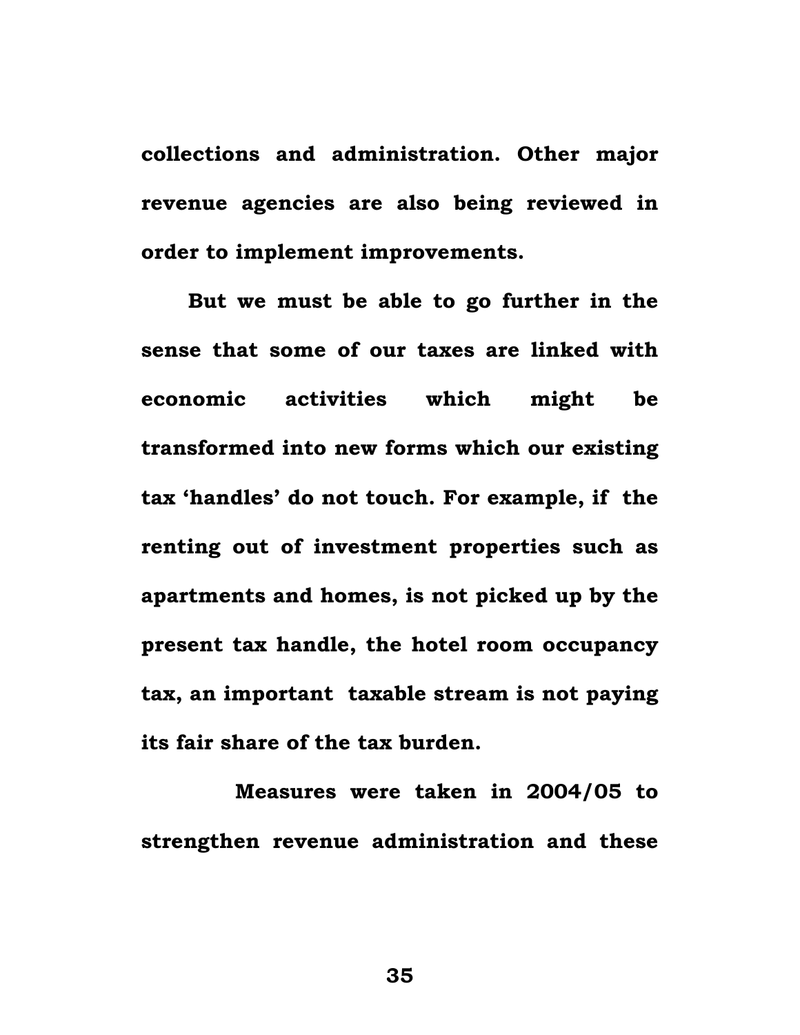**collections and administration. Other major revenue agencies are also being reviewed in order to implement improvements.**

**But we must be able to go further in the sense that some of our taxes are linked with economic activities which might be transformed into new forms which our existing tax 'handles' do not touch. For example, if the renting out of investment properties such as apartments and homes, is not picked up by the present tax handle, the hotel room occupancy tax, an important taxable stream is not paying its fair share of the tax burden.**

**Measures were taken in 2004/05 to strengthen revenue administration and these**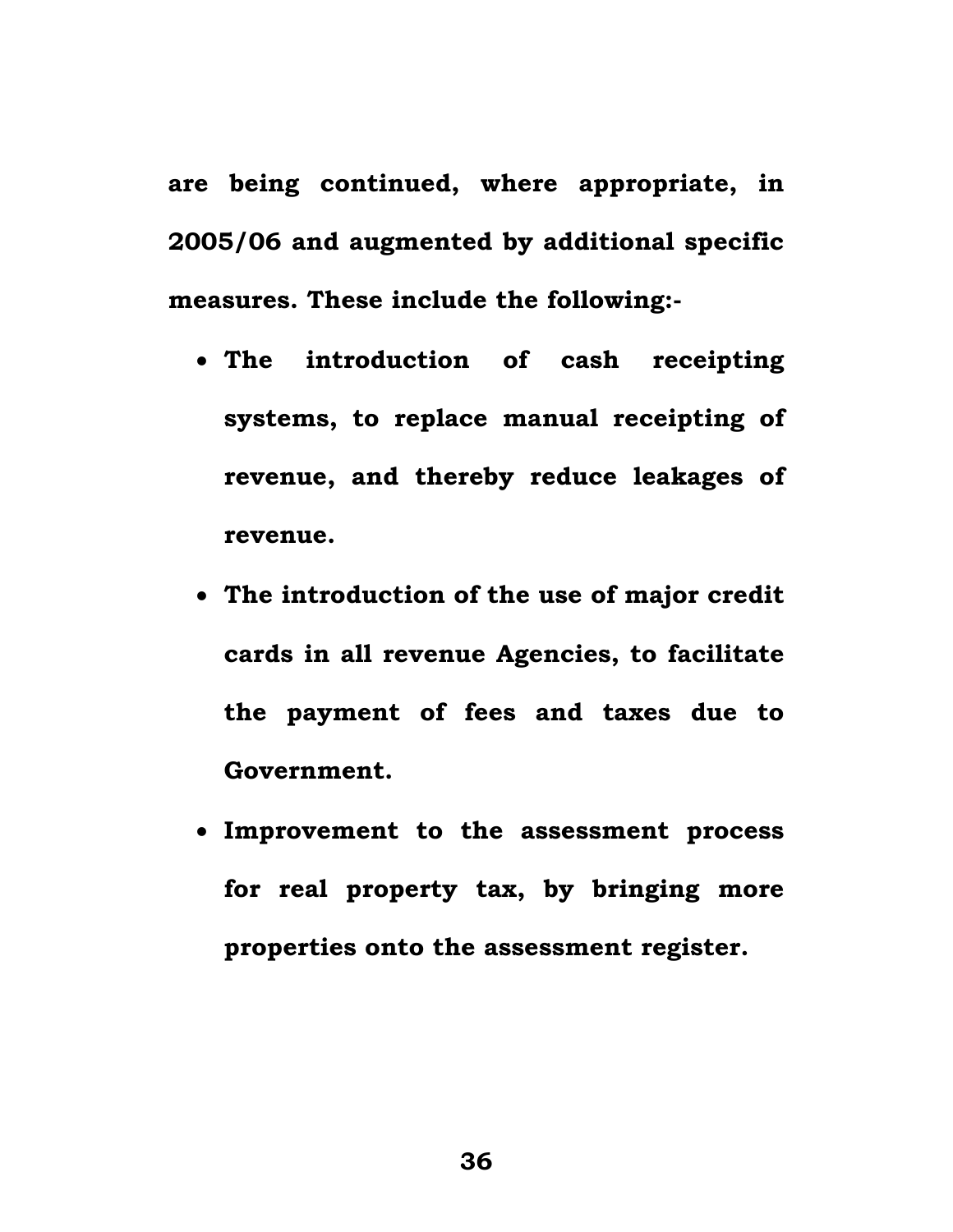**are being continued, where appropriate, in 2005/06 and augmented by additional specific measures. These include the following:-**

- **The introduction of cash receipting systems, to replace manual receipting of revenue, and thereby reduce leakages of revenue.**
- **The introduction of the use of major credit cards in all revenue Agencies, to facilitate the payment of fees and taxes due to Government.**
- **Improvement to the assessment process for real property tax, by bringing more properties onto the assessment register.**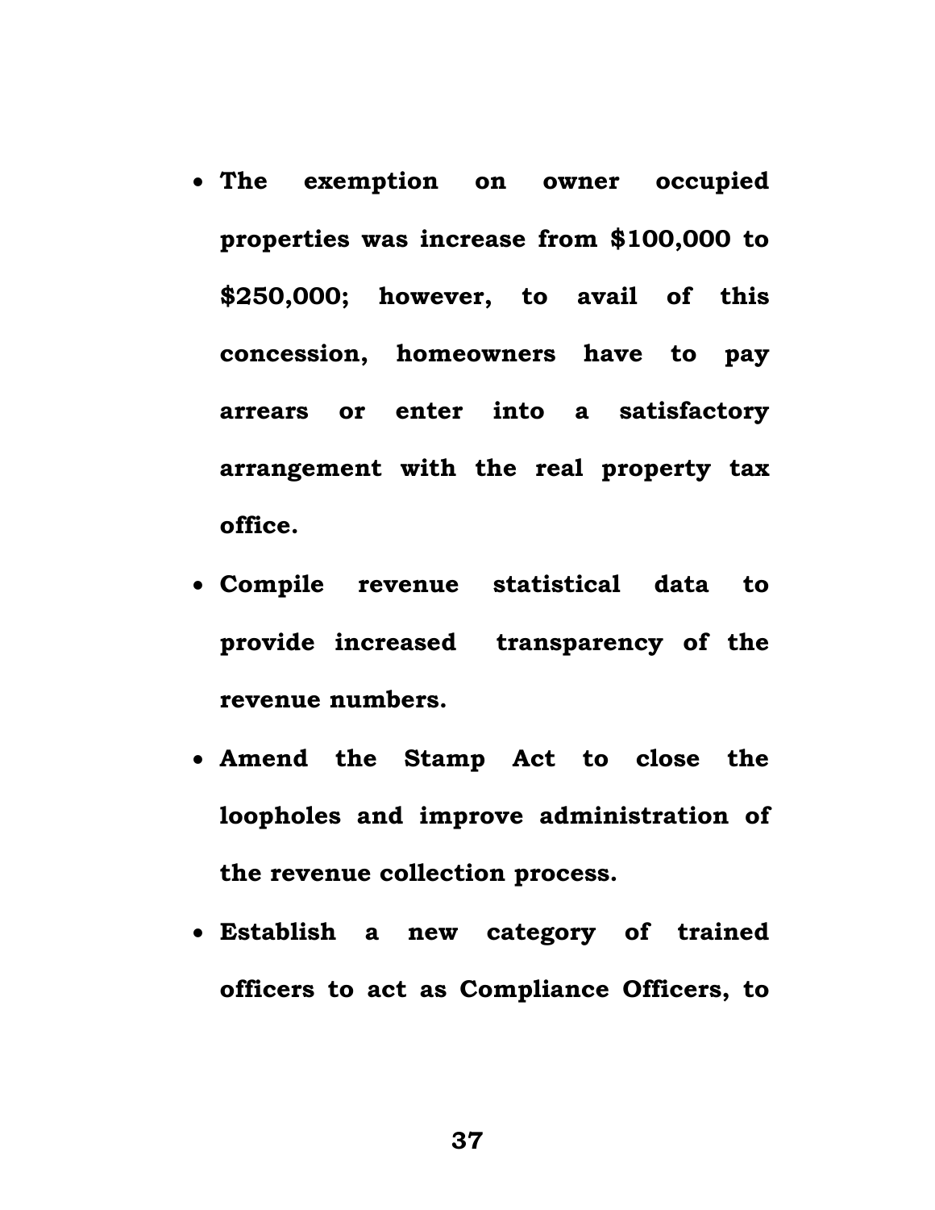- **The exemption on owner occupied properties was increase from $100,000 to $250,000; however, to avail of this concession, homeowners have to pay arrears or enter into a satisfactory arrangement with the real property tax office.**
- **Compile revenue statistical data to provide increased transparency of the revenue numbers.**
- **Amend the Stamp Act to close the loopholes and improve administration of the revenue collection process.**
- **Establish a new category of trained officers to act as Compliance Officers, to**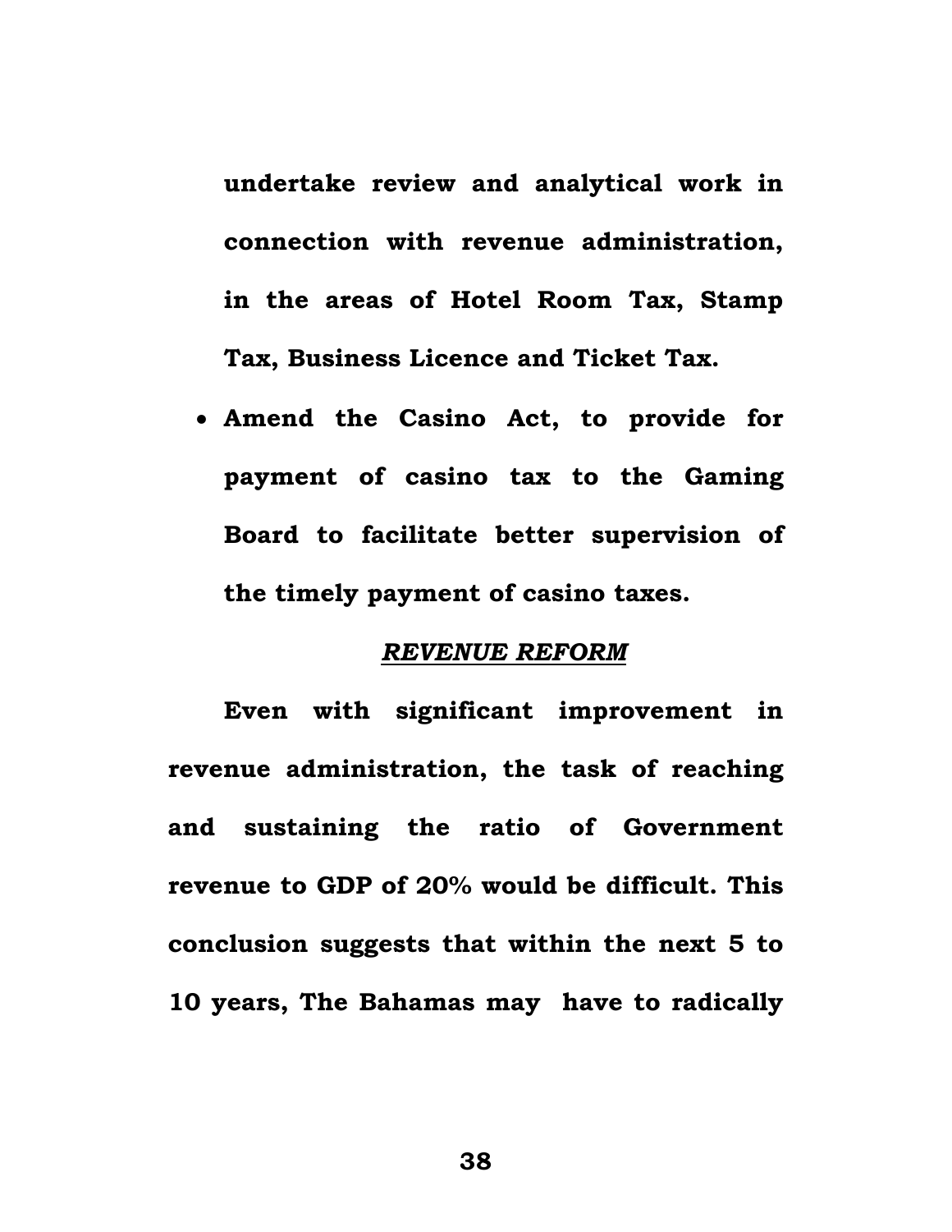**undertake review and analytical work in connection with revenue administration, in the areas of Hotel Room Tax, Stamp Tax, Business Licence and Ticket Tax.**

- **Amend the Casino Act, to provide for payment of casino tax to the Gaming Board to facilitate better supervision of the timely payment of casino taxes.**

## ***REVENUE REFORM***

**Even with significant improvement in revenue administration, the task of reaching and sustaining the ratio of Government revenue to GDP of 20% would be difficult. This conclusion suggests that within the next 5 to 10 years, The Bahamas may have to radically**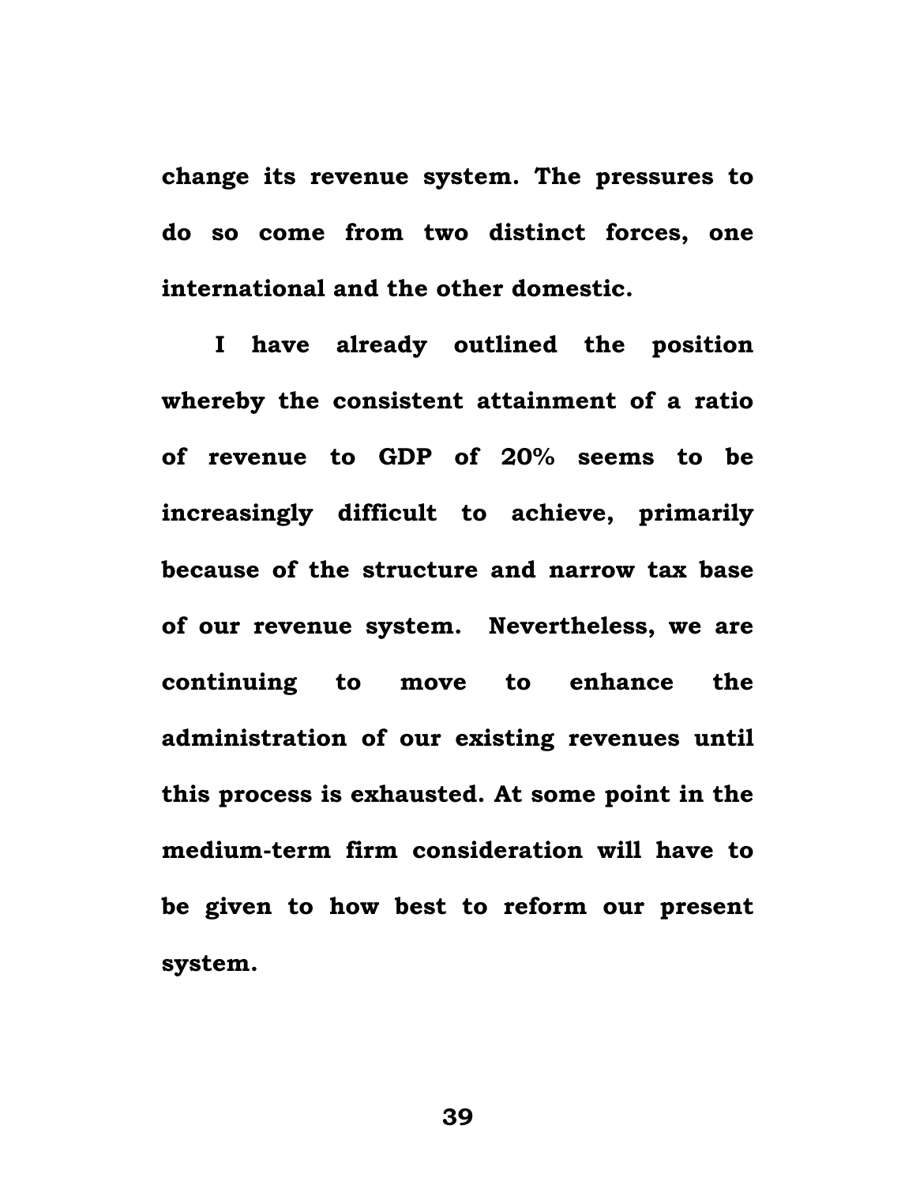**change its revenue system. The pressures to do so come from two distinct forces, one international and the other domestic.**

**I have already outlined the position whereby the consistent attainment of a ratio of revenue to GDP of 20% seems to be increasingly difficult to achieve, primarily because of the structure and narrow tax base of our revenue system. Nevertheless, we are continuing to move to enhance the administration of our existing revenues until this process is exhausted. At some point in the medium-term firm consideration will have to be given to how best to reform our present system.**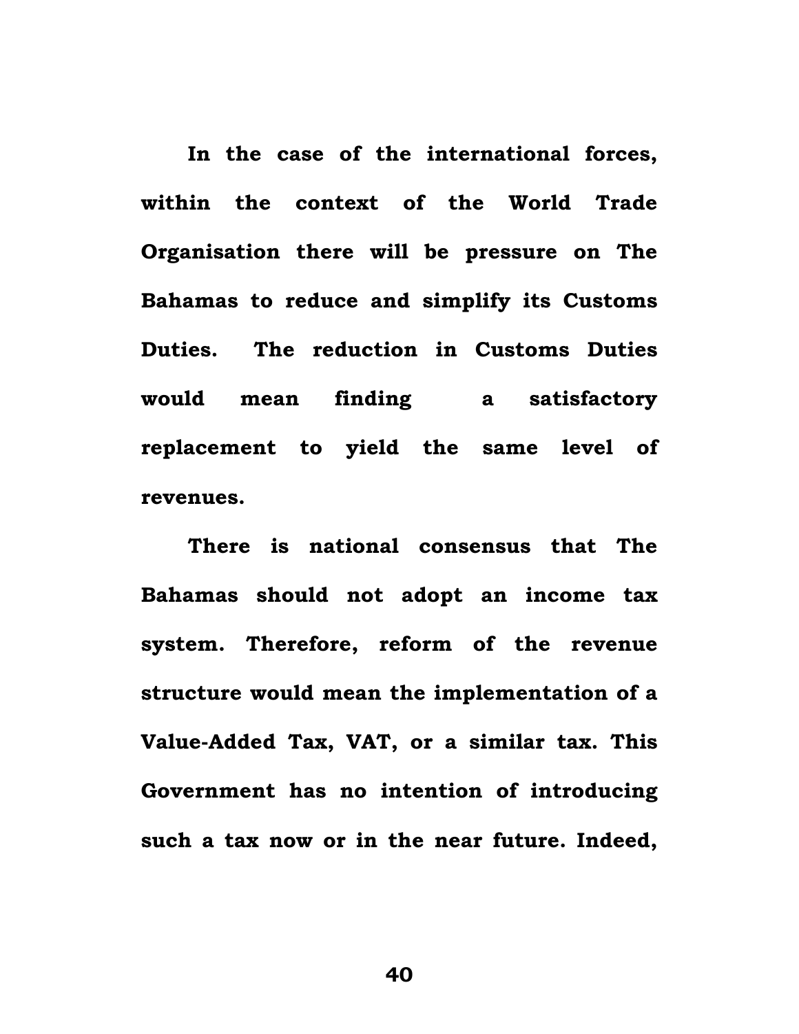**In the case of the international forces, within the context of the World Trade Organisation there will be pressure on The Bahamas to reduce and simplify its Customs Duties. The reduction in Customs Duties would mean finding a satisfactory replacement to yield the same level of revenues.**

**There is national consensus that The Bahamas should not adopt an income tax system. Therefore, reform of the revenue structure would mean the implementation of a Value-Added Tax, VAT, or a similar tax. This Government has no intention of introducing such a tax now or in the near future. Indeed,**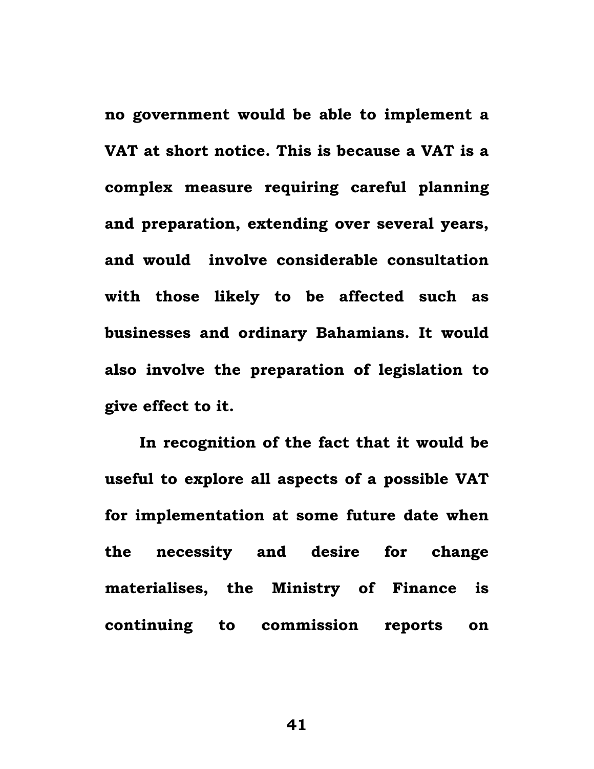**no government would be able to implement a VAT at short notice. This is because a VAT is a complex measure requiring careful planning and preparation, extending over several years, and would involve considerable consultation with those likely to be affected such as businesses and ordinary Bahamians. It would also involve the preparation of legislation to give effect to it.**

**In recognition of the fact that it would be useful to explore all aspects of a possible VAT for implementation at some future date when the necessity and desire for change materialises, the Ministry of Finance is continuing to commission reports on**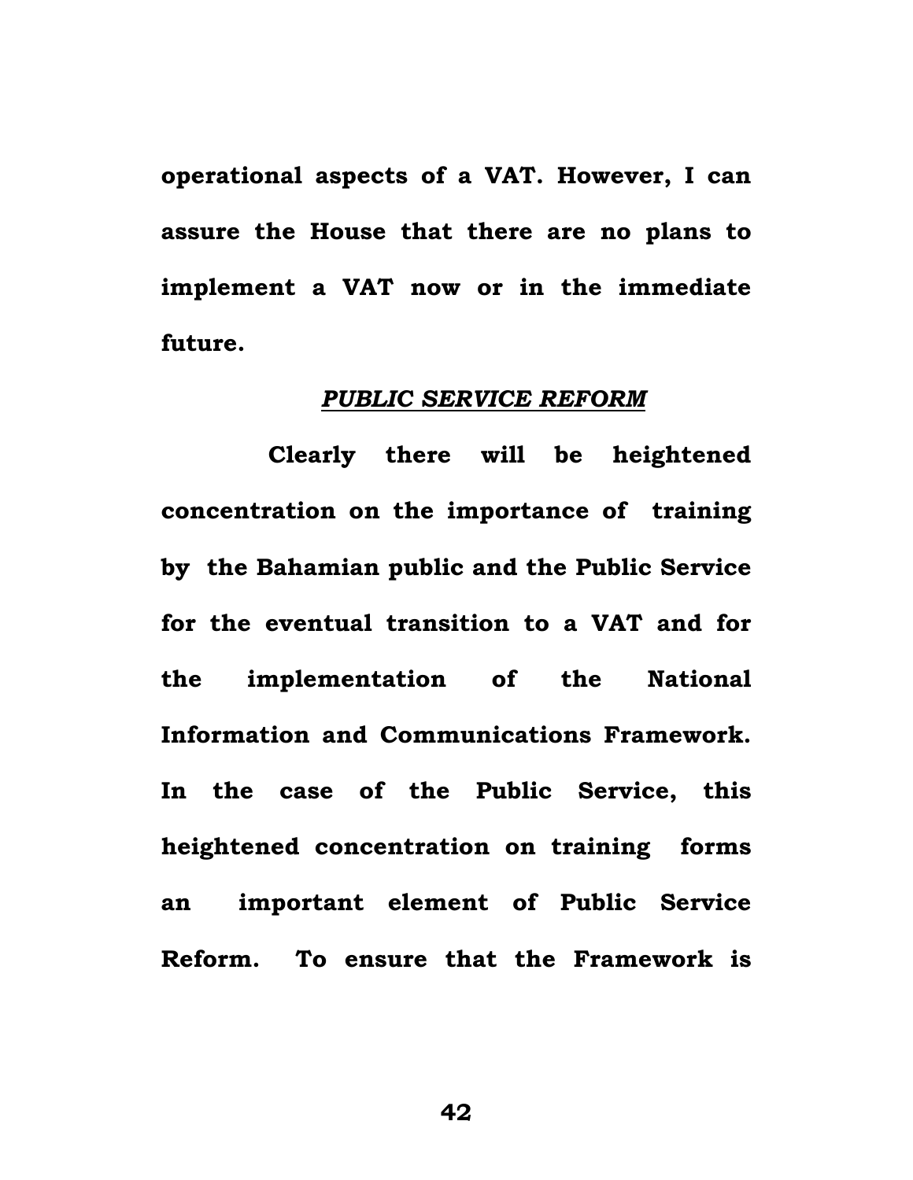**operational aspects of a VAT. However, I can assure the House that there are no plans to implement a VAT now or in the immediate future.**

## ***PUBLIC SERVICE REFORM***

**Clearly there will be heightened concentration on the importance of training by the Bahamian public and the Public Service for the eventual transition to a VAT and for the implementation of the National Information and Communications Framework. In the case of the Public Service, this heightened concentration on training forms an important element of Public Service Reform. To ensure that the Framework is**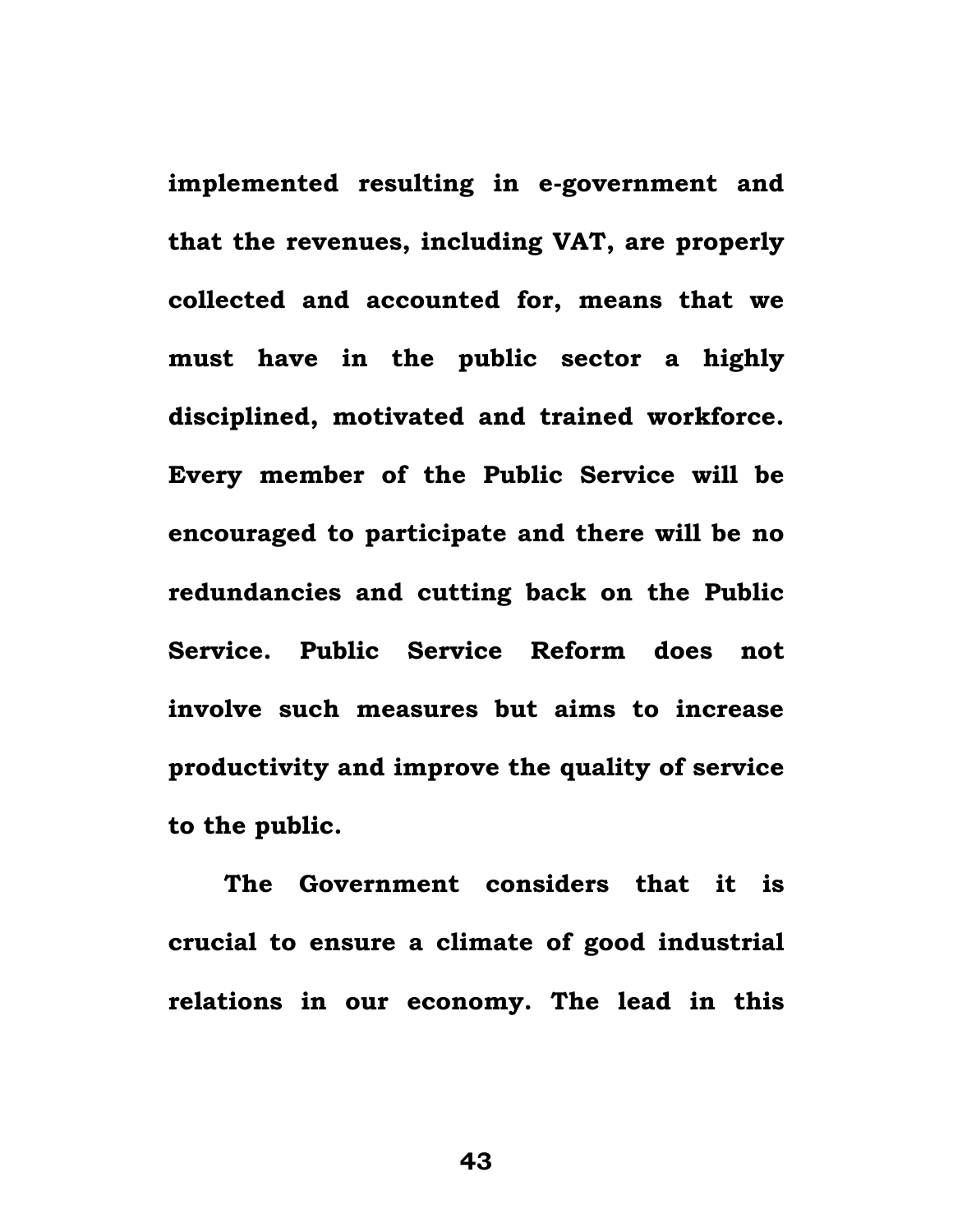**implemented resulting in e-government and that the revenues, including VAT, are properly collected and accounted for, means that we must have in the public sector a highly disciplined, motivated and trained workforce. Every member of the Public Service will be encouraged to participate and there will be no redundancies and cutting back on the Public Service. Public Service Reform does not involve such measures but aims to increase productivity and improve the quality of service to the public.**

**The Government considers that it is crucial to ensure a climate of good industrial relations in our economy. The lead in this**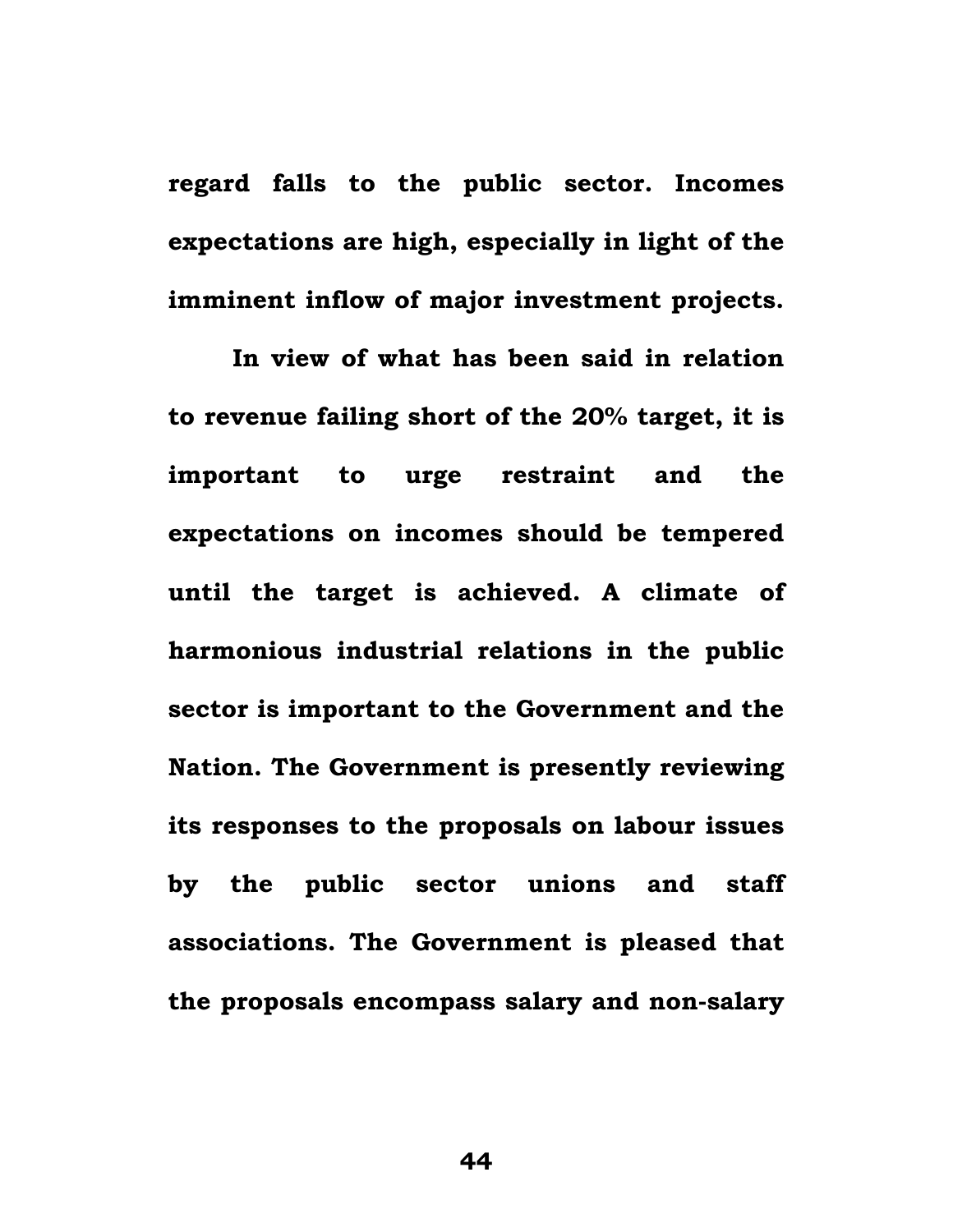**regard falls to the public sector. Incomes expectations are high, especially in light of the imminent inflow of major investment projects.**

**In view of what has been said in relation to revenue failing short of the 20% target, it is important to urge restraint and the expectations on incomes should be tempered until the target is achieved. A climate of harmonious industrial relations in the public sector is important to the Government and the Nation. The Government is presently reviewing its responses to the proposals on labour issues by the public sector unions and staff associations. The Government is pleased that the proposals encompass salary and non-salary**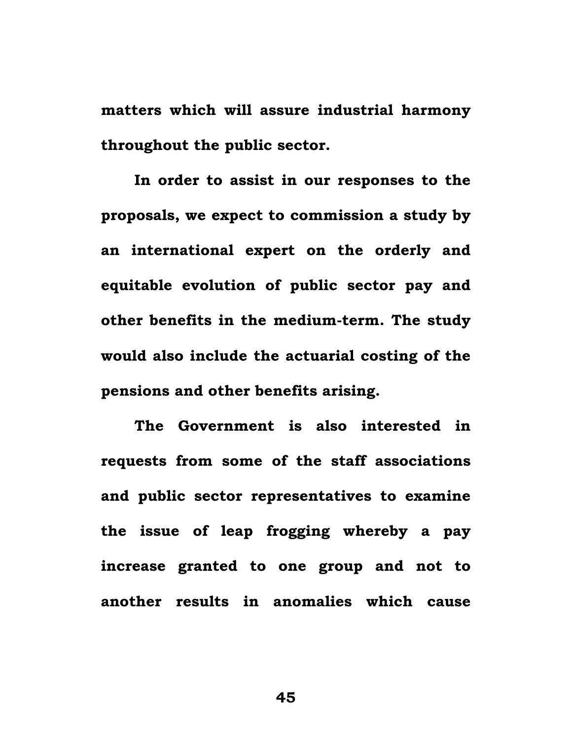**matters which will assure industrial harmony throughout the public sector.**

**In order to assist in our responses to the proposals, we expect to commission a study by an international expert on the orderly and equitable evolution of public sector pay and other benefits in the medium-term. The study would also include the actuarial costing of the pensions and other benefits arising.**

**The Government is also interested in requests from some of the staff associations and public sector representatives to examine the issue of leap frogging whereby a pay increase granted to one group and not to another results in anomalies which cause**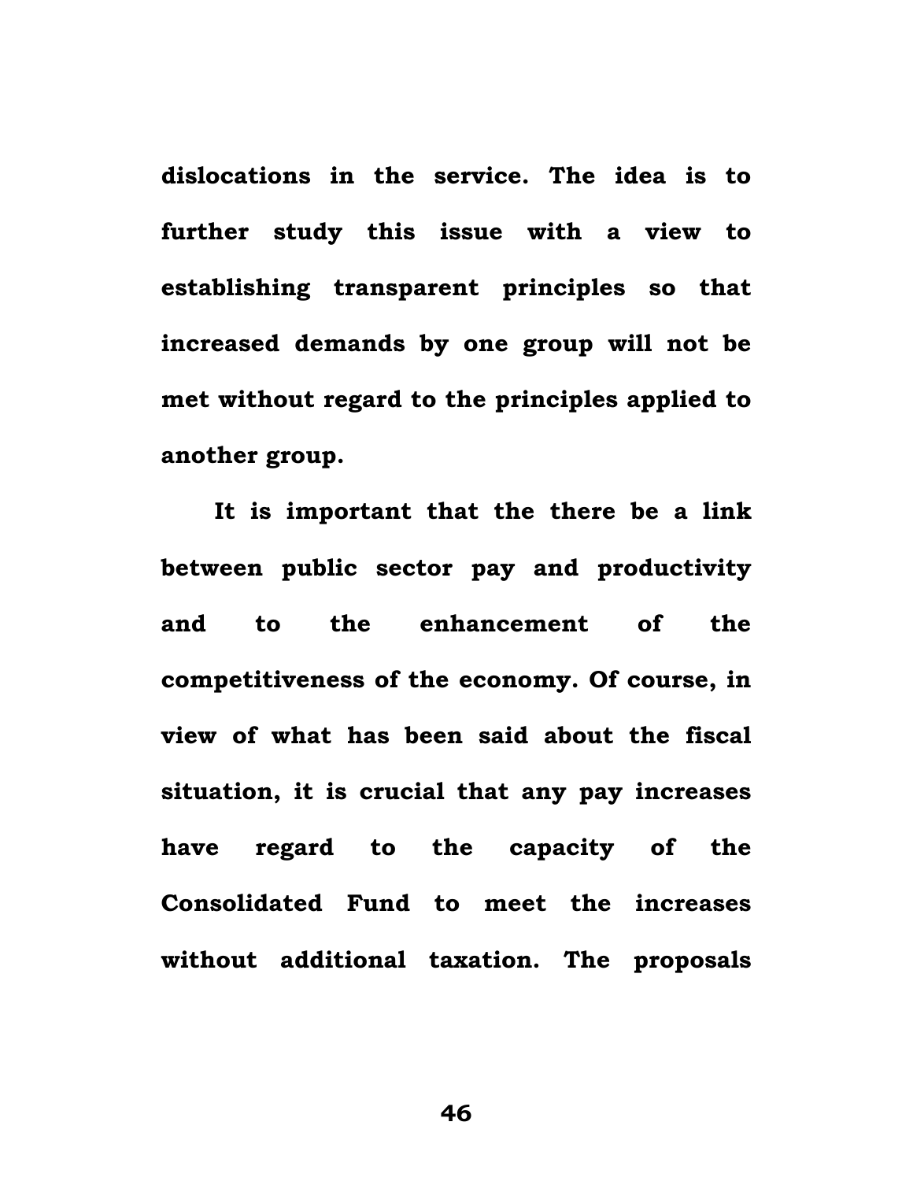**dislocations in the service. The idea is to further study this issue with a view to establishing transparent principles so that increased demands by one group will not be met without regard to the principles applied to another group.**

**It is important that the there be a link between public sector pay and productivity and to the enhancement of the competitiveness of the economy. Of course, in view of what has been said about the fiscal situation, it is crucial that any pay increases have regard to the capacity of the Consolidated Fund to meet the increases without additional taxation. The proposals**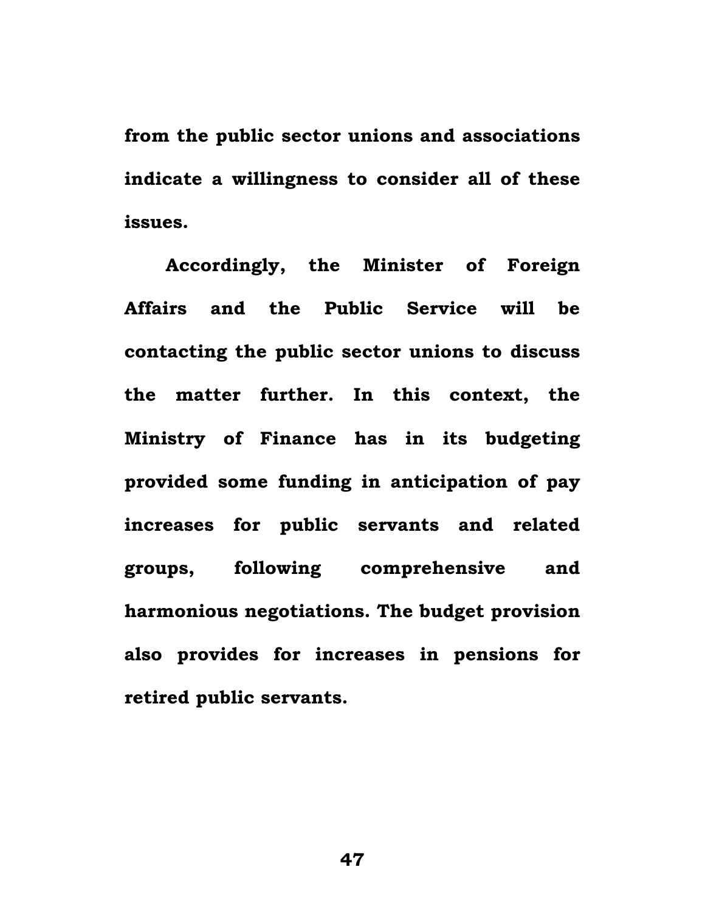**from the public sector unions and associations indicate a willingness to consider all of these issues.**

**Accordingly, the Minister of Foreign Affairs and the Public Service will be contacting the public sector unions to discuss the matter further. In this context, the Ministry of Finance has in its budgeting provided some funding in anticipation of pay increases for public servants and related groups, following comprehensive and harmonious negotiations. The budget provision also provides for increases in pensions for retired public servants.**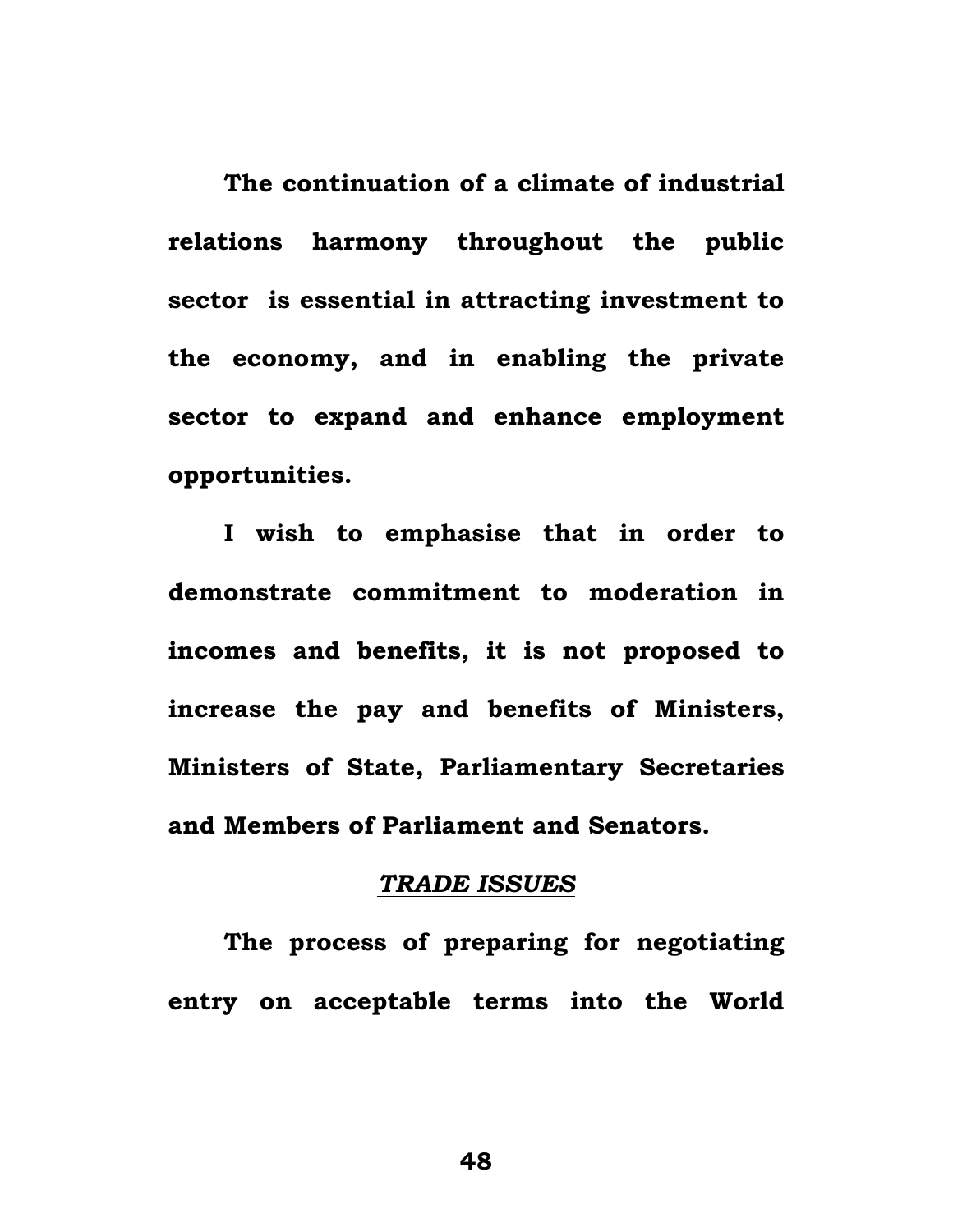**The continuation of a climate of industrial relations harmony throughout the public sector is essential in attracting investment to the economy, and in enabling the private sector to expand and enhance employment opportunities.**

**I wish to emphasise that in order to demonstrate commitment to moderation in incomes and benefits, it is not proposed to increase the pay and benefits of Ministers, Ministers of State, Parliamentary Secretaries and Members of Parliament and Senators.**

## ***TRADE ISSUES***

**The process of preparing for negotiating entry on acceptable terms into the World**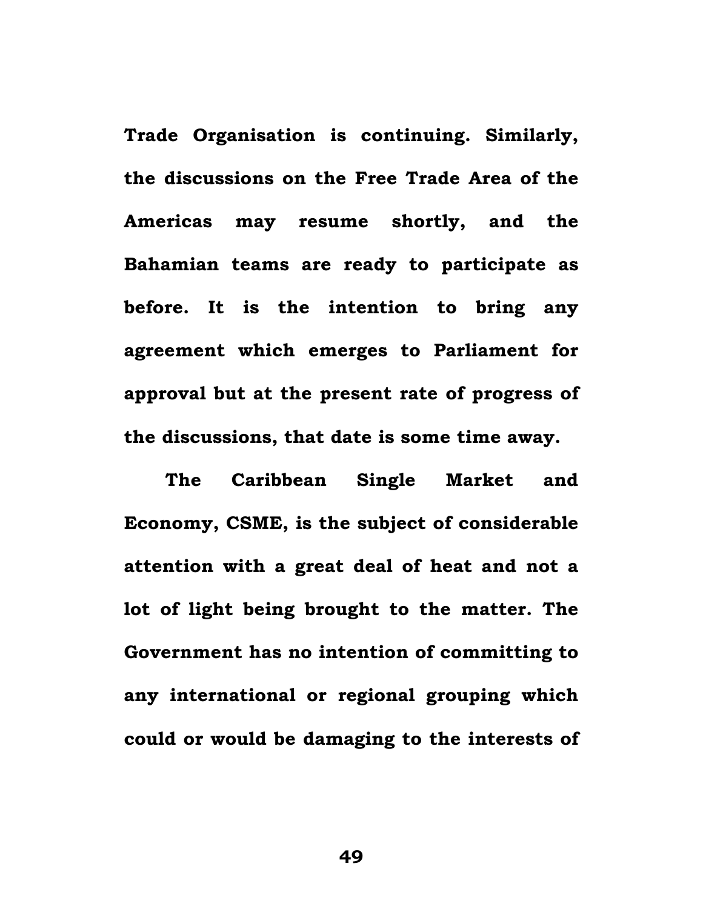**Trade Organisation is continuing. Similarly, the discussions on the Free Trade Area of the Americas may resume shortly, and the Bahamian teams are ready to participate as before. It is the intention to bring any agreement which emerges to Parliament for approval but at the present rate of progress of the discussions, that date is some time away.**

**The Caribbean Single Market and Economy, CSME, is the subject of considerable attention with a great deal of heat and not a lot of light being brought to the matter. The Government has no intention of committing to any international or regional grouping which could or would be damaging to the interests of**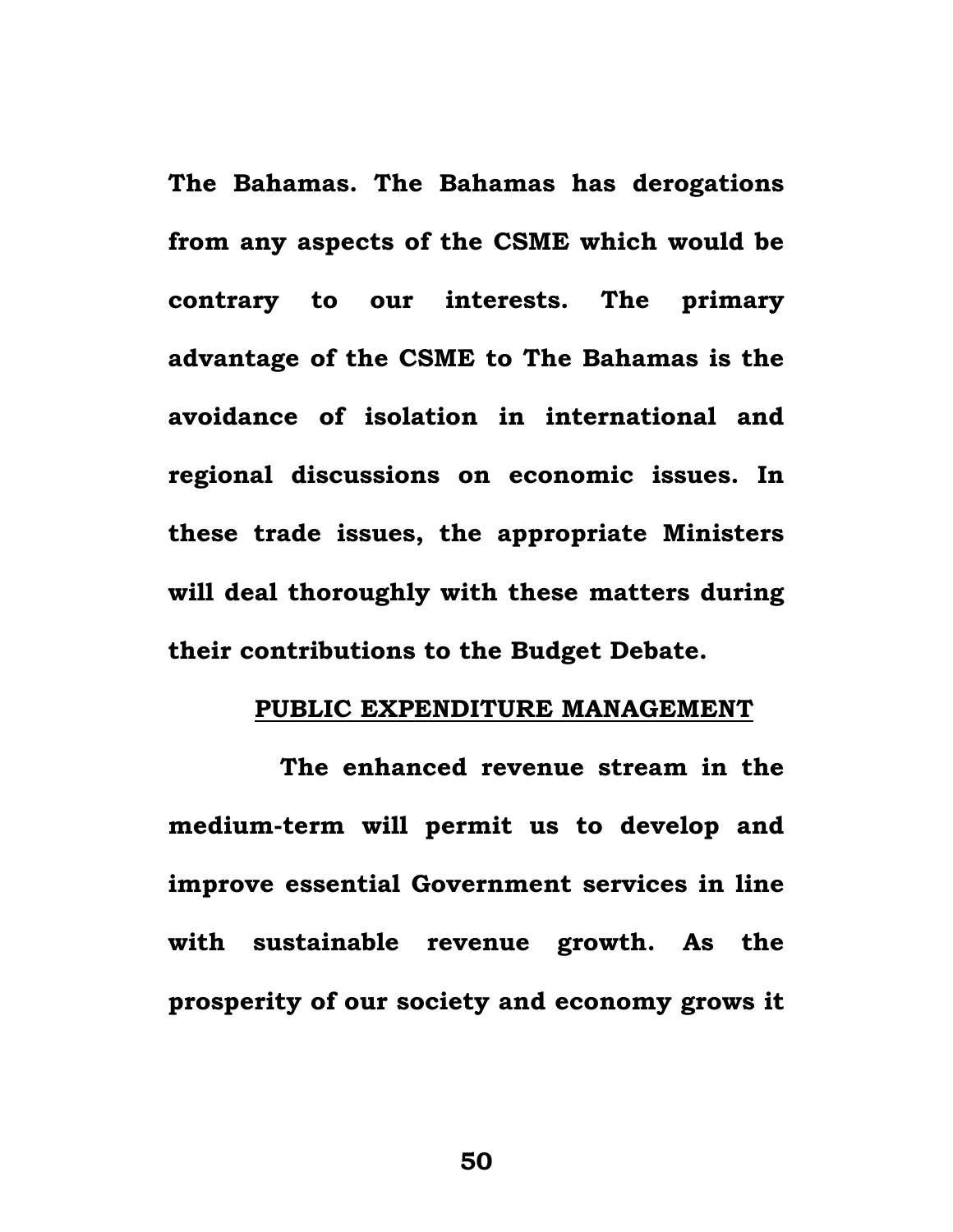The Bahamas. The Bahamas has derogations from any aspects of the CSME which would be contrary to our interests. The primary advantage of the CSME to The Bahamas is the avoidance of isolation in international and regional discussions on economic issues. In these trade issues, the appropriate Ministers will deal thoroughly with these matters during their contributions to the Budget Debate.

## PUBLIC EXPENDITURE MANAGEMENT

The enhanced revenue stream in the medium-term will permit us to develop and improve essential Government services in line with sustainable revenue growth. As the prosperity of our society and economy grows it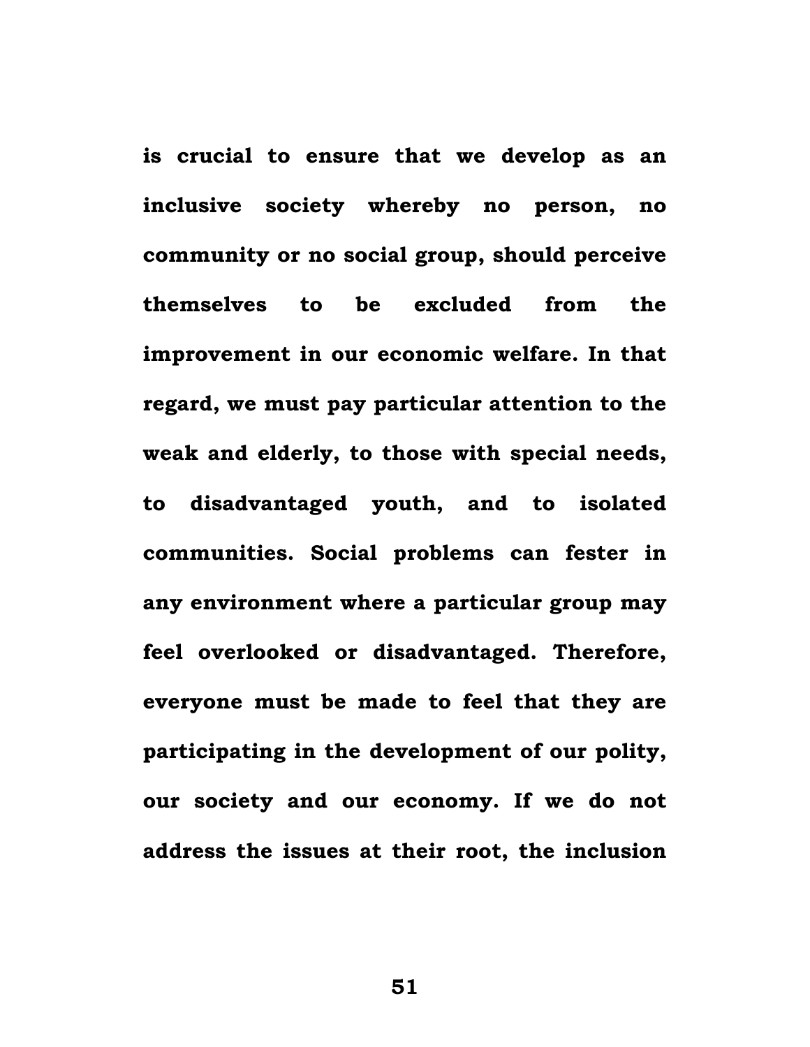is crucial to ensure that we develop as an inclusive society whereby no person, no community or no social group, should perceive themselves to be excluded from the improvement in our economic welfare. In that regard, we must pay particular attention to the weak and elderly, to those with special needs, to disadvantaged youth, and to isolated communities. Social problems can fester in any environment where a particular group may feel overlooked or disadvantaged. Therefore, everyone must be made to feel that they are participating in the development of our polity, our society and our economy. If we do not address the issues at their root, the inclusion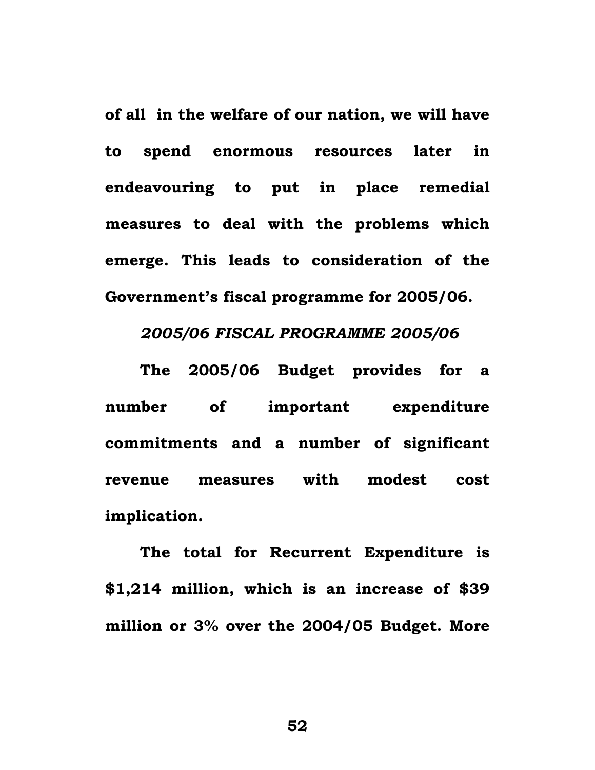**of all in the welfare of our nation, we will have to spend enormous resources later in endeavouring to put in place remedial measures to deal with the problems which emerge. This leads to consideration of the Government's fiscal programme for 2005/06.**

## ***2005/06 FISCAL PROGRAMME 2005/06***

**The 2005/06 Budget provides for a number of important expenditure commitments and a number of significant revenue measures with modest cost implication.**

**The total for Recurrent Expenditure is $1,214 million, which is an increase of $39 million or 3% over the 2004/05 Budget. More**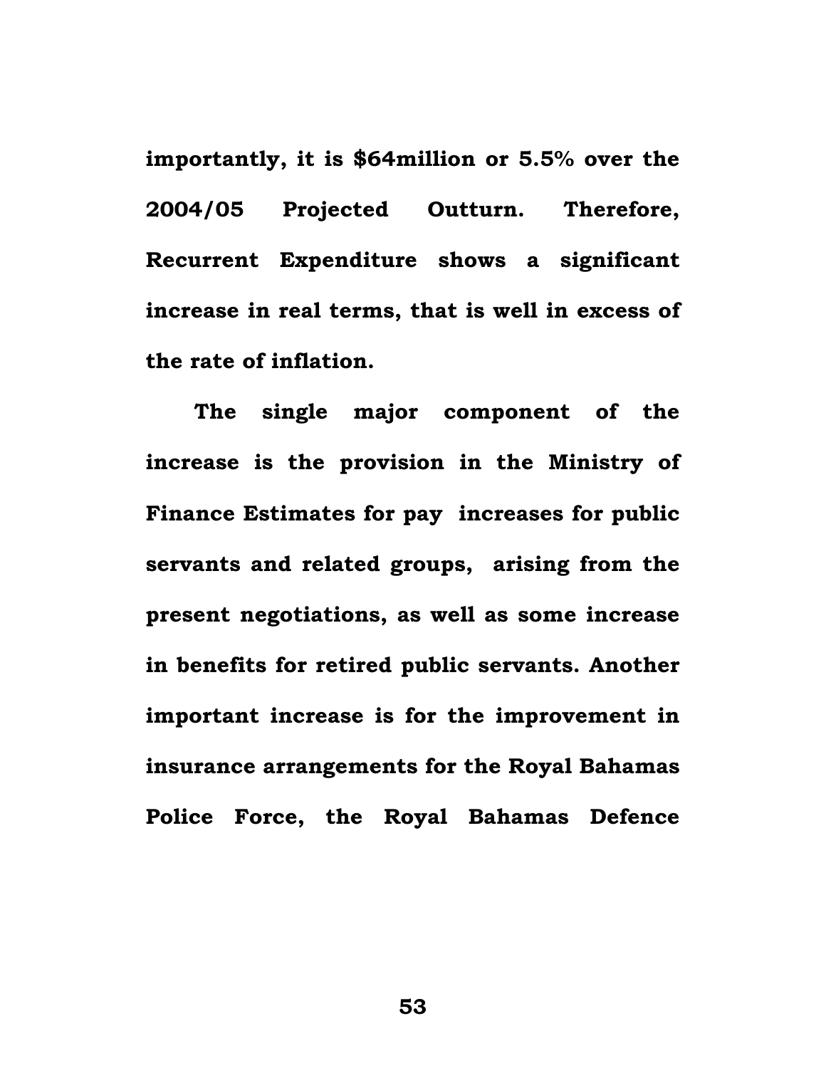**importantly, it is $64million or 5.5% over the 2004/05 Projected Outturn. Therefore, Recurrent Expenditure shows a significant increase in real terms, that is well in excess of the rate of inflation.**

**The single major component of the increase is the provision in the Ministry of Finance Estimates for pay increases for public servants and related groups, arising from the present negotiations, as well as some increase in benefits for retired public servants. Another important increase is for the improvement in insurance arrangements for the Royal Bahamas Police Force, the Royal Bahamas Defence**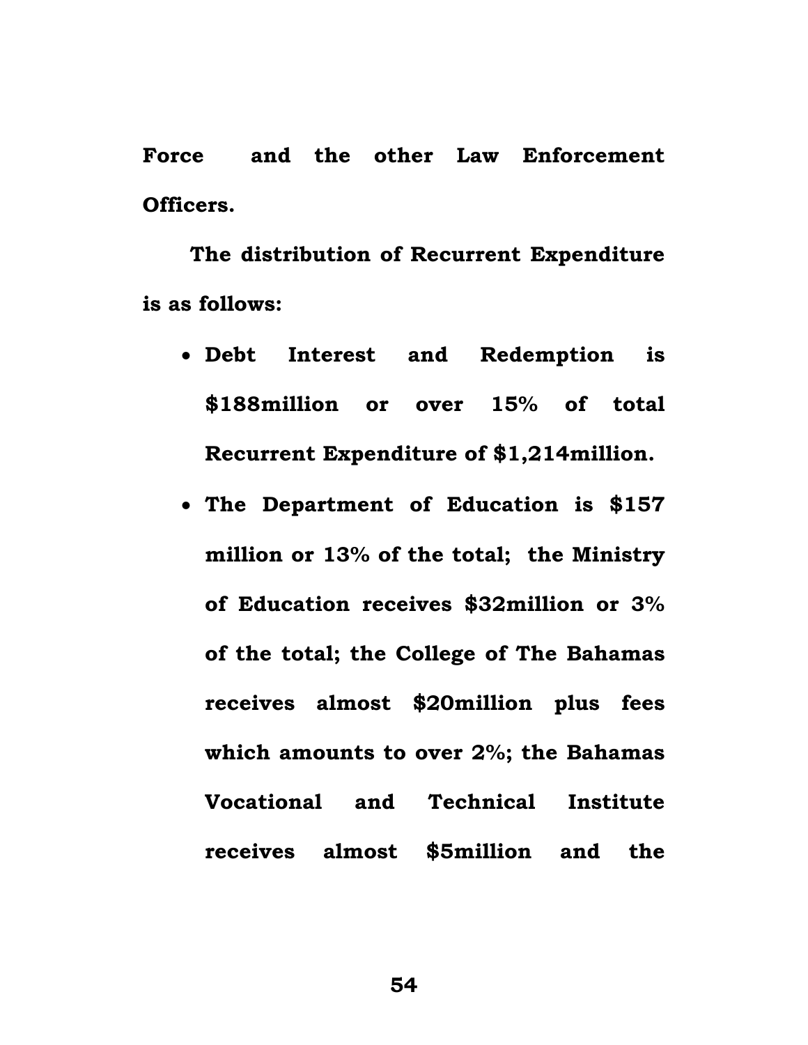**Force and the other Law Enforcement Officers.**

**The distribution of Recurrent Expenditure is as follows:**

- **Debt Interest and Redemption is $188million or over 15% of total Recurrent Expenditure of $1,214million.**
- **The Department of Education is $157 million or 13% of the total; the Ministry of Education receives $32million or 3% of the total; the College of The Bahamas receives almost $20million plus fees which amounts to over 2%; the Bahamas Vocational and Technical Institute receives almost $5million and the**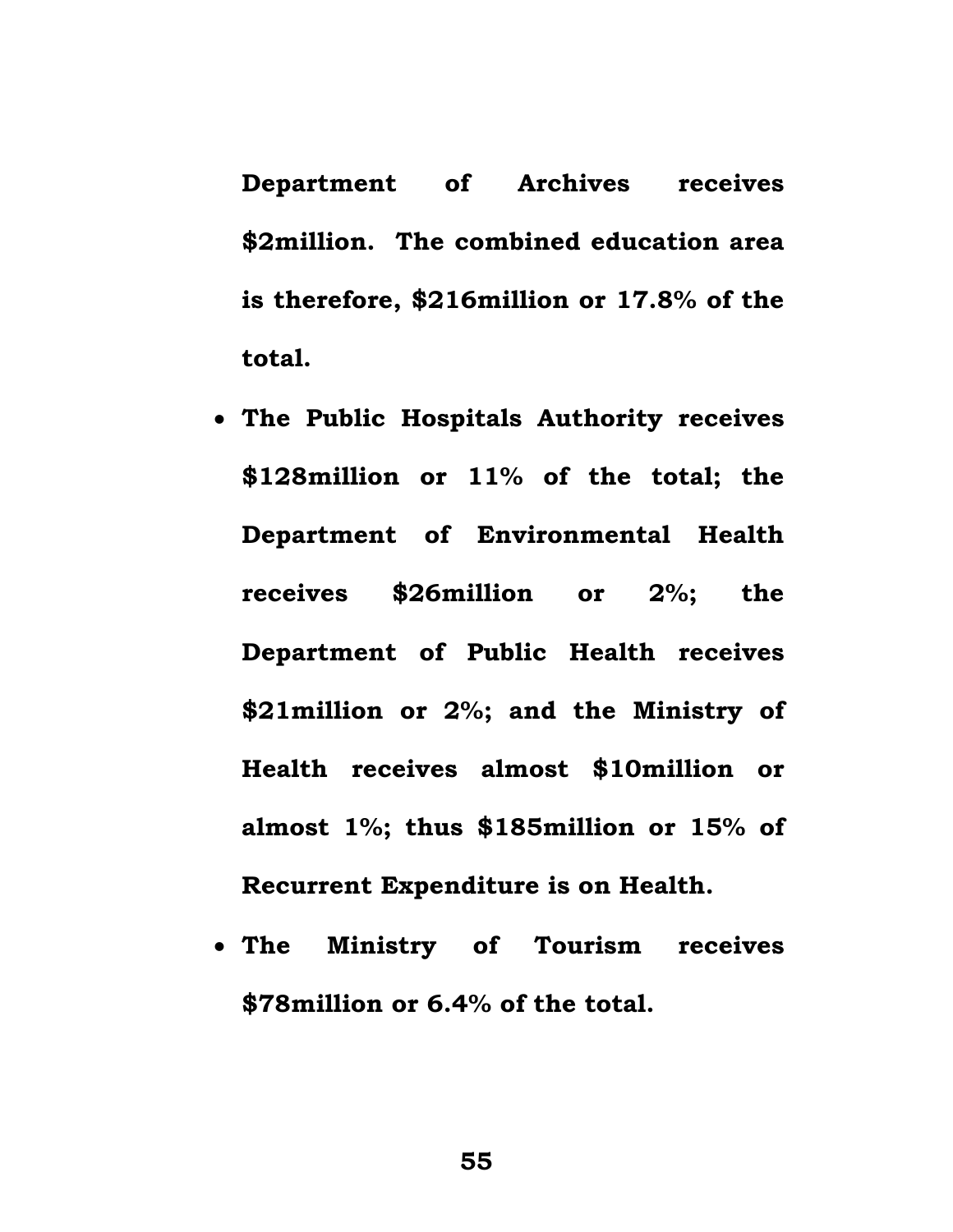**Department of Archives receives $2million. The combined education area is therefore, $216million or 17.8% of the total.**

- **The Public Hospitals Authority receives $128million or 11% of the total; the Department of Environmental Health receives $26million or 2%; the Department of Public Health receives $21million or 2%; and the Ministry of Health receives almost $10million or almost 1%; thus $185million or 15% of Recurrent Expenditure is on Health.**
- **The Ministry of Tourism receives $78million or 6.4% of the total.**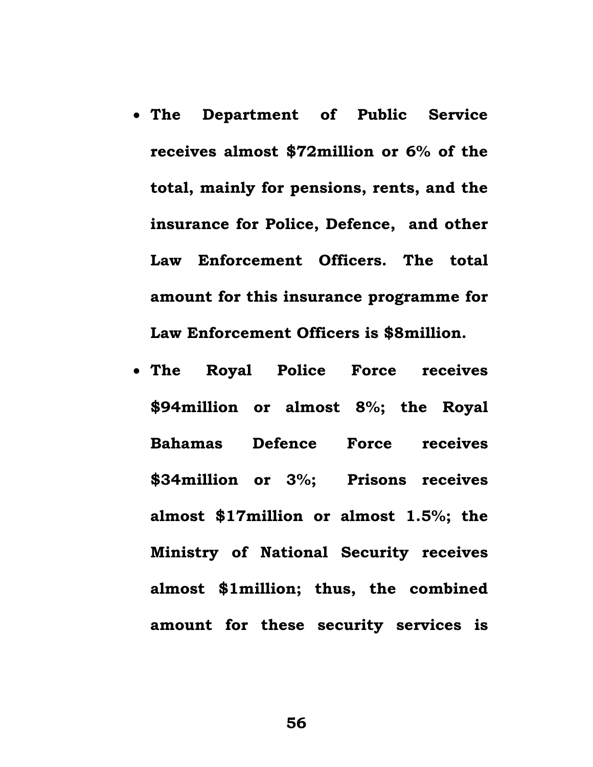- **The Department of Public Service receives almost $72million or 6% of the total, mainly for pensions, rents, and the insurance for Police, Defence, and other Law Enforcement Officers. The total amount for this insurance programme for Law Enforcement Officers is $8million.**
- **The Royal Police Force receives $94million or almost 8%; the Royal Bahamas Defence Force receives $34million or 3%; Prisons receives almost $17million or almost 1.5%; the Ministry of National Security receives almost $1million; thus, the combined amount for these security services is**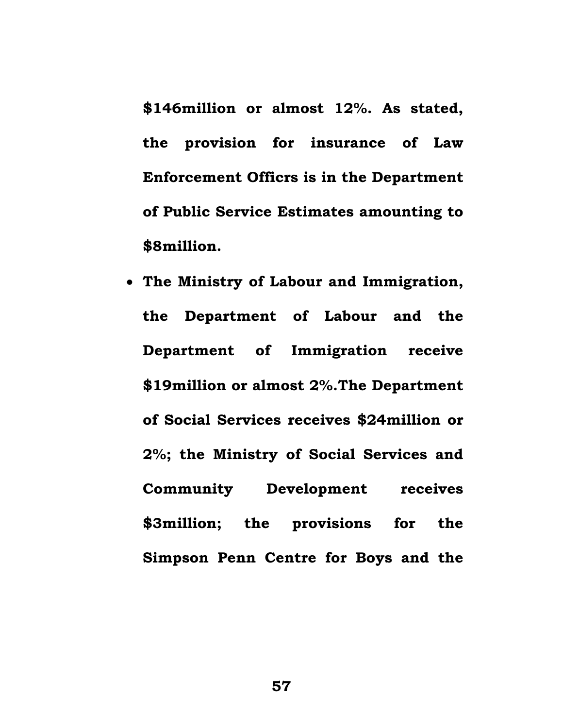**$146million or almost 12%. As stated, the provision for insurance of Law Enforcement Officrs is in the Department of Public Service Estimates amounting to $8million.**

- **The Ministry of Labour and Immigration, the Department of Labour and the Department of Immigration receive $19million or almost 2%.The Department of Social Services receives $24million or 2%; the Ministry of Social Services and Community Development receives $3million; the provisions for the Simpson Penn Centre for Boys and the**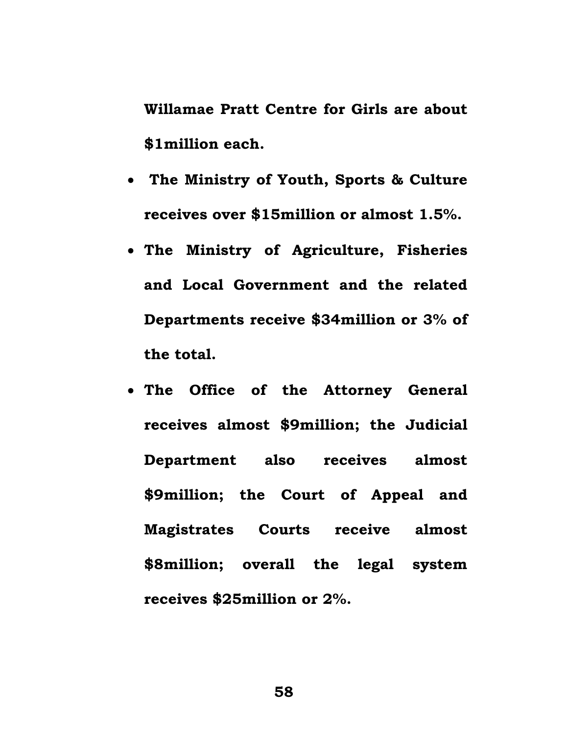**Willamae Pratt Centre for Girls are about $1million each.**

- **The Ministry of Youth, Sports & Culture receives over $15million or almost 1.5%.**
- **The Ministry of Agriculture, Fisheries and Local Government and the related Departments receive $34million or 3% of the total.**
- **The Office of the Attorney General receives almost $9million; the Judicial Department also receives almost $9million; the Court of Appeal and Magistrates Courts receive almost $8million; overall the legal system receives $25million or 2%.**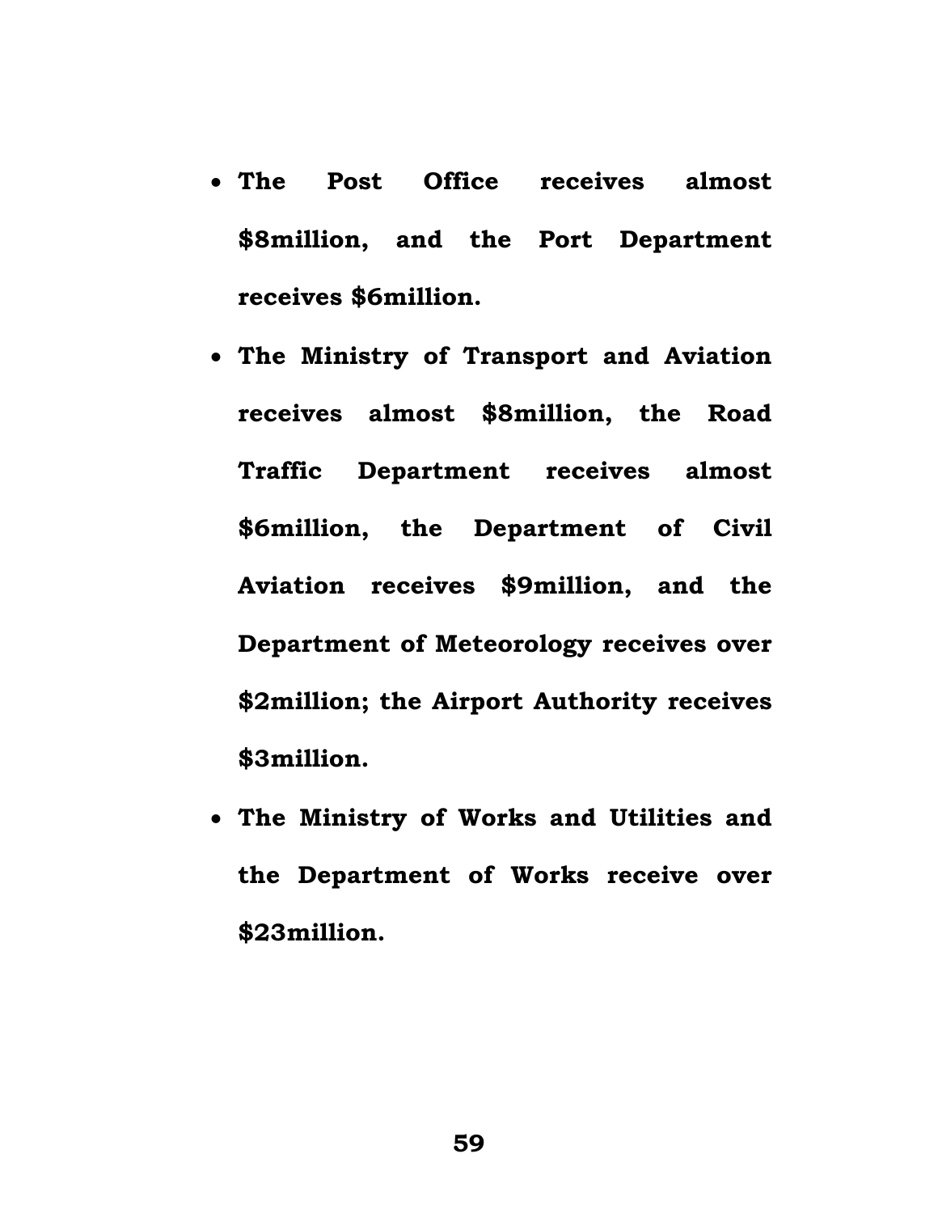- **The Post Office receives almost $8million, and the Port Department receives $6million.**
- **The Ministry of Transport and Aviation receives almost $8million, the Road Traffic Department receives almost $6million, the Department of Civil Aviation receives $9million, and the Department of Meteorology receives over $2million; the Airport Authority receives $3million.**
- **The Ministry of Works and Utilities and the Department of Works receive over $23million.**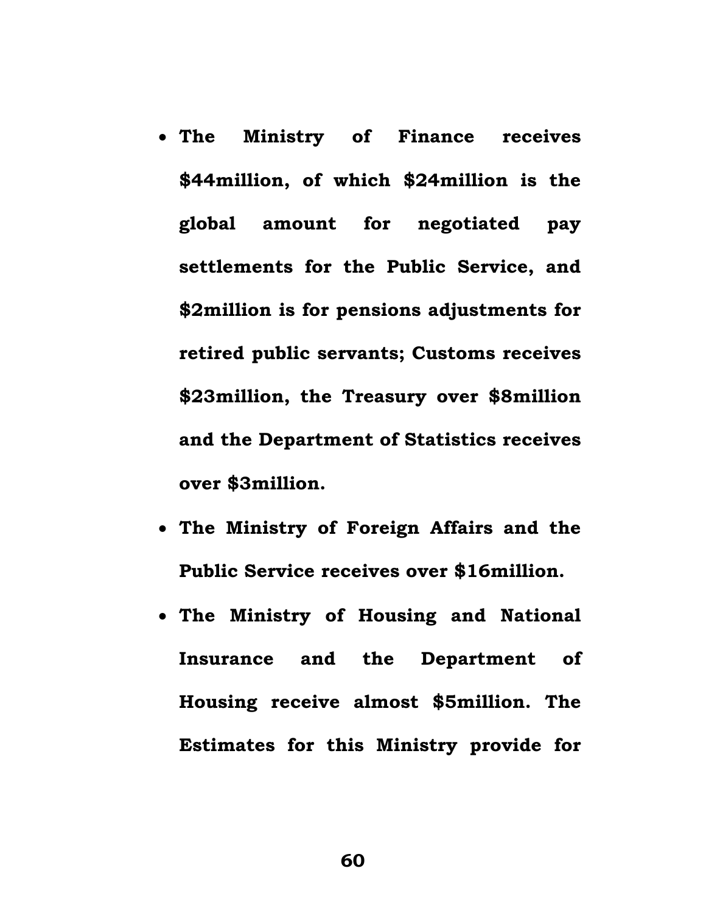- **The Ministry of Finance receives $44million, of which $24million is the global amount for negotiated pay settlements for the Public Service, and $2million is for pensions adjustments for retired public servants; Customs receives $23million, the Treasury over $8million and the Department of Statistics receives over $3million.**
- **The Ministry of Foreign Affairs and the Public Service receives over $16million.**
- **The Ministry of Housing and National Insurance and the Department of Housing receive almost $5million. The Estimates for this Ministry provide for**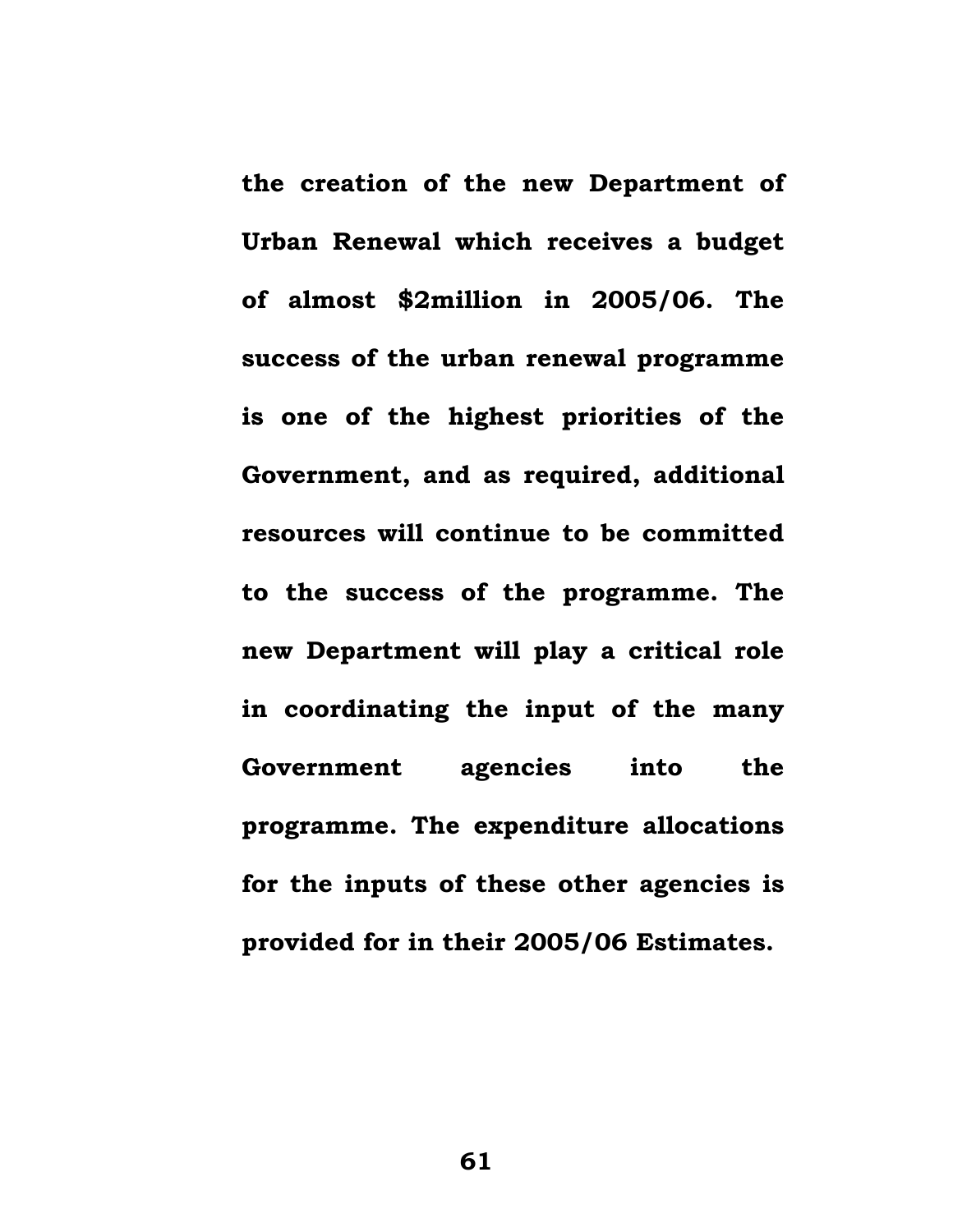**the creation of the new Department of Urban Renewal which receives a budget of almost $2million in 2005/06. The success of the urban renewal programme is one of the highest priorities of the Government, and as required, additional resources will continue to be committed to the success of the programme. The new Department will play a critical role in coordinating the input of the many Government agencies into the programme. The expenditure allocations for the inputs of these other agencies is provided for in their 2005/06 Estimates.**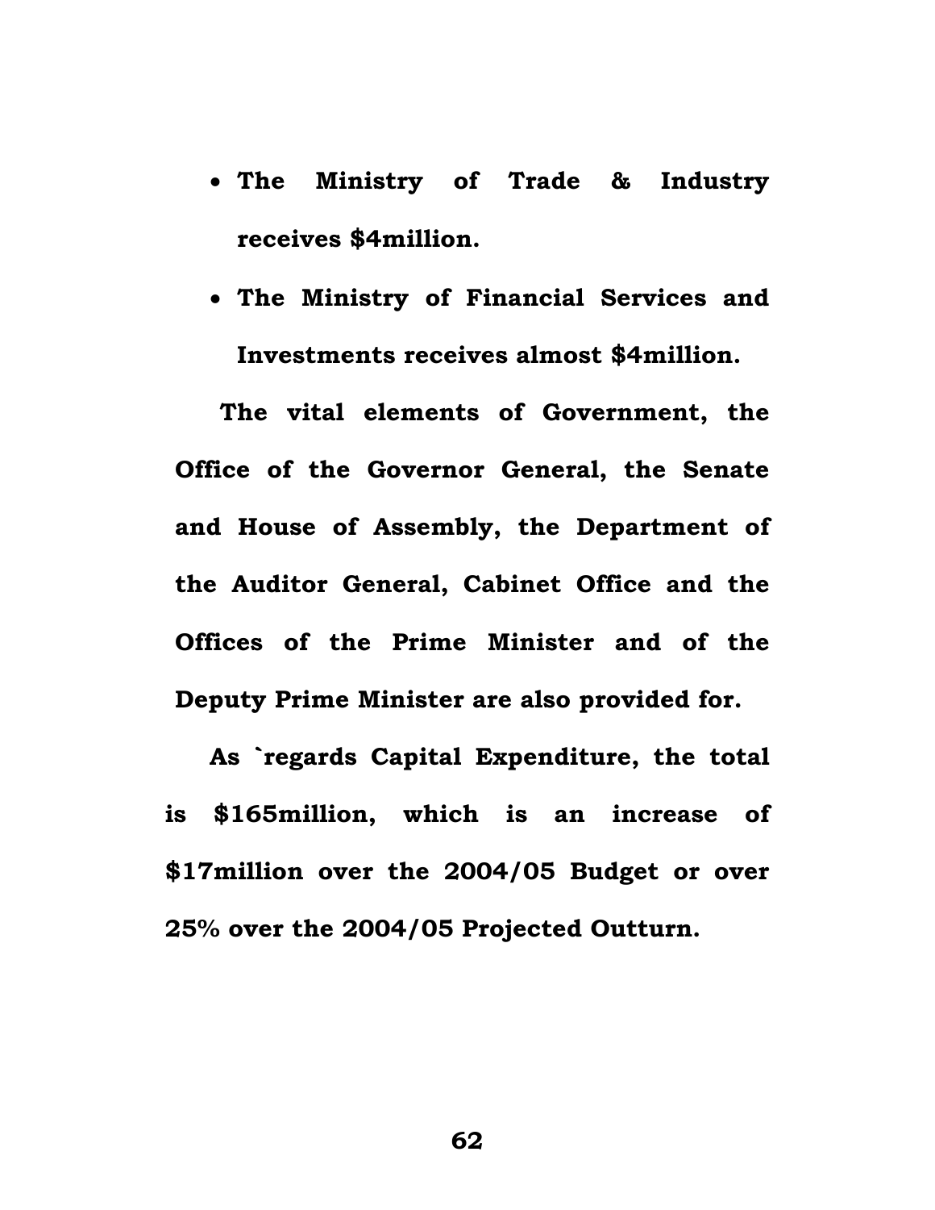- **The Ministry of Trade & Industry receives $4million.**
- **The Ministry of Financial Services and Investments receives almost $4million.**

**The vital elements of Government, the Office of the Governor General, the Senate and House of Assembly, the Department of the Auditor General, Cabinet Office and the Offices of the Prime Minister and of the Deputy Prime Minister are also provided for.**

**As `regards Capital Expenditure, the total is $165million, which is an increase of $17million over the 2004/05 Budget or over 25% over the 2004/05 Projected Outturn.**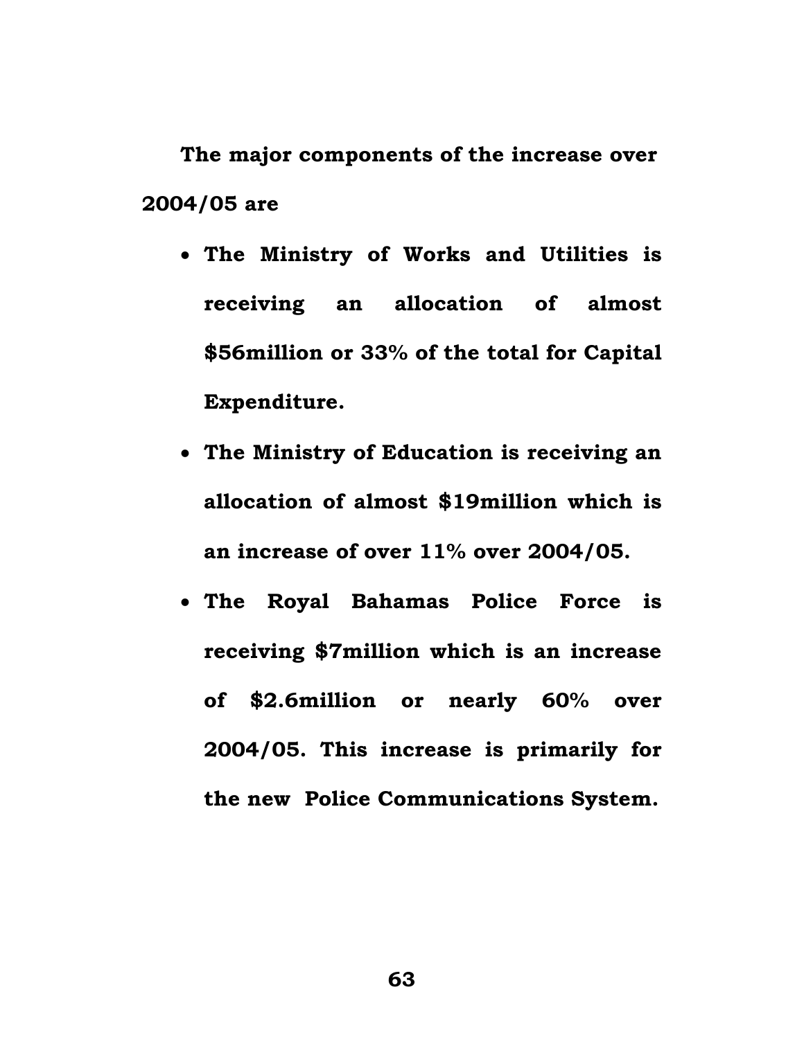**The major components of the increase over 2004/05 are**

- **The Ministry of Works and Utilities is receiving an allocation of almost \$56million or 33% of the total for Capital Expenditure.**
- **The Ministry of Education is receiving an allocation of almost \$19million which is an increase of over 11% over 2004/05.**
- **The Royal Bahamas Police Force is receiving \$7million which is an increase of \$2.6million or nearly 60% over 2004/05. This increase is primarily for the new Police Communications System.**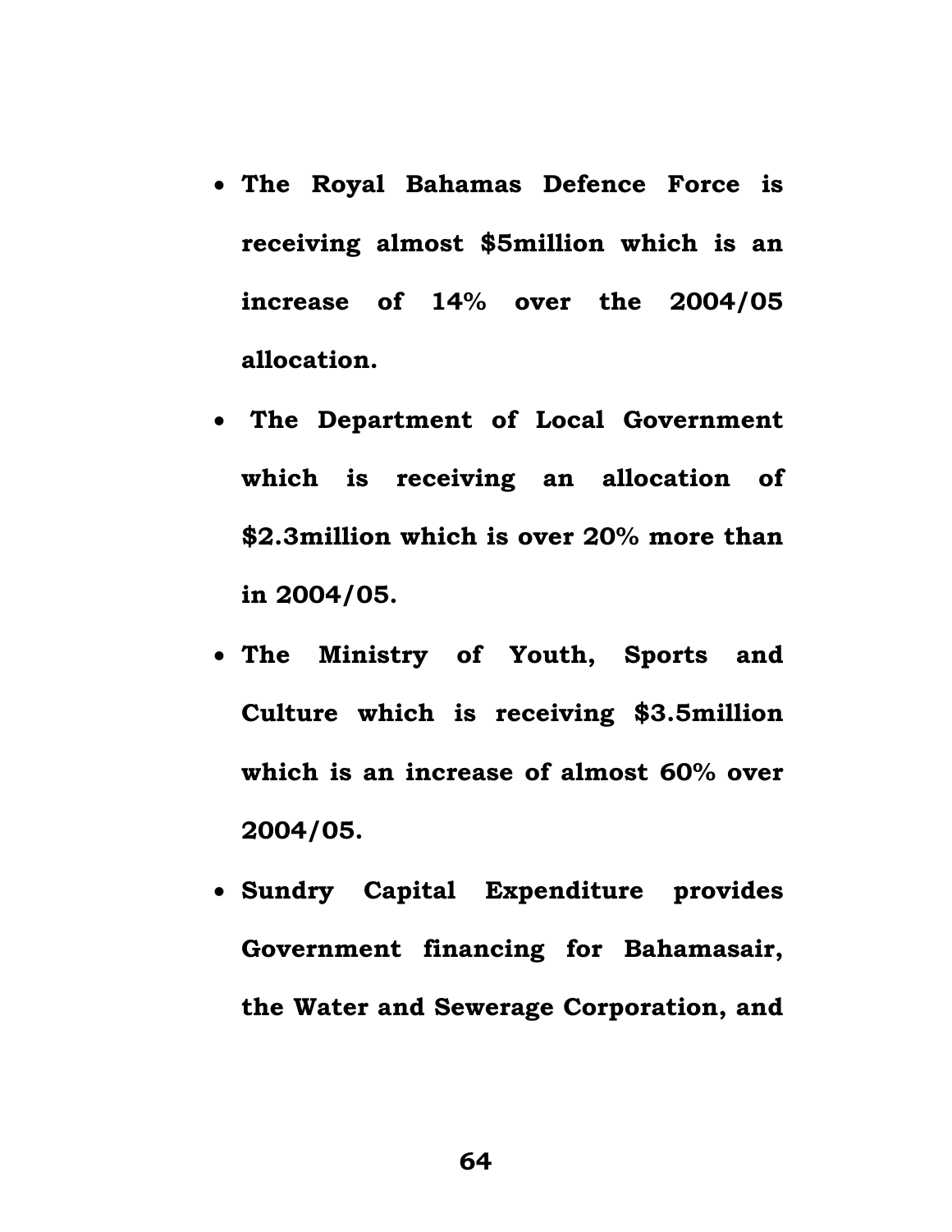- **The Royal Bahamas Defence Force is receiving almost $5million which is an increase of 14% over the 2004/05 allocation.**
- **The Department of Local Government which is receiving an allocation of $2.3million which is over 20% more than in 2004/05.**
- **The Ministry of Youth, Sports and Culture which is receiving $3.5million which is an increase of almost 60% over 2004/05.**
- **Sundry Capital Expenditure provides Government financing for Bahamasair, the Water and Sewerage Corporation, and**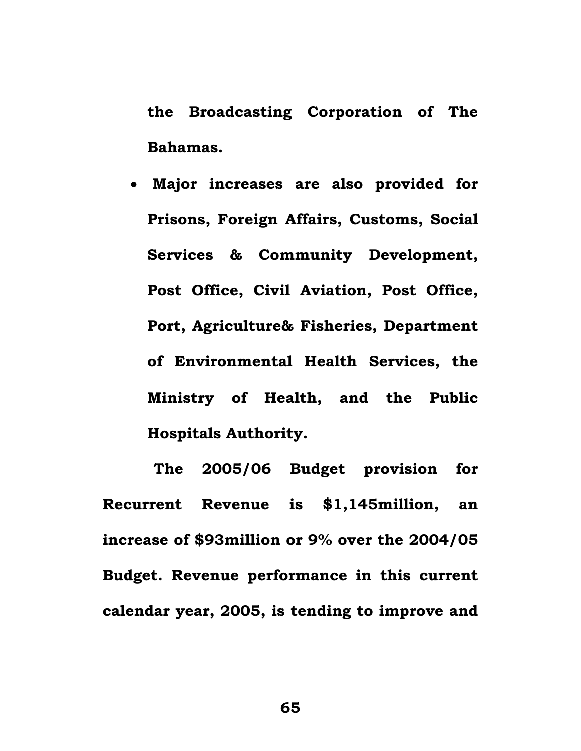**the Broadcasting Corporation of The Bahamas.**

- **Major increases are also provided for Prisons, Foreign Affairs, Customs, Social Services & Community Development, Post Office, Civil Aviation, Post Office, Port, Agriculture& Fisheries, Department of Environmental Health Services, the Ministry of Health, and the Public Hospitals Authority.**

**The 2005/06 Budget provision for Recurrent Revenue is $1,145million, an increase of $93million or 9% over the 2004/05 Budget. Revenue performance in this current calendar year, 2005, is tending to improve and**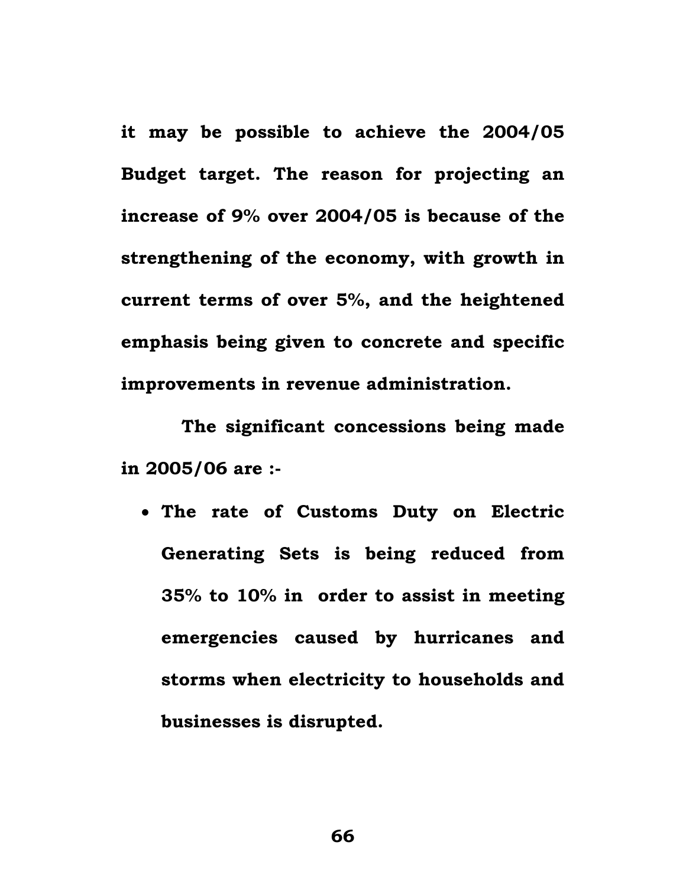**it may be possible to achieve the 2004/05 Budget target. The reason for projecting an increase of 9% over 2004/05 is because of the strengthening of the economy, with growth in current terms of over 5%, and the heightened emphasis being given to concrete and specific improvements in revenue administration.**

**The significant concessions being made in 2005/06 are :-**

- **The rate of Customs Duty on Electric Generating Sets is being reduced from 35% to 10% in order to assist in meeting emergencies caused by hurricanes and storms when electricity to households and businesses is disrupted.**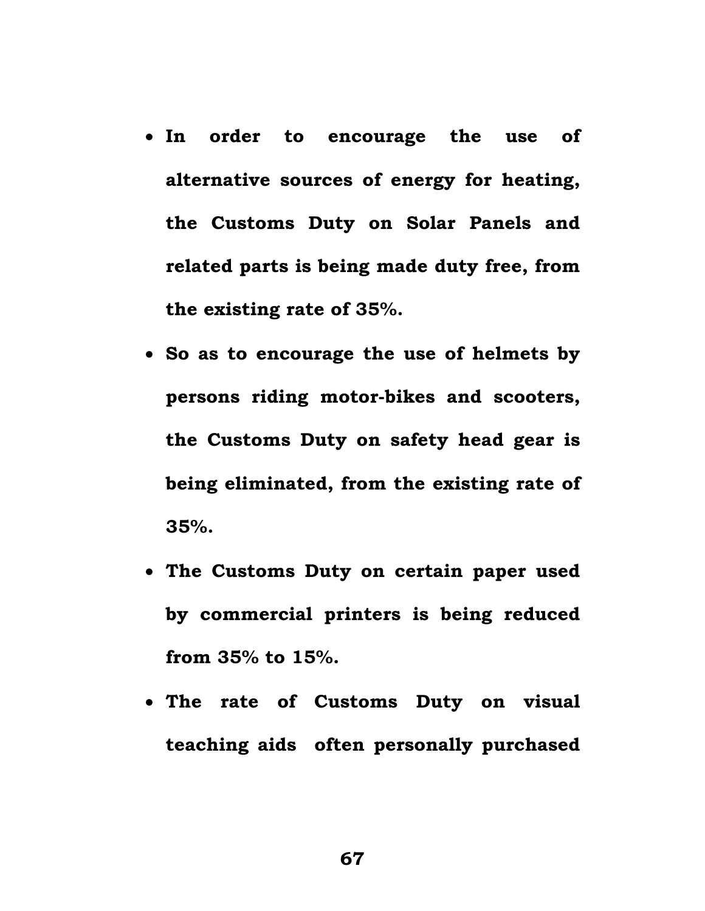- **In order to encourage the use of alternative sources of energy for heating, the Customs Duty on Solar Panels and related parts is being made duty free, from the existing rate of 35%.**
- **So as to encourage the use of helmets by persons riding motor-bikes and scooters, the Customs Duty on safety head gear is being eliminated, from the existing rate of 35%.**
- **The Customs Duty on certain paper used by commercial printers is being reduced from 35% to 15%.**
- **The rate of Customs Duty on visual teaching aids often personally purchased**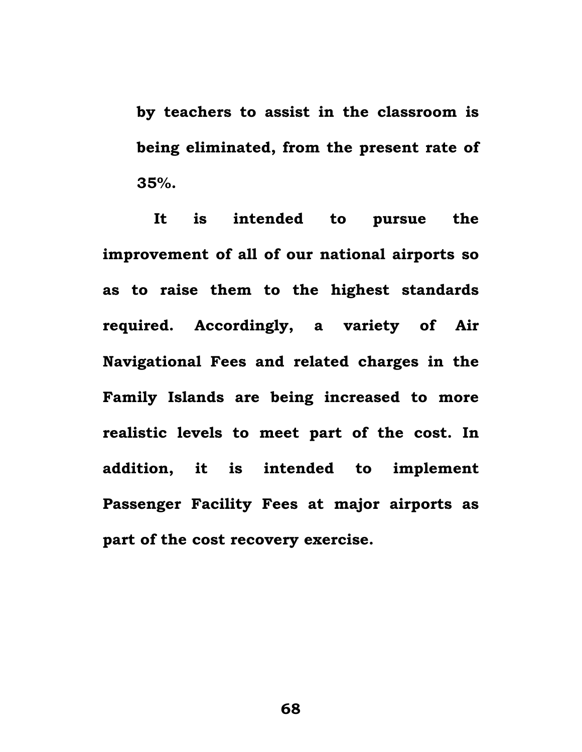**by teachers to assist in the classroom is being eliminated, from the present rate of 35%.**

**It is intended to pursue the improvement of all of our national airports so as to raise them to the highest standards required. Accordingly, a variety of Air Navigational Fees and related charges in the Family Islands are being increased to more realistic levels to meet part of the cost. In addition, it is intended to implement Passenger Facility Fees at major airports as part of the cost recovery exercise.**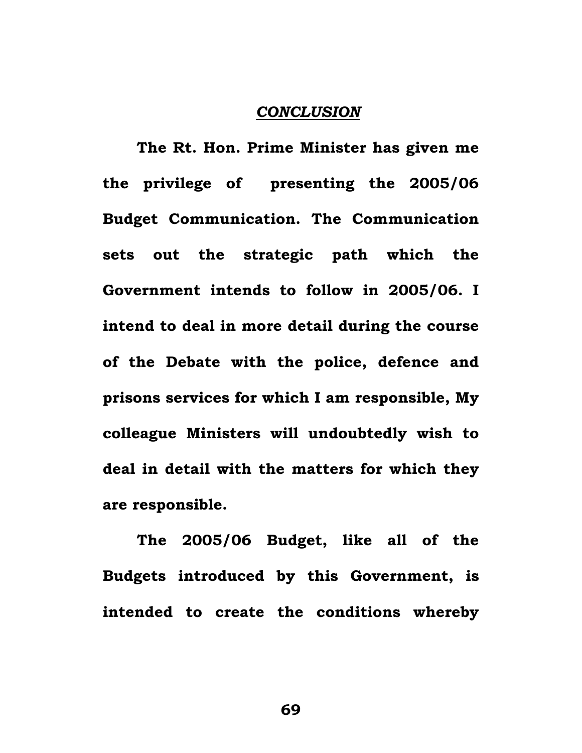## *CONCLUSION*

**The Rt. Hon. Prime Minister has given me the privilege of presenting the 2005/06 Budget Communication. The Communication sets out the strategic path which the Government intends to follow in 2005/06. I intend to deal in more detail during the course of the Debate with the police, defence and prisons services for which I am responsible, My colleague Ministers will undoubtedly wish to deal in detail with the matters for which they are responsible.**

**The 2005/06 Budget, like all of the Budgets introduced by this Government, is intended to create the conditions whereby**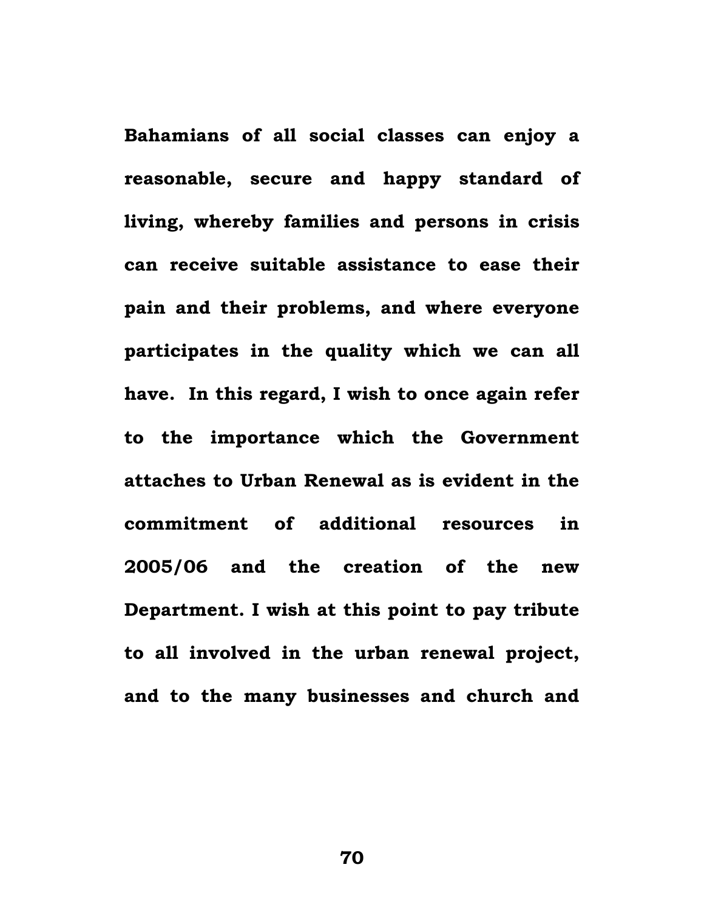**Bahamians of all social classes can enjoy a reasonable, secure and happy standard of living, whereby families and persons in crisis can receive suitable assistance to ease their pain and their problems, and where everyone participates in the quality which we can all have. In this regard, I wish to once again refer to the importance which the Government attaches to Urban Renewal as is evident in the commitment of additional resources in 2005/06 and the creation of the new Department. I wish at this point to pay tribute to all involved in the urban renewal project, and to the many businesses and church and**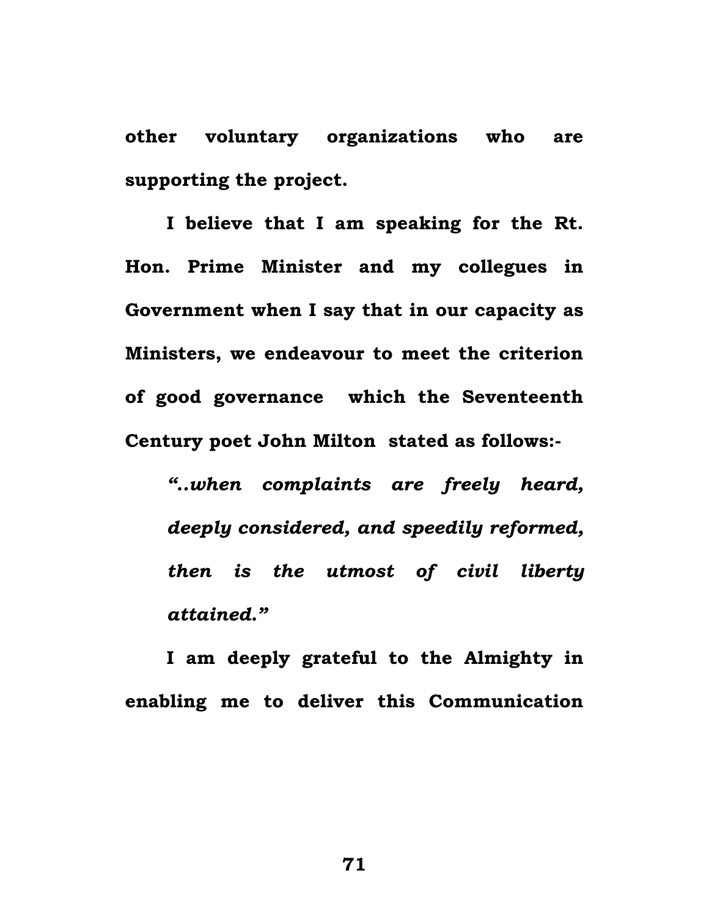**other voluntary organizations who are supporting the project.**

**I believe that I am speaking for the Rt. Hon. Prime Minister and my collegues in Government when I say that in our capacity as Ministers, we endeavour to meet the criterion of good governance which the Seventeenth Century poet John Milton stated as follows:-**

> ***"..when complaints are freely heard, deeply considered, and speedily reformed, then is the utmost of civil liberty attained."***

**I am deeply grateful to the Almighty in enabling me to deliver this Communication**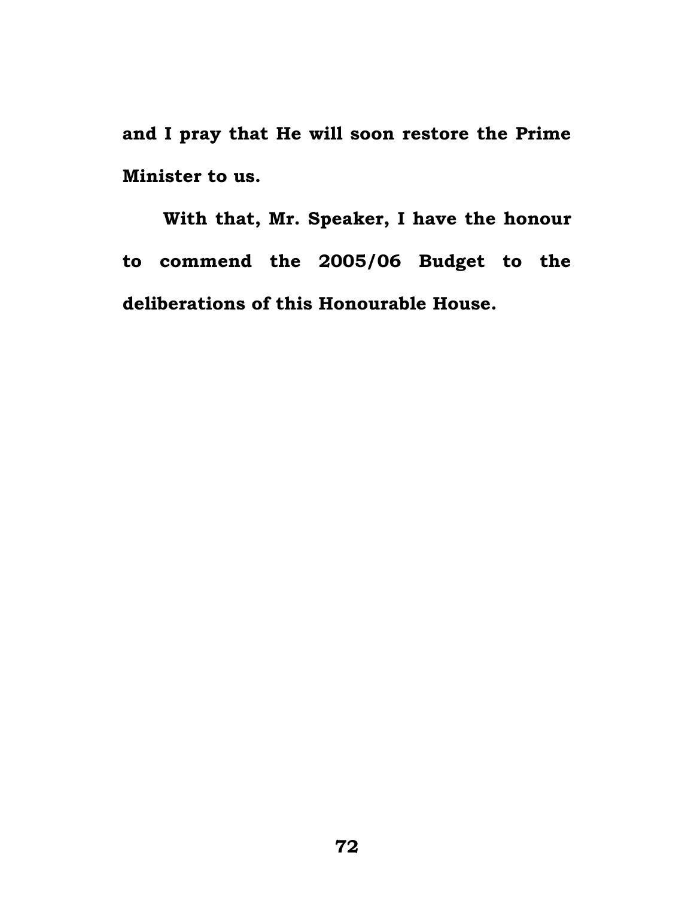**and I pray that He will soon restore the Prime Minister to us.**

**With that, Mr. Speaker, I have the honour to commend the 2005/06 Budget to the deliberations of this Honourable House.**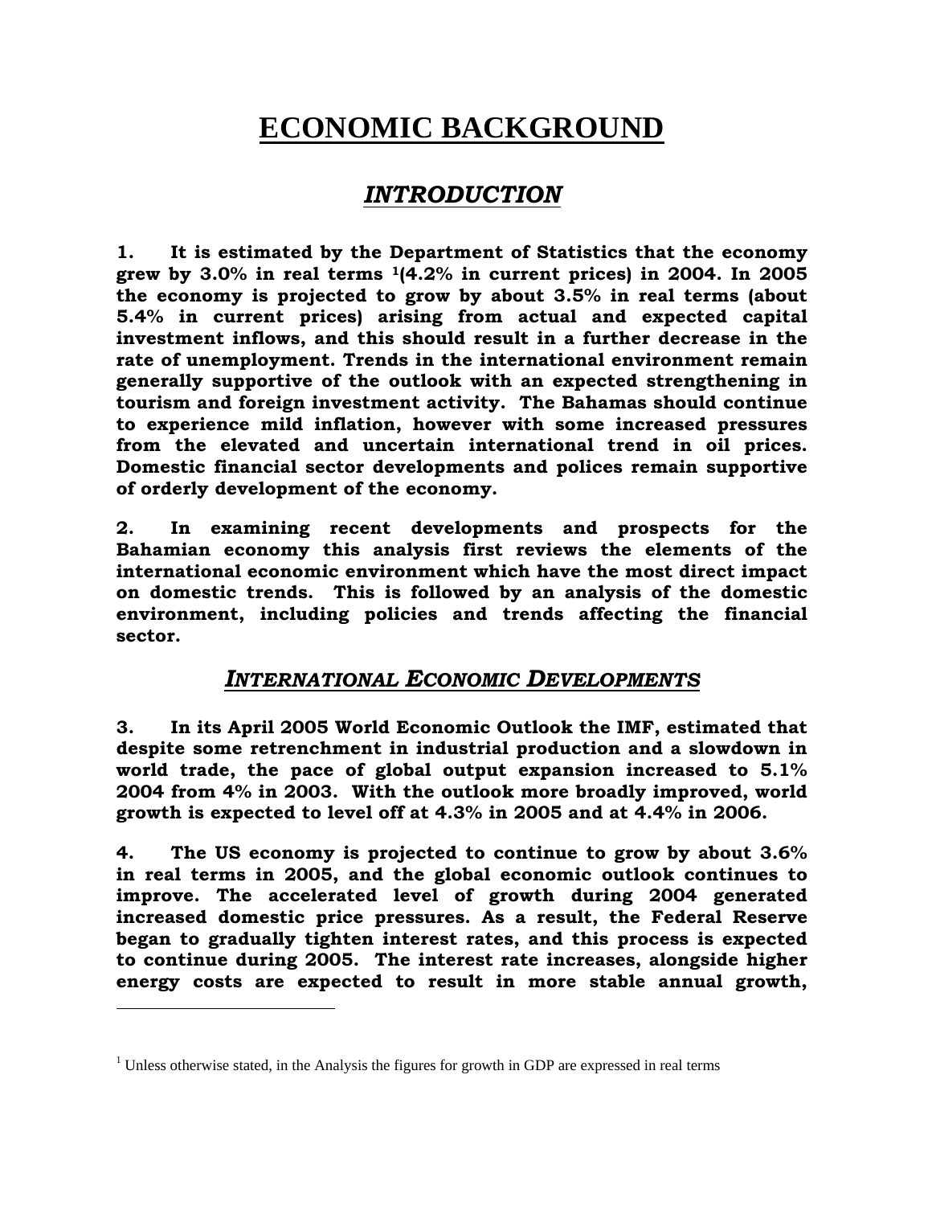# ECONOMIC BACKGROUND

## *INTRODUCTION*

**1. It is estimated by the Department of Statistics that the economy grew by 3.0% in real terms [1](4.2% in current prices) in 2004. In 2005 the economy is projected to grow by about 3.5% in real terms (about 5.4% in current prices) arising from actual and expected capital investment inflows, and this should result in a further decrease in the rate of unemployment. Trends in the international environment remain generally supportive of the outlook with an expected strengthening in tourism and foreign investment activity. The Bahamas should continue to experience mild inflation, however with some increased pressures from the elevated and uncertain international trend in oil prices. Domestic financial sector developments and polices remain supportive of orderly development of the economy.**

**2. In examining recent developments and prospects for the Bahamian economy this analysis first reviews the elements of the international economic environment which have the most direct impact on domestic trends. This is followed by an analysis of the domestic environment, including policies and trends affecting the financial sector.**

## *INTERNATIONAL ECONOMIC DEVELOPMENTS*

**3. In its April 2005 World Economic Outlook the IMF, estimated that despite some retrenchment in industrial production and a slowdown in world trade, the pace of global output expansion increased to 5.1% 2004 from 4% in 2003. With the outlook more broadly improved, world growth is expected to level off at 4.3% in 2005 and at 4.4% in 2006.**

**4. The US economy is projected to continue to grow by about 3.6% in real terms in 2005, and the global economic outlook continues to improve. The accelerated level of growth during 2004 generated increased domestic price pressures. As a result, the Federal Reserve began to gradually tighten interest rates, and this process is expected to continue during 2005. The interest rate increases, alongside higher energy costs are expected to result in more stable annual growth,**

[1] Unless otherwise stated, in the Analysis the figures for growth in GDP are expressed in real terms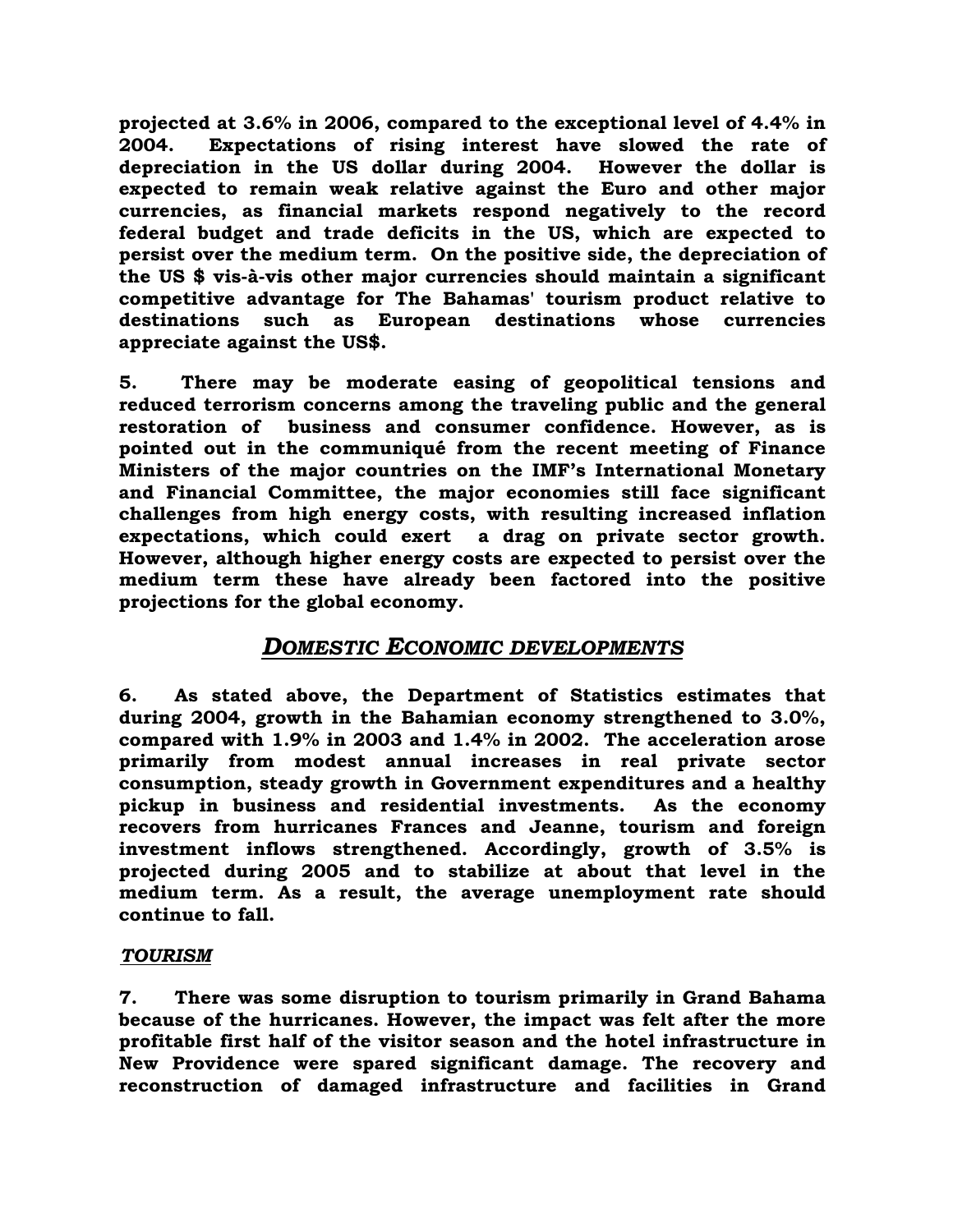**projected at 3.6% in 2006, compared to the exceptional level of 4.4% in 2004. Expectations of rising interest have slowed the rate of depreciation in the US dollar during 2004. However the dollar is expected to remain weak relative against the Euro and other major currencies, as financial markets respond negatively to the record federal budget and trade deficits in the US, which are expected to persist over the medium term. On the positive side, the depreciation of the US $ vis-à-vis other major currencies should maintain a significant competitive advantage for The Bahamas' tourism product relative to destinations such as European destinations whose currencies appreciate against the US$.**

**5. There may be moderate easing of geopolitical tensions and reduced terrorism concerns among the traveling public and the general restoration of business and consumer confidence. However, as is pointed out in the communiqué from the recent meeting of Finance Ministers of the major countries on the IMF's International Monetary and Financial Committee, the major economies still face significant challenges from high energy costs, with resulting increased inflation expectations, which could exert a drag on private sector growth. However, although higher energy costs are expected to persist over the medium term these have already been factored into the positive projections for the global economy.**

## ***DOMESTIC ECONOMIC DEVELOPMENTS***

**6. As stated above, the Department of Statistics estimates that during 2004, growth in the Bahamian economy strengthened to 3.0%, compared with 1.9% in 2003 and 1.4% in 2002. The acceleration arose primarily from modest annual increases in real private sector consumption, steady growth in Government expenditures and a healthy pickup in business and residential investments. As the economy recovers from hurricanes Frances and Jeanne, tourism and foreign investment inflows strengthened. Accordingly, growth of 3.5% is projected during 2005 and to stabilize at about that level in the medium term. As a result, the average unemployment rate should continue to fall.**

### ***TOURISM***

**7. There was some disruption to tourism primarily in Grand Bahama because of the hurricanes. However, the impact was felt after the more profitable first half of the visitor season and the hotel infrastructure in New Providence were spared significant damage. The recovery and reconstruction of damaged infrastructure and facilities in Grand**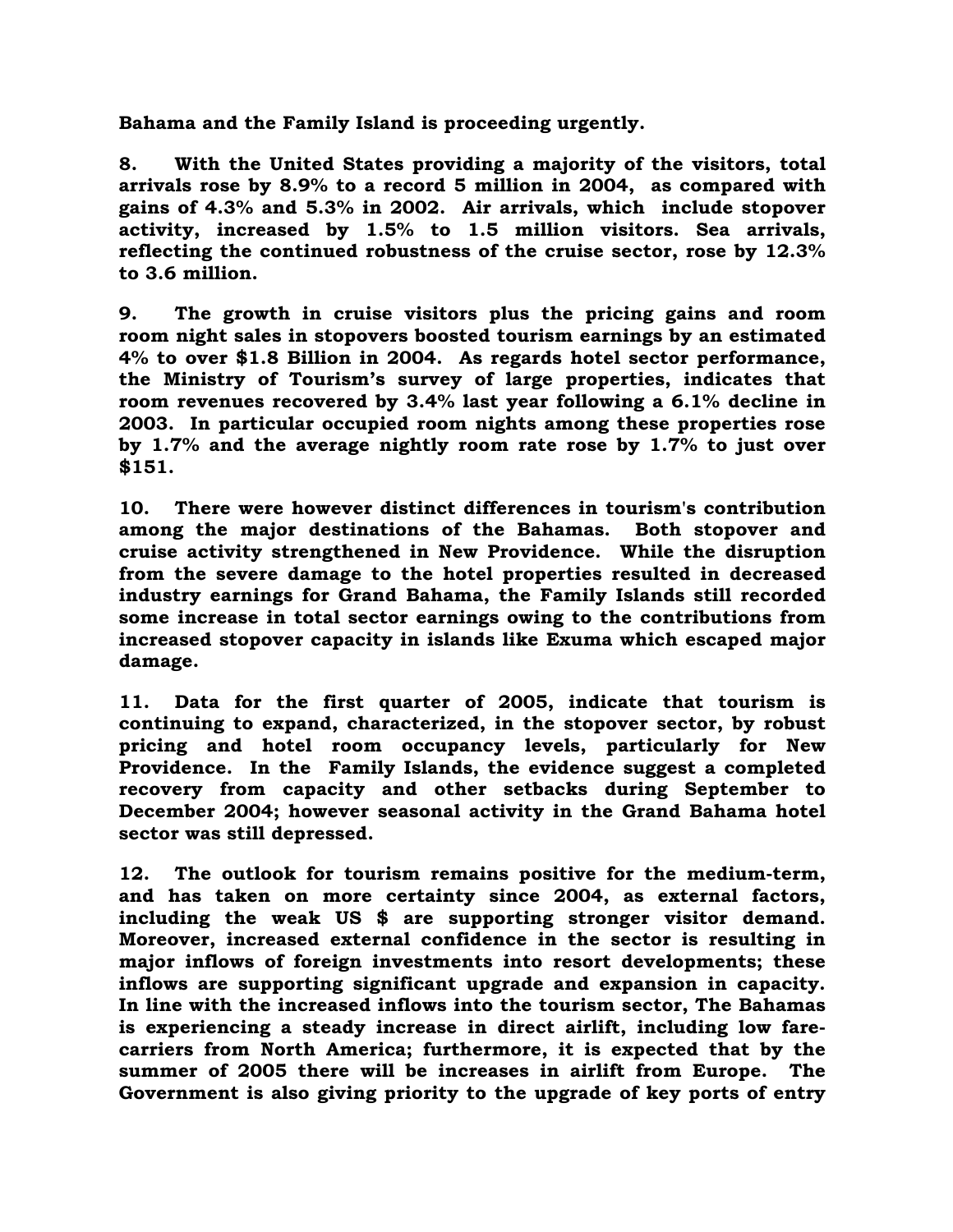**Bahama and the Family Island is proceeding urgently.**

**8. With the United States providing a majority of the visitors, total arrivals rose by 8.9% to a record 5 million in 2004, as compared with gains of 4.3% and 5.3% in 2002. Air arrivals, which include stopover activity, increased by 1.5% to 1.5 million visitors. Sea arrivals, reflecting the continued robustness of the cruise sector, rose by 12.3% to 3.6 million.**

**9. The growth in cruise visitors plus the pricing gains and room room night sales in stopovers boosted tourism earnings by an estimated 4% to over $1.8 Billion in 2004. As regards hotel sector performance, the Ministry of Tourism's survey of large properties, indicates that room revenues recovered by 3.4% last year following a 6.1% decline in 2003. In particular occupied room nights among these properties rose by 1.7% and the average nightly room rate rose by 1.7% to just over $151.**

**10. There were however distinct differences in tourism's contribution among the major destinations of the Bahamas. Both stopover and cruise activity strengthened in New Providence. While the disruption from the severe damage to the hotel properties resulted in decreased industry earnings for Grand Bahama, the Family Islands still recorded some increase in total sector earnings owing to the contributions from increased stopover capacity in islands like Exuma which escaped major damage.**

**11. Data for the first quarter of 2005, indicate that tourism is continuing to expand, characterized, in the stopover sector, by robust pricing and hotel room occupancy levels, particularly for New Providence. In the Family Islands, the evidence suggest a completed recovery from capacity and other setbacks during September to December 2004; however seasonal activity in the Grand Bahama hotel sector was still depressed.**

**12. The outlook for tourism remains positive for the medium-term, and has taken on more certainty since 2004, as external factors, including the weak US $ are supporting stronger visitor demand. Moreover, increased external confidence in the sector is resulting in major inflows of foreign investments into resort developments; these inflows are supporting significant upgrade and expansion in capacity. In line with the increased inflows into the tourism sector, The Bahamas is experiencing a steady increase in direct airlift, including low fare-carriers from North America; furthermore, it is expected that by the summer of 2005 there will be increases in airlift from Europe. The Government is also giving priority to the upgrade of key ports of entry**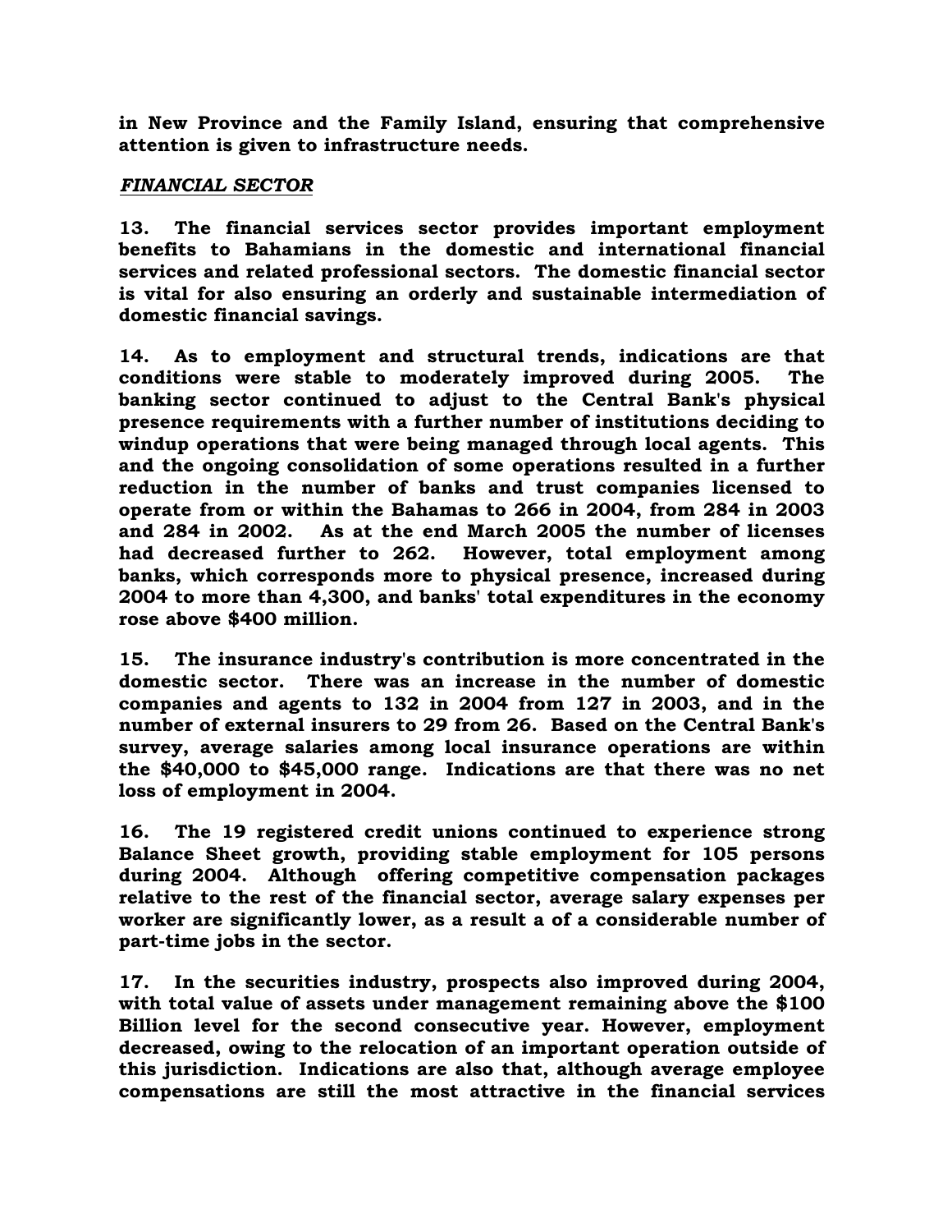**in New Province and the Family Island, ensuring that comprehensive attention is given to infrastructure needs.**

***FINANCIAL SECTOR***

**13. The financial services sector provides important employment benefits to Bahamians in the domestic and international financial services and related professional sectors. The domestic financial sector is vital for also ensuring an orderly and sustainable intermediation of domestic financial savings.**

**14. As to employment and structural trends, indications are that conditions were stable to moderately improved during 2005. The banking sector continued to adjust to the Central Bank's physical presence requirements with a further number of institutions deciding to windup operations that were being managed through local agents. This and the ongoing consolidation of some operations resulted in a further reduction in the number of banks and trust companies licensed to operate from or within the Bahamas to 266 in 2004, from 284 in 2003 and 284 in 2002. As at the end March 2005 the number of licenses had decreased further to 262. However, total employment among banks, which corresponds more to physical presence, increased during 2004 to more than 4,300, and banks' total expenditures in the economy rose above $400 million.**

**15. The insurance industry's contribution is more concentrated in the domestic sector. There was an increase in the number of domestic companies and agents to 132 in 2004 from 127 in 2003, and in the number of external insurers to 29 from 26. Based on the Central Bank's survey, average salaries among local insurance operations are within the $40,000 to $45,000 range. Indications are that there was no net loss of employment in 2004.**

**16. The 19 registered credit unions continued to experience strong Balance Sheet growth, providing stable employment for 105 persons during 2004. Although offering competitive compensation packages relative to the rest of the financial sector, average salary expenses per worker are significantly lower, as a result a of a considerable number of part-time jobs in the sector.**

**17. In the securities industry, prospects also improved during 2004, with total value of assets under management remaining above the $100 Billion level for the second consecutive year. However, employment decreased, owing to the relocation of an important operation outside of this jurisdiction. Indications are also that, although average employee compensations are still the most attractive in the financial services**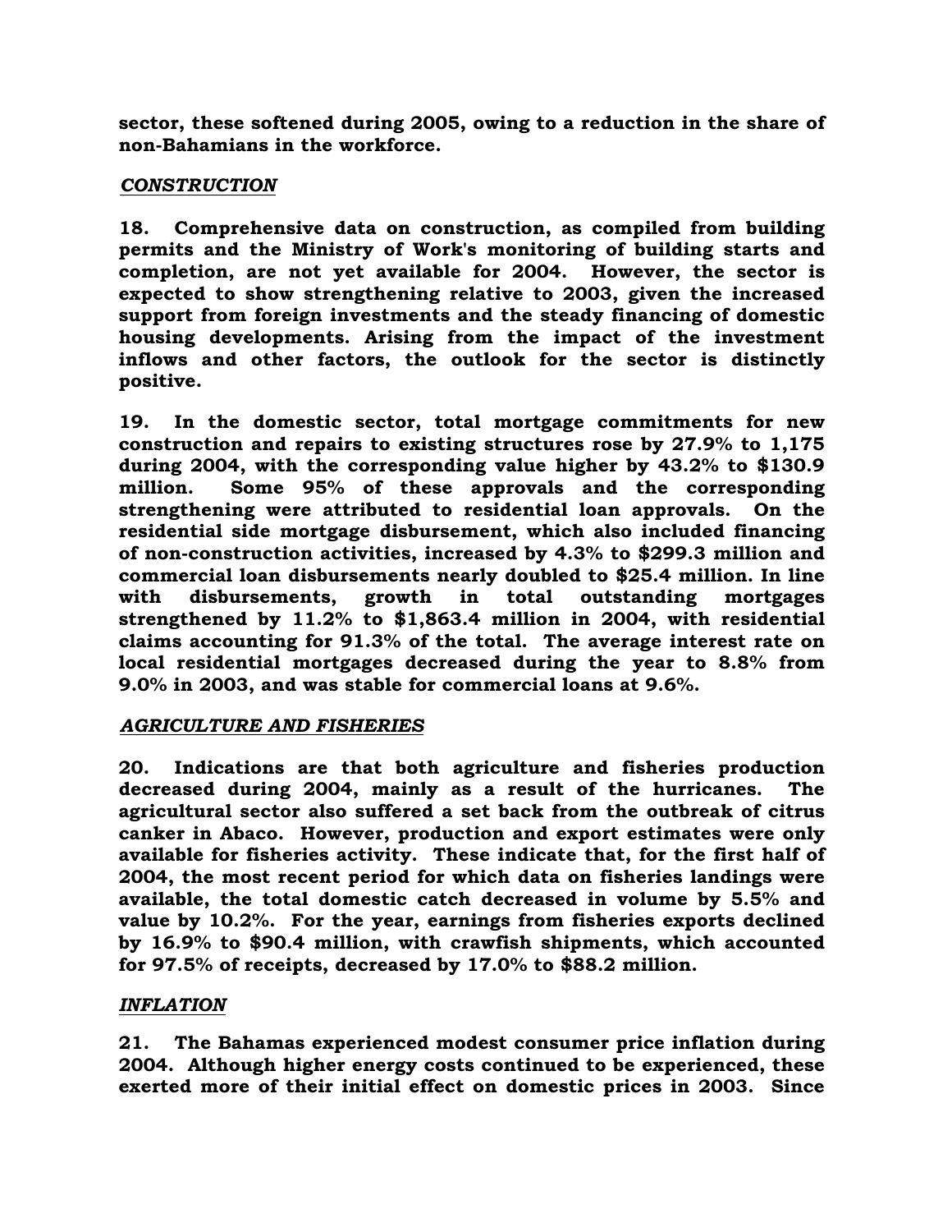**sector, these softened during 2005, owing to a reduction in the share of non-Bahamians in the workforce.**

***CONSTRUCTION***

**18. Comprehensive data on construction, as compiled from building permits and the Ministry of Work's monitoring of building starts and completion, are not yet available for 2004. However, the sector is expected to show strengthening relative to 2003, given the increased support from foreign investments and the steady financing of domestic housing developments. Arising from the impact of the investment inflows and other factors, the outlook for the sector is distinctly positive.**

**19. In the domestic sector, total mortgage commitments for new construction and repairs to existing structures rose by 27.9% to 1,175 during 2004, with the corresponding value higher by 43.2% to $130.9 million. Some 95% of these approvals and the corresponding strengthening were attributed to residential loan approvals. On the residential side mortgage disbursement, which also included financing of non-construction activities, increased by 4.3% to $299.3 million and commercial loan disbursements nearly doubled to $25.4 million. In line with disbursements, growth in total outstanding mortgages strengthened by 11.2% to $1,863.4 million in 2004, with residential claims accounting for 91.3% of the total. The average interest rate on local residential mortgages decreased during the year to 8.8% from 9.0% in 2003, and was stable for commercial loans at 9.6%.**

***AGRICULTURE AND FISHERIES***

**20. Indications are that both agriculture and fisheries production decreased during 2004, mainly as a result of the hurricanes. The agricultural sector also suffered a set back from the outbreak of citrus canker in Abaco. However, production and export estimates were only available for fisheries activity. These indicate that, for the first half of 2004, the most recent period for which data on fisheries landings were available, the total domestic catch decreased in volume by 5.5% and value by 10.2%. For the year, earnings from fisheries exports declined by 16.9% to $90.4 million, with crawfish shipments, which accounted for 97.5% of receipts, decreased by 17.0% to $88.2 million.**

***INFLATION***

**21. The Bahamas experienced modest consumer price inflation during 2004. Although higher energy costs continued to be experienced, these exerted more of their initial effect on domestic prices in 2003. Since**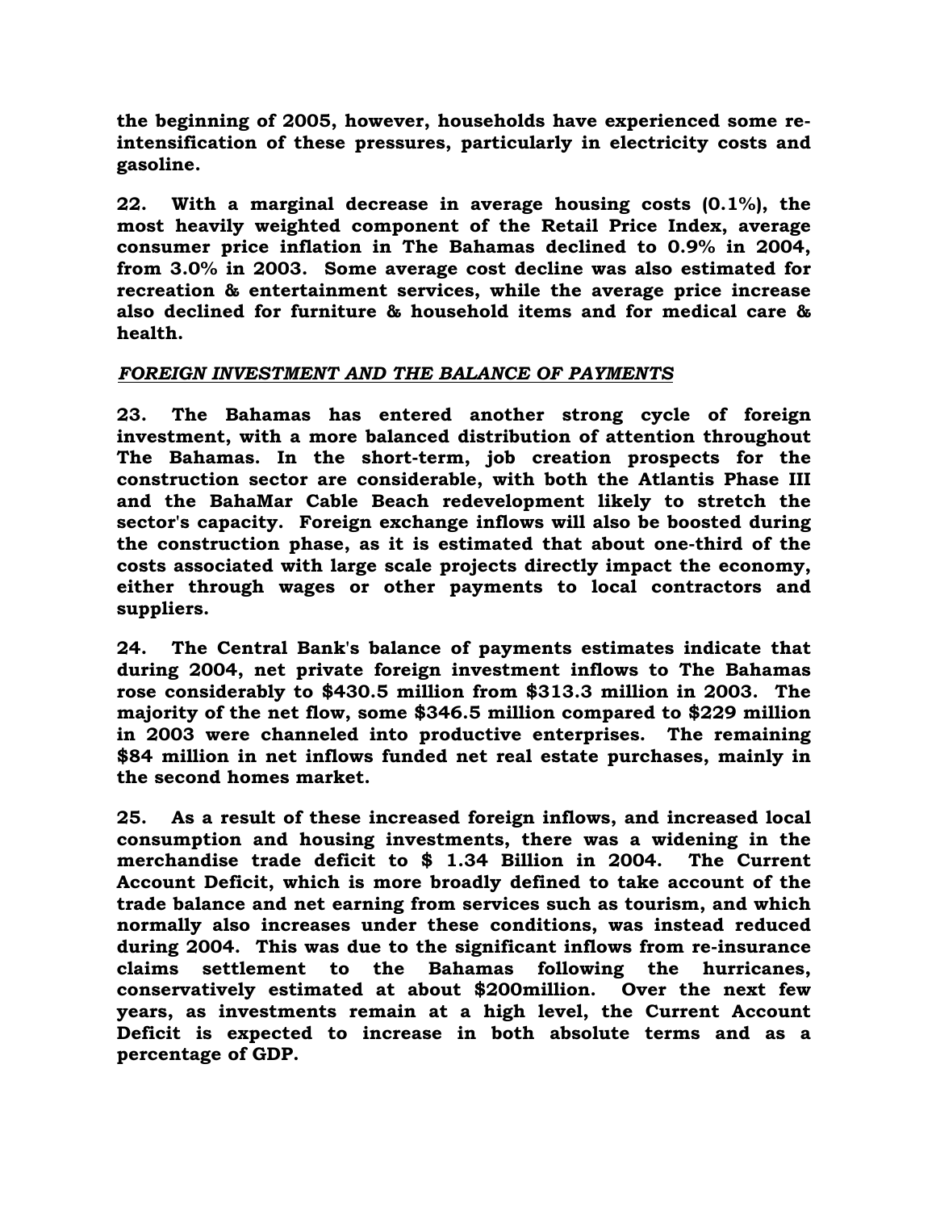**the beginning of 2005, however, households have experienced some re-intensification of these pressures, particularly in electricity costs and gasoline.**

**22. With a marginal decrease in average housing costs (0.1%), the most heavily weighted component of the Retail Price Index, average consumer price inflation in The Bahamas declined to 0.9% in 2004, from 3.0% in 2003. Some average cost decline was also estimated for recreation & entertainment services, while the average price increase also declined for furniture & household items and for medical care & health.**

***FOREIGN INVESTMENT AND THE BALANCE OF PAYMENTS***

**23. The Bahamas has entered another strong cycle of foreign investment, with a more balanced distribution of attention throughout The Bahamas. In the short-term, job creation prospects for the construction sector are considerable, with both the Atlantis Phase III and the BahaMar Cable Beach redevelopment likely to stretch the sector's capacity. Foreign exchange inflows will also be boosted during the construction phase, as it is estimated that about one-third of the costs associated with large scale projects directly impact the economy, either through wages or other payments to local contractors and suppliers.**

**24. The Central Bank's balance of payments estimates indicate that during 2004, net private foreign investment inflows to The Bahamas rose considerably to $430.5 million from $313.3 million in 2003. The majority of the net flow, some $346.5 million compared to $229 million in 2003 were channeled into productive enterprises. The remaining $84 million in net inflows funded net real estate purchases, mainly in the second homes market.**

**25. As a result of these increased foreign inflows, and increased local consumption and housing investments, there was a widening in the merchandise trade deficit to $ 1.34 Billion in 2004. The Current Account Deficit, which is more broadly defined to take account of the trade balance and net earning from services such as tourism, and which normally also increases under these conditions, was instead reduced during 2004. This was due to the significant inflows from re-insurance claims settlement to the Bahamas following the hurricanes, conservatively estimated at about $200million. Over the next few years, as investments remain at a high level, the Current Account Deficit is expected to increase in both absolute terms and as a percentage of GDP.**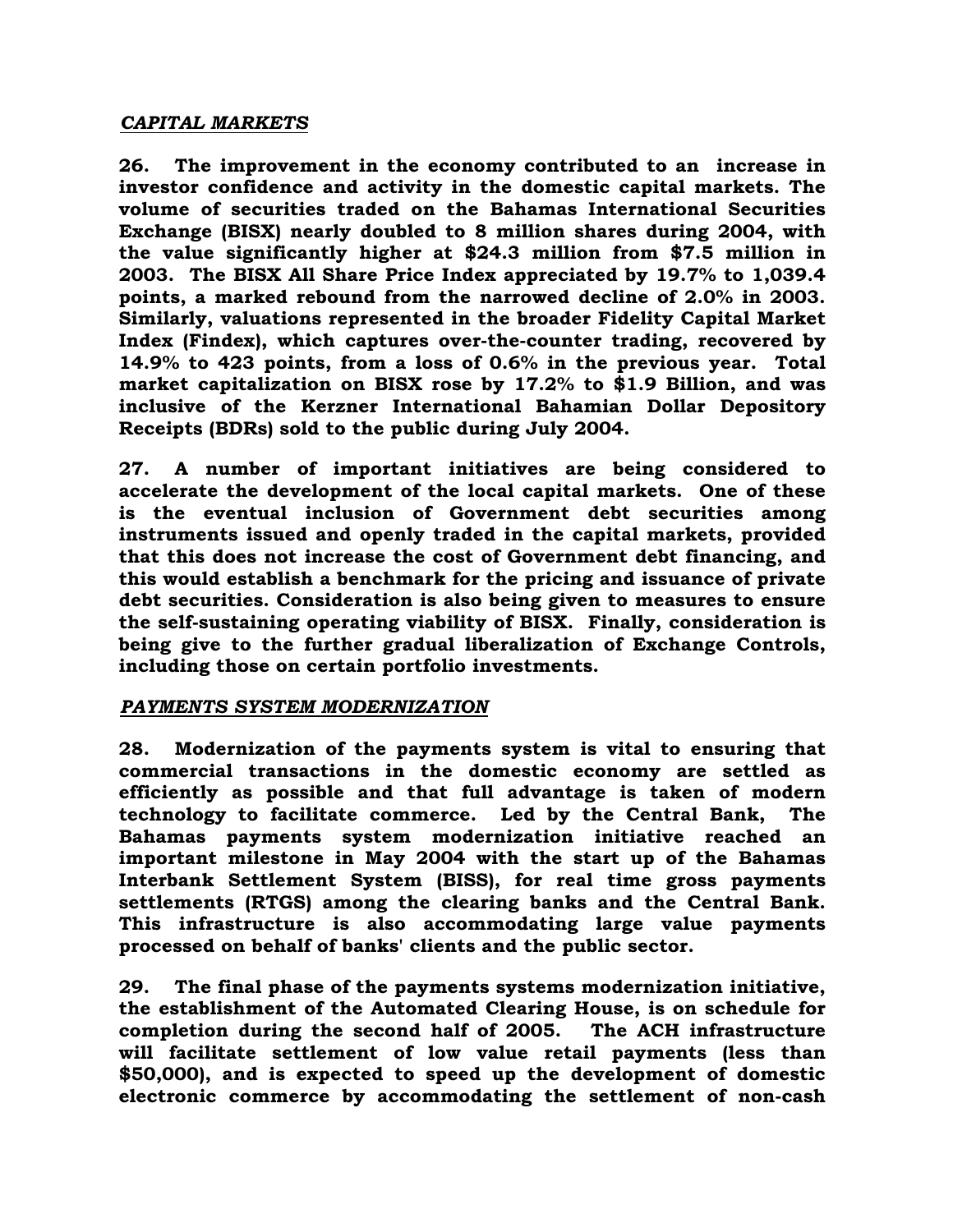### ***CAPITAL MARKETS***

**26. The improvement in the economy contributed to an increase in investor confidence and activity in the domestic capital markets. The volume of securities traded on the Bahamas International Securities Exchange (BISX) nearly doubled to 8 million shares during 2004, with the value significantly higher at $24.3 million from $7.5 million in 2003. The BISX All Share Price Index appreciated by 19.7% to 1,039.4 points, a marked rebound from the narrowed decline of 2.0% in 2003. Similarly, valuations represented in the broader Fidelity Capital Market Index (Findex), which captures over-the-counter trading, recovered by 14.9% to 423 points, from a loss of 0.6% in the previous year. Total market capitalization on BISX rose by 17.2% to $1.9 Billion, and was inclusive of the Kerzner International Bahamian Dollar Depository Receipts (BDRs) sold to the public during July 2004.**

**27. A number of important initiatives are being considered to accelerate the development of the local capital markets. One of these is the eventual inclusion of Government debt securities among instruments issued and openly traded in the capital markets, provided that this does not increase the cost of Government debt financing, and this would establish a benchmark for the pricing and issuance of private debt securities. Consideration is also being given to measures to ensure the self-sustaining operating viability of BISX. Finally, consideration is being give to the further gradual liberalization of Exchange Controls, including those on certain portfolio investments.**

### ***PAYMENTS SYSTEM MODERNIZATION***

**28. Modernization of the payments system is vital to ensuring that commercial transactions in the domestic economy are settled as efficiently as possible and that full advantage is taken of modern technology to facilitate commerce. Led by the Central Bank, The Bahamas payments system modernization initiative reached an important milestone in May 2004 with the start up of the Bahamas Interbank Settlement System (BISS), for real time gross payments settlements (RTGS) among the clearing banks and the Central Bank. This infrastructure is also accommodating large value payments processed on behalf of banks' clients and the public sector.**

**29. The final phase of the payments systems modernization initiative, the establishment of the Automated Clearing House, is on schedule for completion during the second half of 2005. The ACH infrastructure will facilitate settlement of low value retail payments (less than $50,000), and is expected to speed up the development of domestic electronic commerce by accommodating the settlement of non-cash**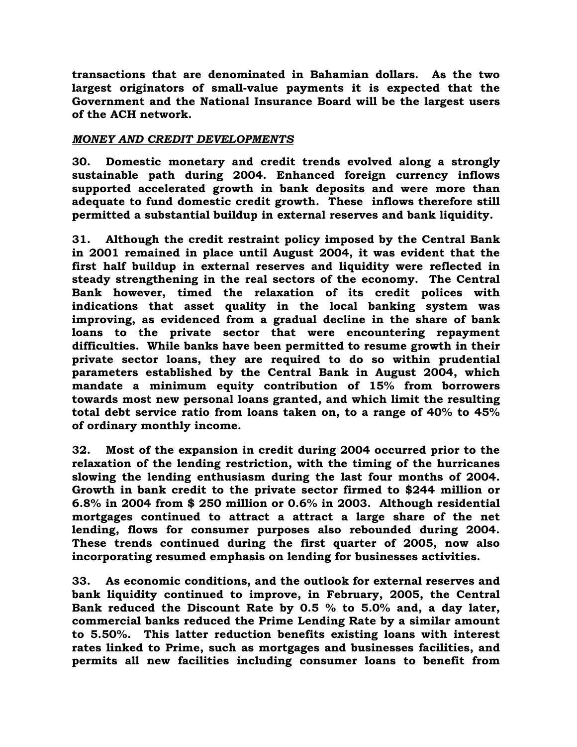**transactions that are denominated in Bahamian dollars. As the two largest originators of small-value payments it is expected that the Government and the National Insurance Board will be the largest users of the ACH network.**

***MONEY AND CREDIT DEVELOPMENTS***

**30. Domestic monetary and credit trends evolved along a strongly sustainable path during 2004. Enhanced foreign currency inflows supported accelerated growth in bank deposits and were more than adequate to fund domestic credit growth. These inflows therefore still permitted a substantial buildup in external reserves and bank liquidity.**

**31. Although the credit restraint policy imposed by the Central Bank in 2001 remained in place until August 2004, it was evident that the first half buildup in external reserves and liquidity were reflected in steady strengthening in the real sectors of the economy. The Central Bank however, timed the relaxation of its credit polices with indications that asset quality in the local banking system was improving, as evidenced from a gradual decline in the share of bank loans to the private sector that were encountering repayment difficulties. While banks have been permitted to resume growth in their private sector loans, they are required to do so within prudential parameters established by the Central Bank in August 2004, which mandate a minimum equity contribution of 15% from borrowers towards most new personal loans granted, and which limit the resulting total debt service ratio from loans taken on, to a range of 40% to 45% of ordinary monthly income.**

**32. Most of the expansion in credit during 2004 occurred prior to the relaxation of the lending restriction, with the timing of the hurricanes slowing the lending enthusiasm during the last four months of 2004. Growth in bank credit to the private sector firmed to $244 million or 6.8% in 2004 from $ 250 million or 0.6% in 2003. Although residential mortgages continued to attract a attract a large share of the net lending, flows for consumer purposes also rebounded during 2004. These trends continued during the first quarter of 2005, now also incorporating resumed emphasis on lending for businesses activities.**

**33. As economic conditions, and the outlook for external reserves and bank liquidity continued to improve, in February, 2005, the Central Bank reduced the Discount Rate by 0.5 % to 5.0% and, a day later, commercial banks reduced the Prime Lending Rate by a similar amount to 5.50%. This latter reduction benefits existing loans with interest rates linked to Prime, such as mortgages and businesses facilities, and permits all new facilities including consumer loans to benefit from**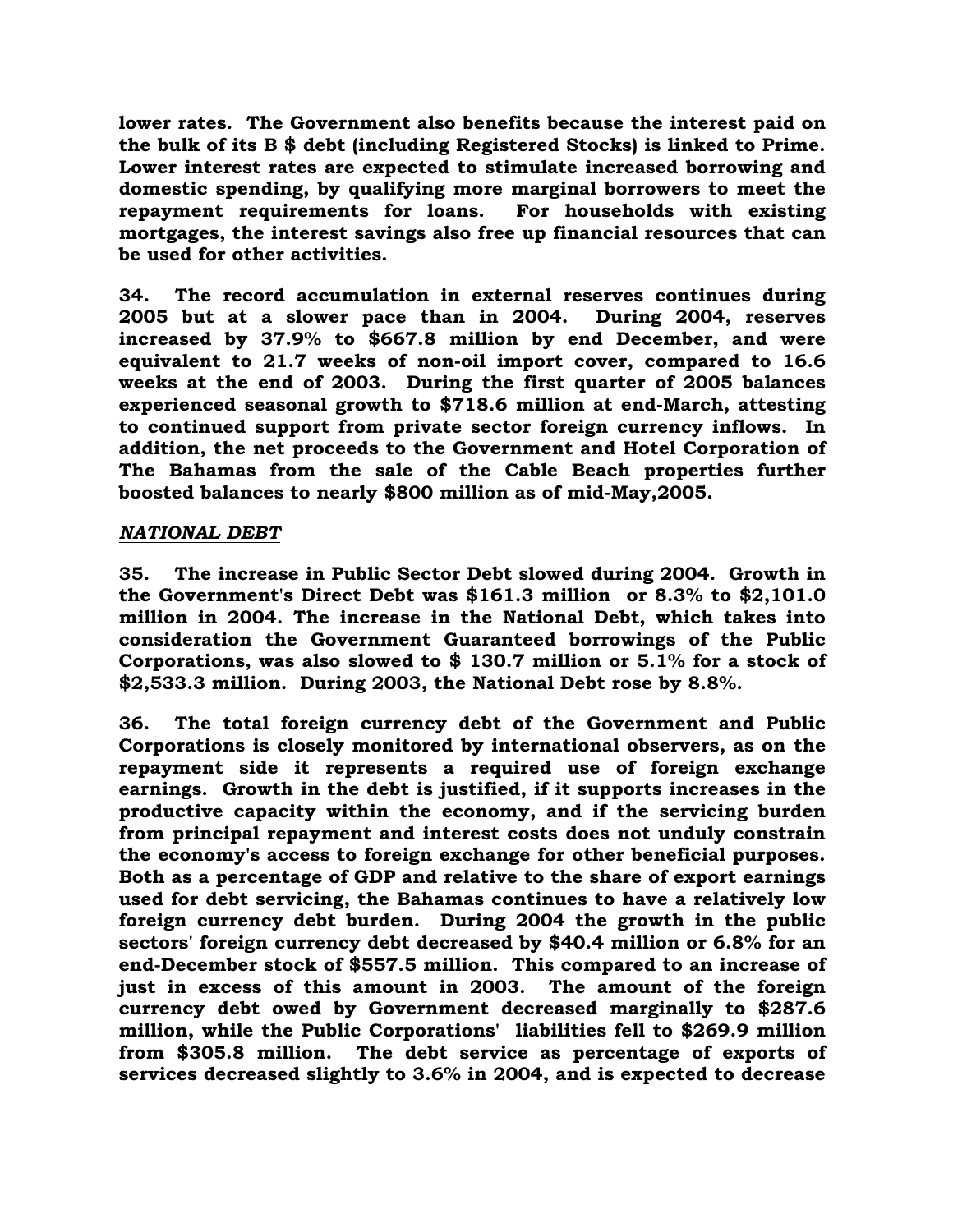**lower rates. The Government also benefits because the interest paid on the bulk of its B $ debt (including Registered Stocks) is linked to Prime. Lower interest rates are expected to stimulate increased borrowing and domestic spending, by qualifying more marginal borrowers to meet the repayment requirements for loans. For households with existing mortgages, the interest savings also free up financial resources that can be used for other activities.**

**34. The record accumulation in external reserves continues during 2005 but at a slower pace than in 2004. During 2004, reserves increased by 37.9% to $667.8 million by end December, and were equivalent to 21.7 weeks of non-oil import cover, compared to 16.6 weeks at the end of 2003. During the first quarter of 2005 balances experienced seasonal growth to $718.6 million at end-March, attesting to continued support from private sector foreign currency inflows. In addition, the net proceeds to the Government and Hotel Corporation of The Bahamas from the sale of the Cable Beach properties further boosted balances to nearly $800 million as of mid-May,2005.**

***NATIONAL DEBT***

**35. The increase in Public Sector Debt slowed during 2004. Growth in the Government's Direct Debt was $161.3 million or 8.3% to $2,101.0 million in 2004. The increase in the National Debt, which takes into consideration the Government Guaranteed borrowings of the Public Corporations, was also slowed to $ 130.7 million or 5.1% for a stock of $2,533.3 million. During 2003, the National Debt rose by 8.8%.**

**36. The total foreign currency debt of the Government and Public Corporations is closely monitored by international observers, as on the repayment side it represents a required use of foreign exchange earnings. Growth in the debt is justified, if it supports increases in the productive capacity within the economy, and if the servicing burden from principal repayment and interest costs does not unduly constrain the economy's access to foreign exchange for other beneficial purposes. Both as a percentage of GDP and relative to the share of export earnings used for debt servicing, the Bahamas continues to have a relatively low foreign currency debt burden. During 2004 the growth in the public sectors' foreign currency debt decreased by $40.4 million or 6.8% for an end-December stock of $557.5 million. This compared to an increase of just in excess of this amount in 2003. The amount of the foreign currency debt owed by Government decreased marginally to $287.6 million, while the Public Corporations' liabilities fell to $269.9 million from $305.8 million. The debt service as percentage of exports of services decreased slightly to 3.6% in 2004, and is expected to decrease**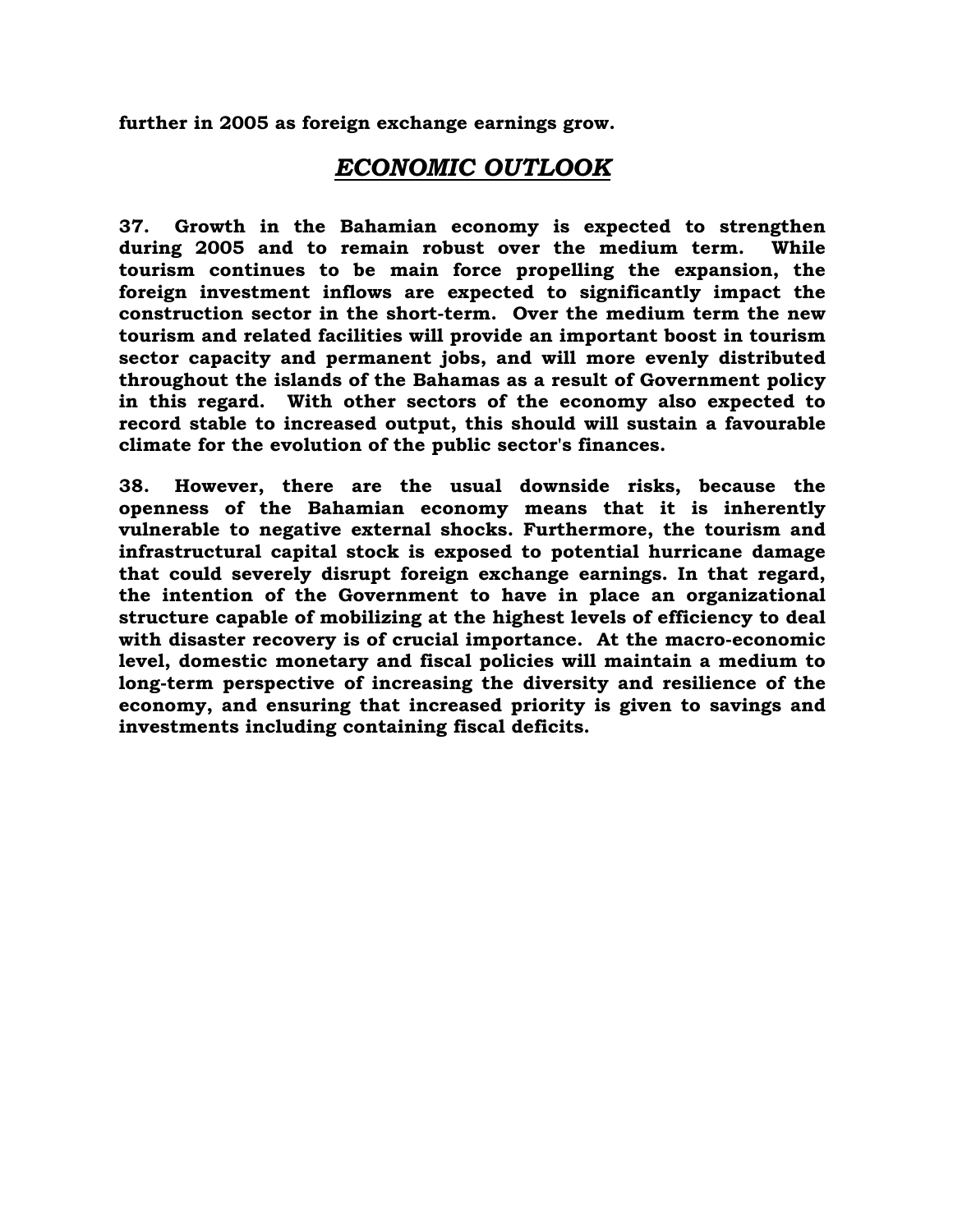**further in 2005 as foreign exchange earnings grow.**

## ***ECONOMIC OUTLOOK***

**37. Growth in the Bahamian economy is expected to strengthen during 2005 and to remain robust over the medium term. While tourism continues to be main force propelling the expansion, the foreign investment inflows are expected to significantly impact the construction sector in the short-term. Over the medium term the new tourism and related facilities will provide an important boost in tourism sector capacity and permanent jobs, and will more evenly distributed throughout the islands of the Bahamas as a result of Government policy in this regard. With other sectors of the economy also expected to record stable to increased output, this should will sustain a favourable climate for the evolution of the public sector's finances.**

**38. However, there are the usual downside risks, because the openness of the Bahamian economy means that it is inherently vulnerable to negative external shocks. Furthermore, the tourism and infrastructural capital stock is exposed to potential hurricane damage that could severely disrupt foreign exchange earnings. In that regard, the intention of the Government to have in place an organizational structure capable of mobilizing at the highest levels of efficiency to deal with disaster recovery is of crucial importance. At the macro-economic level, domestic monetary and fiscal policies will maintain a medium to long-term perspective of increasing the diversity and resilience of the economy, and ensuring that increased priority is given to savings and investments including containing fiscal deficits.**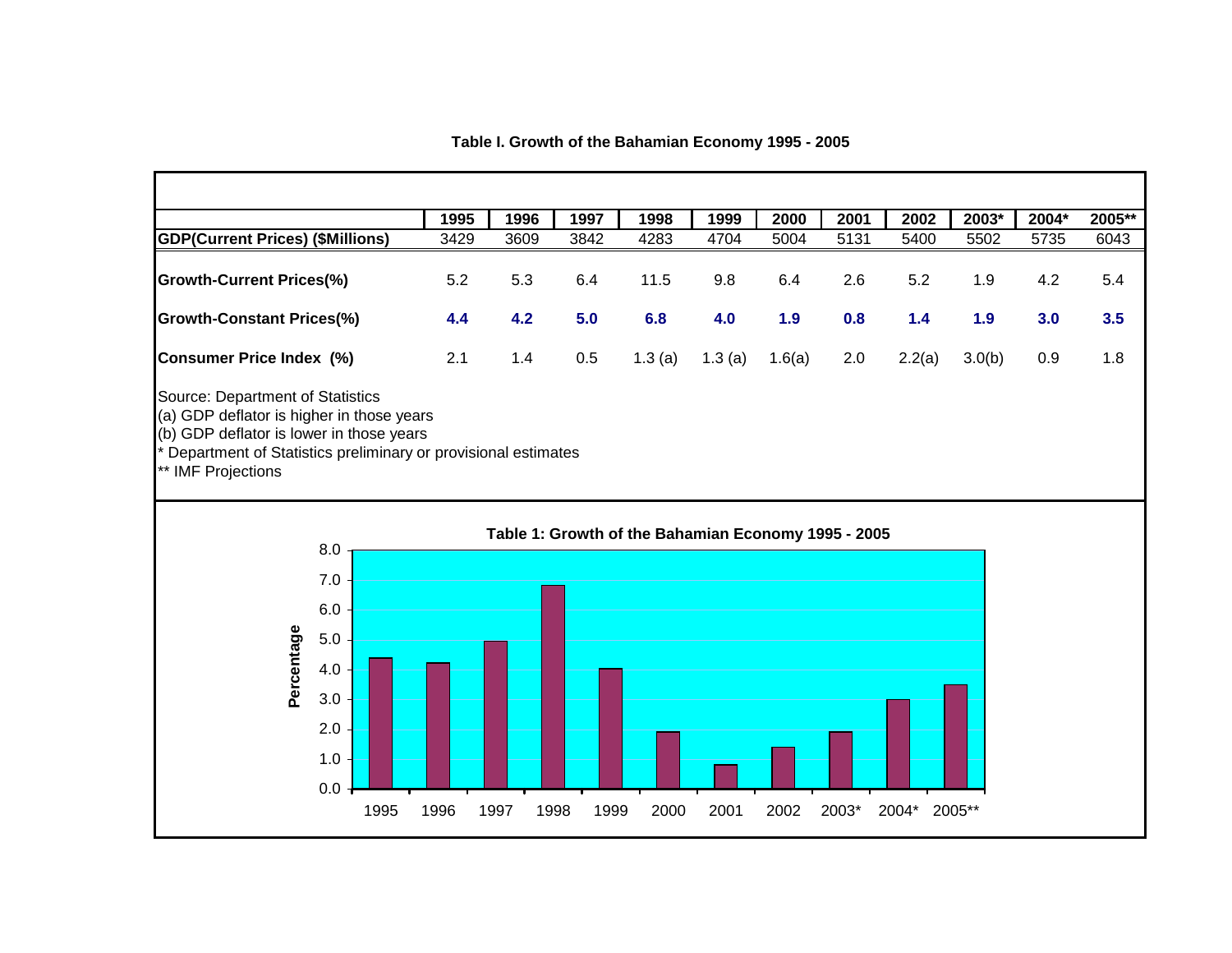**Table I. Growth of the Bahamian Economy 1995 - 2005**

| | 1995 | 1996 | 1997 | 1998 | 1999 | 2000 | 2001 | 2002 | 2003* | 2004* | 2005** |
|---|---|---|---|---|---|---|---|---|---|---|---|
| **GDP(Current Prices) ($Millions)** | 3429 | 3609 | 3842 | 4283 | 4704 | 5004 | 5131 | 5400 | 5502 | 5735 | 6043 |
| **Growth-Current Prices(%)** | 5.2 | 5.3 | 6.4 | 11.5 | 9.8 | 6.4 | 2.6 | 5.2 | 1.9 | 4.2 | 5.4 |
| **Growth-Constant Prices(%)** | **4.4** | **4.2** | **5.0** | **6.8** | **4.0** | **1.9** | **0.8** | **1.4** | **1.9** | **3.0** | **3.5** |
| **Consumer Price Index (%)** | 2.1 | 1.4 | 0.5 | 1.3 (a) | 1.3 (a) | 1.6(a) | 2.0 | 2.2(a) | 3.0(b) | 0.9 | 1.8 |

Source: Department of Statistics
(a) GDP deflator is higher in those years
(b) GDP deflator is lower in those years
* Department of Statistics preliminary or provisional estimates
** IMF Projections

**Table 1: Growth of the Bahamian Economy 1995 - 2005**

| Year | Percentage |
|---|---|
| 1995 | 4.4 |
| 1996 | 4.2 |
| 1997 | 5.0 |
| 1998 | 6.8 |
| 1999 | 4.0 |
| 2000 | 1.9 |
| 2001 | 0.8 |
| 2002 | 1.4 |
| 2003* | 1.9 |
| 2004* | 3.0 |
| 2005** | 3.5 |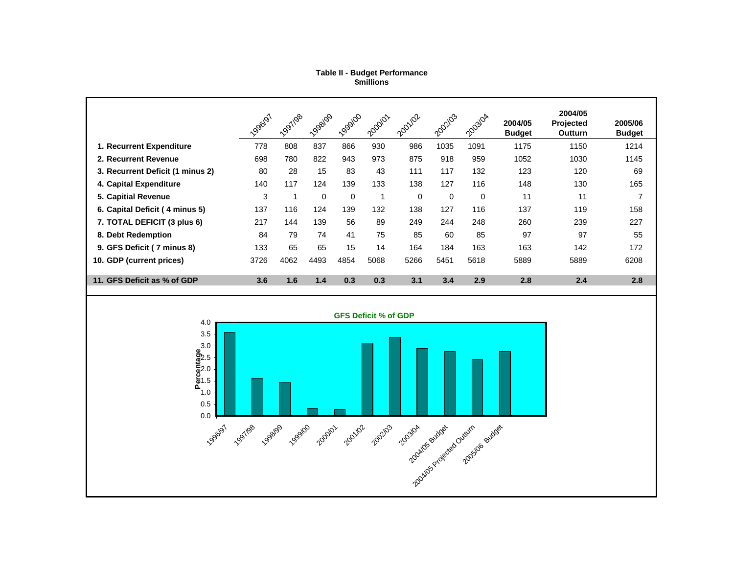**Table II - Budget Performance**
**$millions**

| | 1996/97 | 1997/98 | 1998/99 | 1999/00 | 2000/01 | 2001/02 | 2002/03 | 2003/04 | 2004/05 Budget | 2004/05 Projected Outturn | 2005/06 Budget |
|---|---|---|---|---|---|---|---|---|---|---|---|
| **1. Recurrent Expenditure** | 778 | 808 | 837 | 866 | 930 | 986 | 1035 | 1091 | 1175 | 1150 | 1214 |
| **2. Recurrent Revenue** | 698 | 780 | 822 | 943 | 973 | 875 | 918 | 959 | 1052 | 1030 | 1145 |
| **3. Recurrent Deficit (1 minus 2)** | 80 | 28 | 15 | 83 | 43 | 111 | 117 | 132 | 123 | 120 | 69 |
| **4. Capital Expenditure** | 140 | 117 | 124 | 139 | 133 | 138 | 127 | 116 | 148 | 130 | 165 |
| **5. Capitial Revenue** | 3 | 1 | 0 | 0 | 1 | 0 | 0 | 0 | 11 | 11 | 7 |
| **6. Capital Deficit ( 4 minus 5)** | 137 | 116 | 124 | 139 | 132 | 138 | 127 | 116 | 137 | 119 | 158 |
| **7. TOTAL DEFICIT (3 plus 6)** | 217 | 144 | 139 | 56 | 89 | 249 | 244 | 248 | 260 | 239 | 227 |
| **8. Debt Redemption** | 84 | 79 | 74 | 41 | 75 | 85 | 60 | 85 | 97 | 97 | 55 |
| **9. GFS Deficit ( 7 minus 8)** | 133 | 65 | 65 | 15 | 14 | 164 | 184 | 163 | 163 | 142 | 172 |
| **10. GDP (current prices)** | 3726 | 4062 | 4493 | 4854 | 5068 | 5266 | 5451 | 5618 | 5889 | 5889 | 6208 |
| **11. GFS Deficit as % of GDP** | **3.6** | **1.6** | **1.4** | **0.3** | **0.3** | **3.1** | **3.4** | **2.9** | **2.8** | **2.4** | **2.8** |

**GFS Deficit % of GDP**

| Year | Percentage |
|---|---|
| 1996/97 | 3.6 |
| 1997/98 | 1.6 |
| 1998/99 | 1.4 |
| 1999/00 | 0.3 |
| 2000/01 | 0.3 |
| 2001/02 | 3.1 |
| 2002/03 | 3.4 |
| 2003/04 | 2.9 |
| 2004/05 Budget | 2.8 |
| 2004/05 Projected Outturn | 2.4 |
| 2005/06 Budget | 2.8 |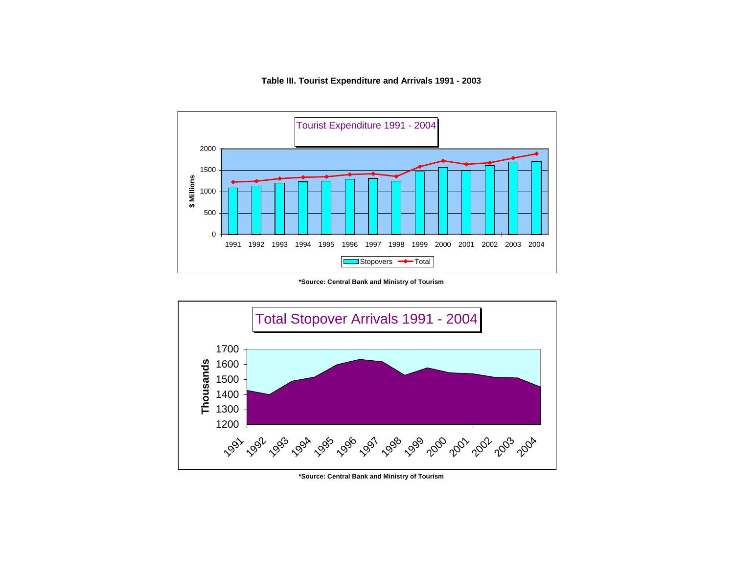**Table III. Tourist Expenditure and Arrivals 1991 - 2003**

Tourist Expenditure 1991 - 2004

$ Millions

Stopovers — Total

*Source: Central Bank and Ministry of Tourism

Total Stopover Arrivals 1991 - 2004

Thousands

*Source: Central Bank and Ministry of Tourism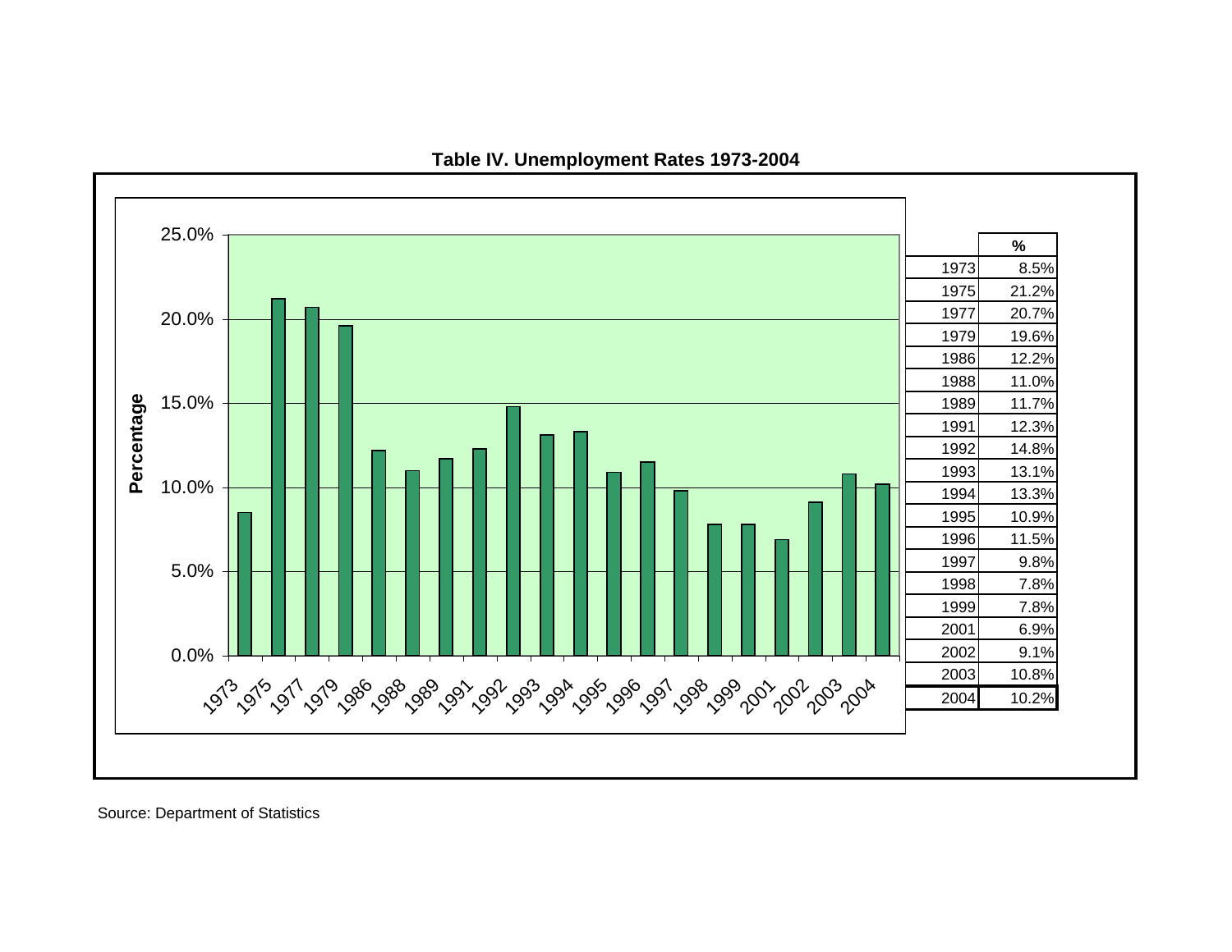**Table IV. Unemployment Rates 1973-2004**

| Year | % |
|---|---|
| 1973 | 8.5% |
| 1975 | 21.2% |
| 1977 | 20.7% |
| 1979 | 19.6% |
| 1986 | 12.2% |
| 1988 | 11.0% |
| 1989 | 11.7% |
| 1991 | 12.3% |
| 1992 | 14.8% |
| 1993 | 13.1% |
| 1994 | 13.3% |
| 1995 | 10.9% |
| 1996 | 11.5% |
| 1997 | 9.8% |
| 1998 | 7.8% |
| 1999 | 7.8% |
| 2001 | 6.9% |
| 2002 | 9.1% |
| 2003 | 10.8% |
| 2004 | 10.2% |

Source: Department of Statistics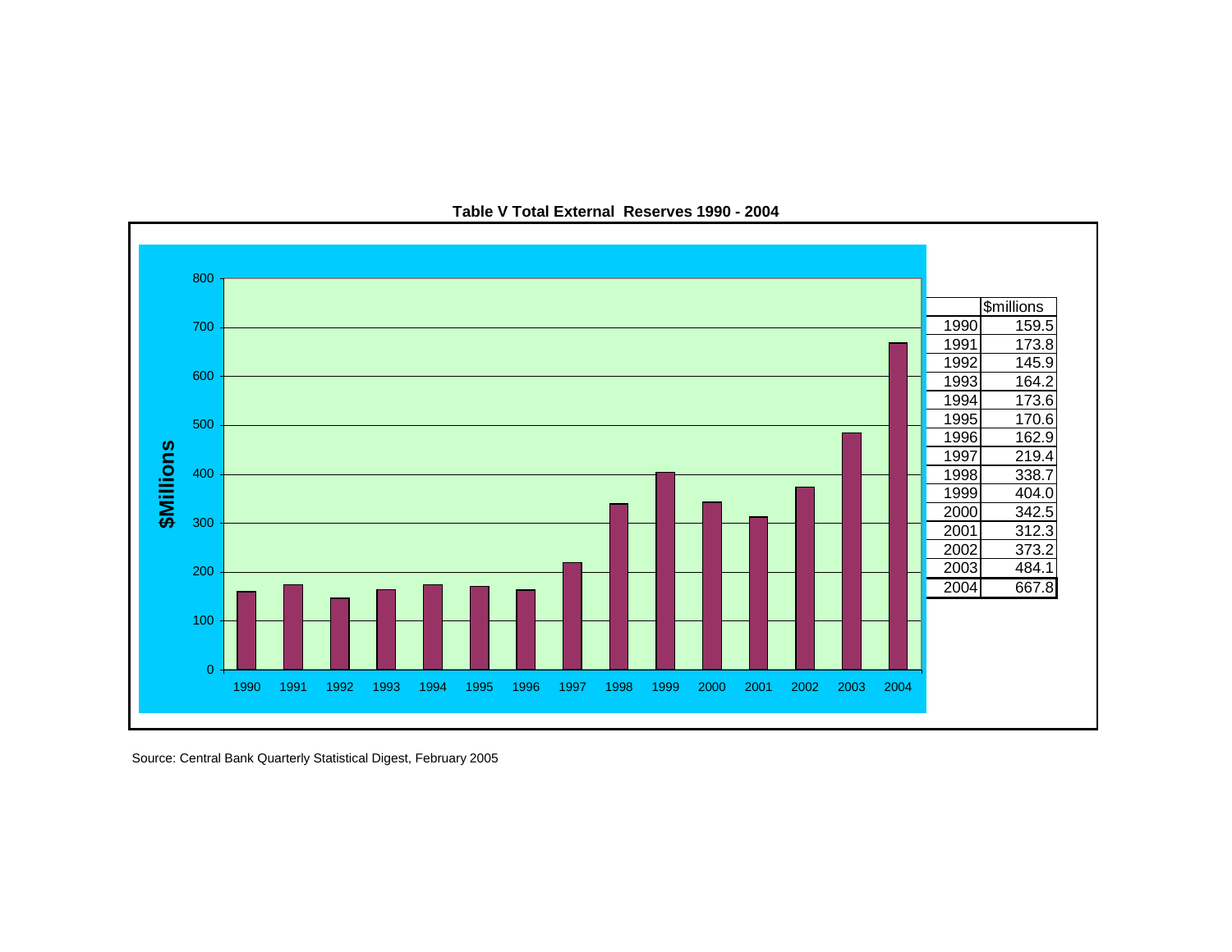**Table V Total External Reserves 1990 - 2004**

| | $millions |
|---|---|
| 1990 | 159.5 |
| 1991 | 173.8 |
| 1992 | 145.9 |
| 1993 | 164.2 |
| 1994 | 173.6 |
| 1995 | 170.6 |
| 1996 | 162.9 |
| 1997 | 219.4 |
| 1998 | 338.7 |
| 1999 | 404.0 |
| 2000 | 342.5 |
| 2001 | 312.3 |
| 2002 | 373.2 |
| 2003 | 484.1 |
| 2004 | 667.8 |

Source: Central Bank Quarterly Statistical Digest, February 2005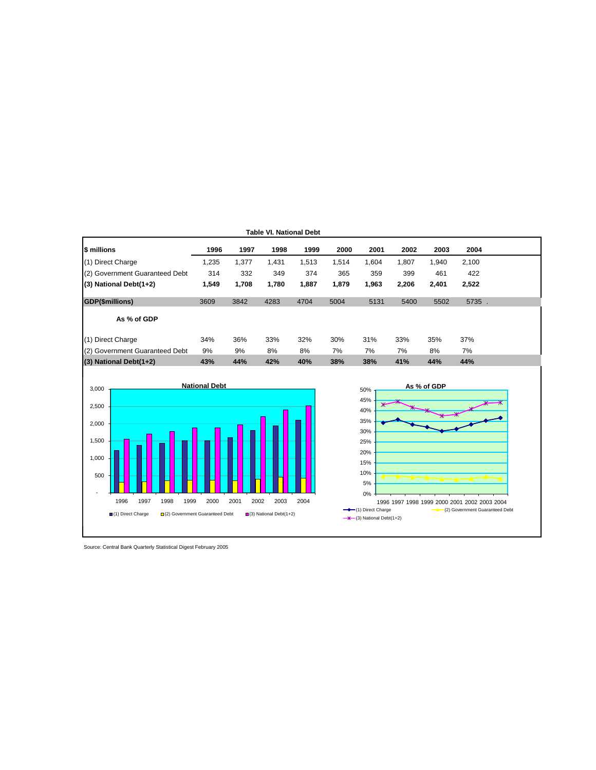**Table VI. National Debt**

| $ millions | 1996 | 1997 | 1998 | 1999 | 2000 | 2001 | 2002 | 2003 | 2004 |
|---|---|---|---|---|---|---|---|---|---|
| (1) Direct Charge | 1,235 | 1,377 | 1,431 | 1,513 | 1,514 | 1,604 | 1,807 | 1,940 | 2,100 |
| (2) Government Guaranteed Debt | 314 | 332 | 349 | 374 | 365 | 359 | 399 | 461 | 422 |
| **(3) National Debt(1+2)** | **1,549** | **1,708** | **1,780** | **1,887** | **1,879** | **1,963** | **2,206** | **2,401** | **2,522** |
| **GDP($millions)** | 3609 | 3842 | 4283 | 4704 | 5004 | 5131 | 5400 | 5502 | 5735 . |
| **As % of GDP** | | | | | | | | | |
| (1) Direct Charge | 34% | 36% | 33% | 32% | 30% | 31% | 33% | 35% | 37% |
| (2) Government Guaranteed Debt | 9% | 9% | 8% | 8% | 7% | 7% | 7% | 8% | 7% |
| **(3) National Debt(1+2)** | **43%** | **44%** | **42%** | **40%** | **38%** | **38%** | **41%** | **44%** | **44%** |

Source: Central Bank Quarterly Statistical Digest February 2005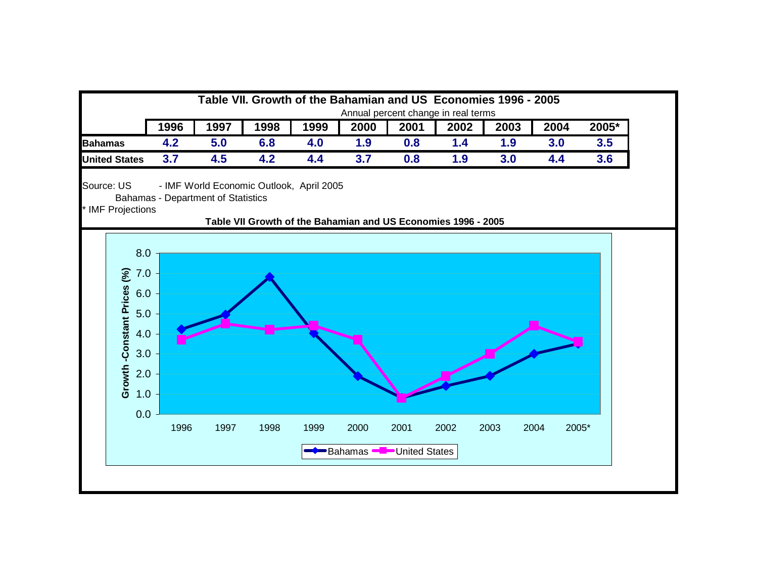## Table VII. Growth of the Bahamian and US Economies 1996 - 2005

Annual percent change in real terms

| | 1996 | 1997 | 1998 | 1999 | 2000 | 2001 | 2002 | 2003 | 2004 | 2005* |
|---|---|---|---|---|---|---|---|---|---|---|
| **Bahamas** | 4.2 | 5.0 | 6.8 | 4.0 | 1.9 | 0.8 | 1.4 | 1.9 | 3.0 | 3.5 |
| **United States** | 3.7 | 4.5 | 4.2 | 4.4 | 3.7 | 0.8 | 1.9 | 3.0 | 4.4 | 3.6 |

Source: US - IMF World Economic Outlook, April 2005
Bahamas - Department of Statistics
* IMF Projections

**Table VII Growth of the Bahamian and US Economies 1996 - 2005**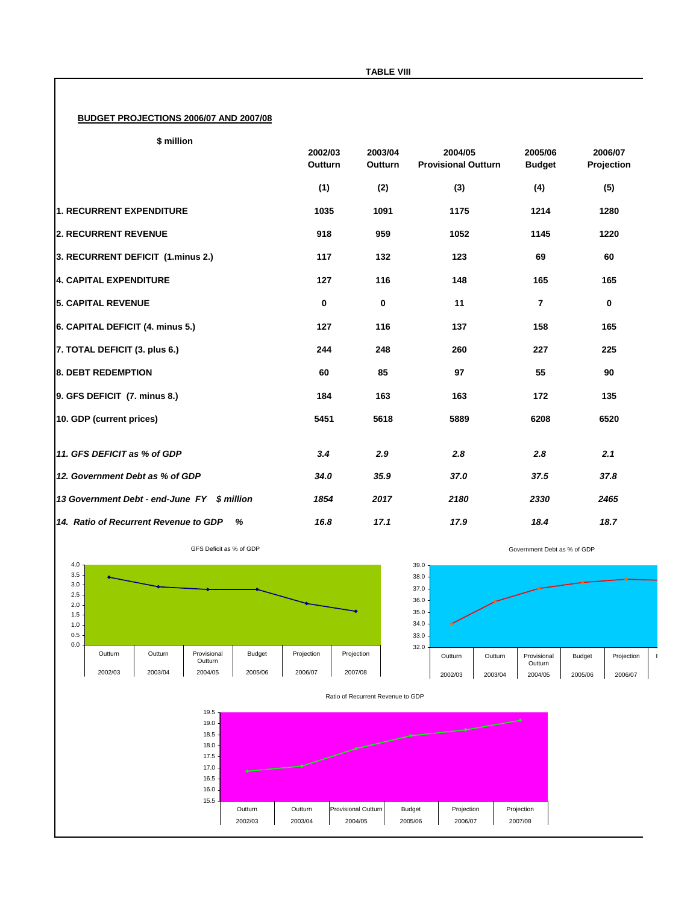**TABLE VIII**

**BUDGET PROJECTIONS 2006/07 AND 2007/08**

| $ million | 2002/03 Outturn | 2003/04 Outturn | 2004/05 Provisional Outturn | 2005/06 Budget | 2006/07 Projection |
|---|---|---|---|---|---|
| | (1) | (2) | (3) | (4) | (5) |
| **1. RECURRENT EXPENDITURE** | **1035** | **1091** | **1175** | **1214** | **1280** |
| **2. RECURRENT REVENUE** | **918** | **959** | **1052** | **1145** | **1220** |
| **3. RECURRENT DEFICIT (1.minus 2.)** | **117** | **132** | **123** | **69** | **60** |
| **4. CAPITAL EXPENDITURE** | **127** | **116** | **148** | **165** | **165** |
| **5. CAPITAL REVENUE** | **0** | **0** | **11** | **7** | **0** |
| **6. CAPITAL DEFICIT (4. minus 5.)** | **127** | **116** | **137** | **158** | **165** |
| **7. TOTAL DEFICIT (3. plus 6.)** | **244** | **248** | **260** | **227** | **225** |
| **8. DEBT REDEMPTION** | **60** | **85** | **97** | **55** | **90** |
| **9. GFS DEFICIT (7. minus 8.)** | **184** | **163** | **163** | **172** | **135** |
| **10. GDP (current prices)** | **5451** | **5618** | **5889** | **6208** | **6520** |
| ***11. GFS DEFICIT as % of GDP*** | ***3.4*** | ***2.9*** | ***2.8*** | ***2.8*** | ***2.1*** |
| ***12. Government Debt as % of GDP*** | ***34.0*** | ***35.9*** | ***37.0*** | ***37.5*** | ***37.8*** |
| ***13 Government Debt - end-June FY $ million*** | ***1854*** | ***2017*** | ***2180*** | ***2330*** | ***2465*** |
| ***14. Ratio of Recurrent Revenue to GDP %*** | ***16.8*** | ***17.1*** | ***17.9*** | ***18.4*** | ***18.7*** |

GFS Deficit as % of GDP

Government Debt as % of GDP

Ratio of Recurrent Revenue to GDP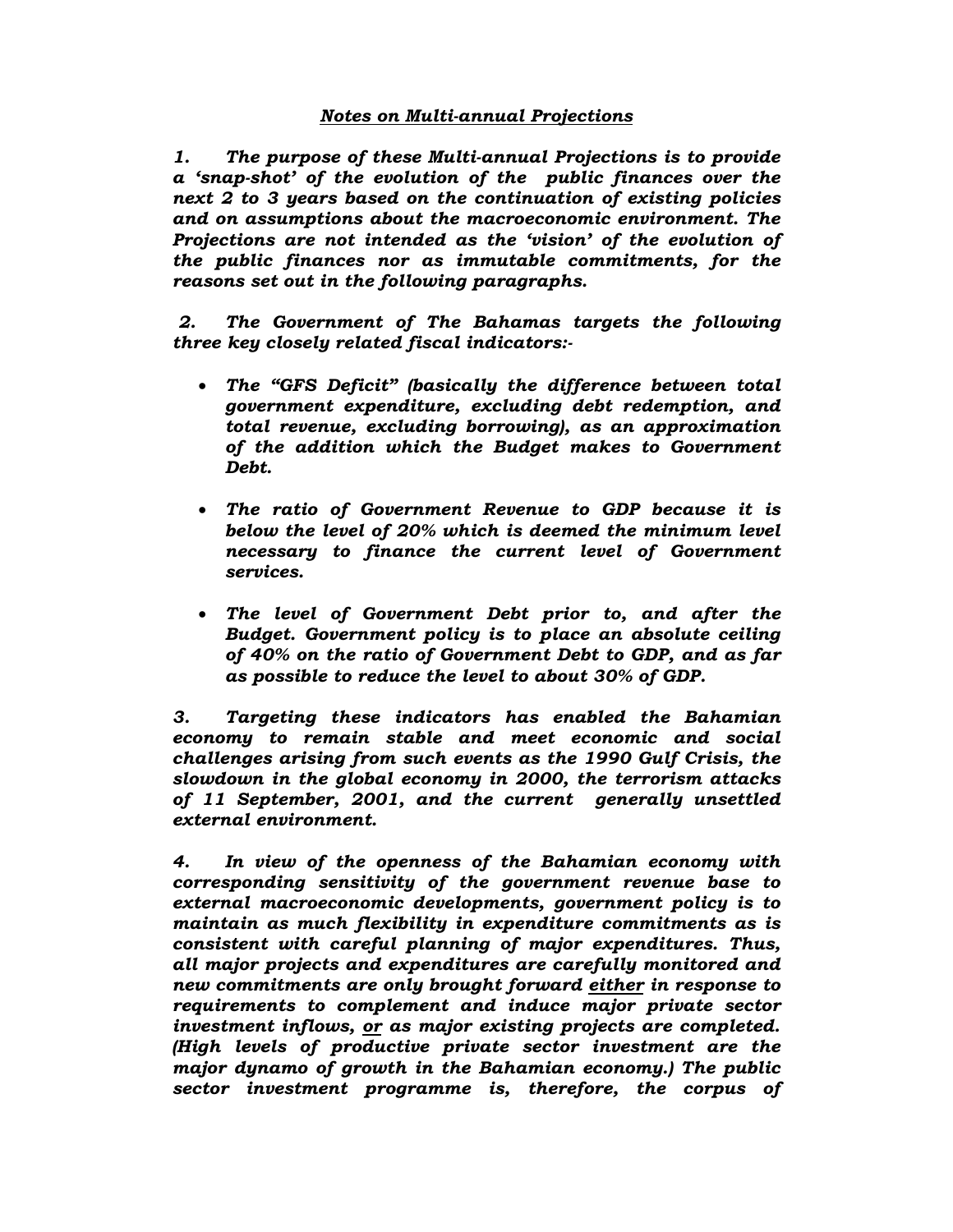## ***Notes on Multi-annual Projections***

***1. The purpose of these Multi-annual Projections is to provide a 'snap-shot' of the evolution of the public finances over the next 2 to 3 years based on the continuation of existing policies and on assumptions about the macroeconomic environment. The Projections are not intended as the 'vision' of the evolution of the public finances nor as immutable commitments, for the reasons set out in the following paragraphs.***

***2. The Government of The Bahamas targets the following three key closely related fiscal indicators:-***

- ***The "GFS Deficit" (basically the difference between total government expenditure, excluding debt redemption, and total revenue, excluding borrowing), as an approximation of the addition which the Budget makes to Government Debt.***

- ***The ratio of Government Revenue to GDP because it is below the level of 20% which is deemed the minimum level necessary to finance the current level of Government services.***

- ***The level of Government Debt prior to, and after the Budget. Government policy is to place an absolute ceiling of 40% on the ratio of Government Debt to GDP, and as far as possible to reduce the level to about 30% of GDP.***

***3. Targeting these indicators has enabled the Bahamian economy to remain stable and meet economic and social challenges arising from such events as the 1990 Gulf Crisis, the slowdown in the global economy in 2000, the terrorism attacks of 11 September, 2001, and the current generally unsettled external environment.***

***4. In view of the openness of the Bahamian economy with corresponding sensitivity of the government revenue base to external macroeconomic developments, government policy is to maintain as much flexibility in expenditure commitments as is consistent with careful planning of major expenditures. Thus, all major projects and expenditures are carefully monitored and new commitments are only brought forward <u>either</u> in response to requirements to complement and induce major private sector investment inflows, <u>or</u> as major existing projects are completed. (High levels of productive private sector investment are the major dynamo of growth in the Bahamian economy.) The public sector investment programme is, therefore, the corpus of***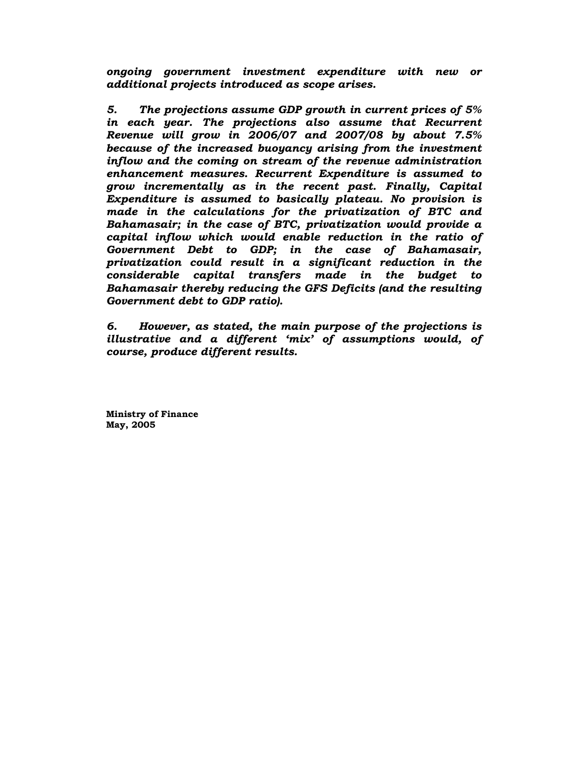***ongoing government investment expenditure with new or additional projects introduced as scope arises.***

***5. The projections assume GDP growth in current prices of 5% in each year. The projections also assume that Recurrent Revenue will grow in 2006/07 and 2007/08 by about 7.5% because of the increased buoyancy arising from the investment inflow and the coming on stream of the revenue administration enhancement measures. Recurrent Expenditure is assumed to grow incrementally as in the recent past. Finally, Capital Expenditure is assumed to basically plateau. No provision is made in the calculations for the privatization of BTC and Bahamasair; in the case of BTC, privatization would provide a capital inflow which would enable reduction in the ratio of Government Debt to GDP; in the case of Bahamasair, privatization could result in a significant reduction in the considerable capital transfers made in the budget to Bahamasair thereby reducing the GFS Deficits (and the resulting Government debt to GDP ratio).***

***6. However, as stated, the main purpose of the projections is illustrative and a different 'mix' of assumptions would, of course, produce different results.***

**Ministry of Finance**
**May, 2005**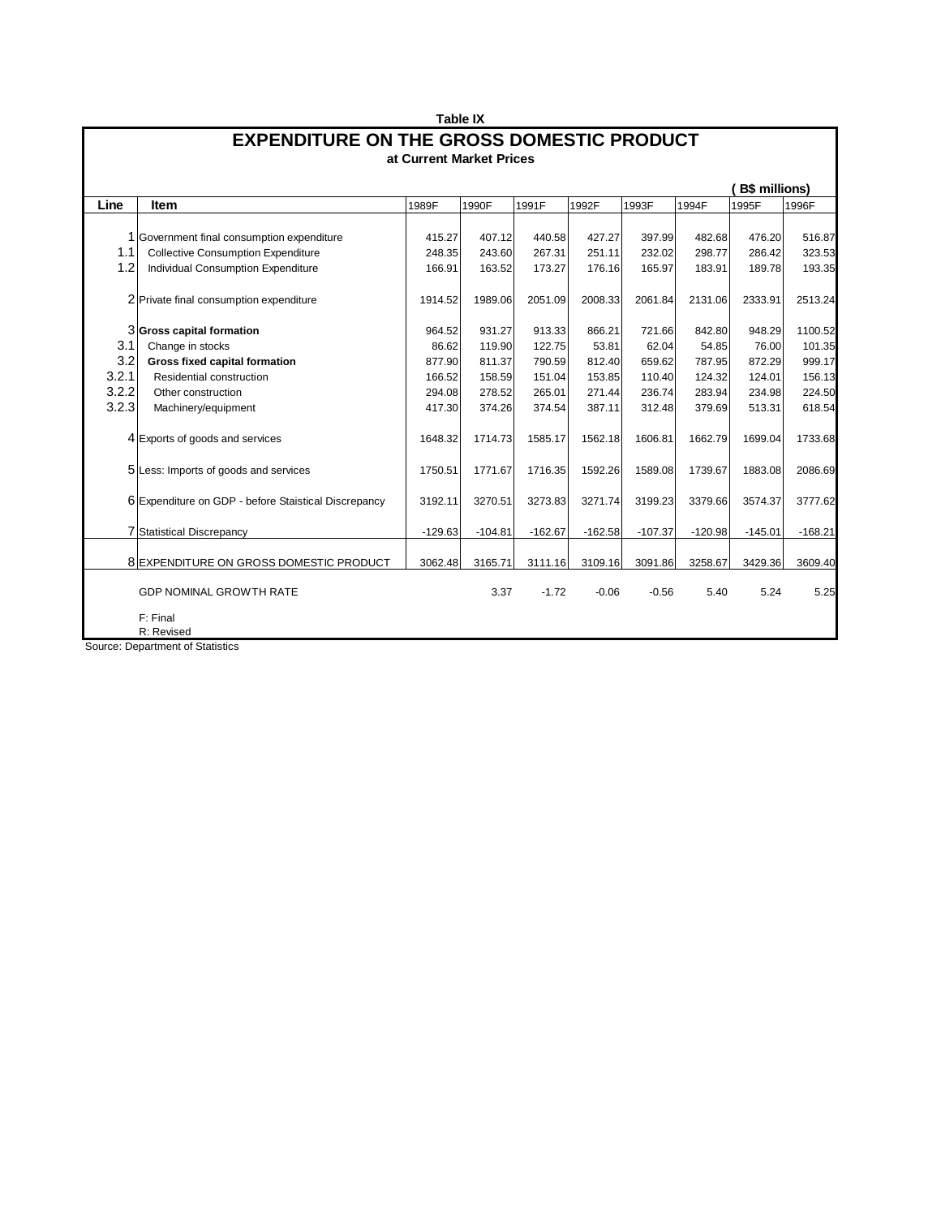**Table IX**

# EXPENDITURE ON THE GROSS DOMESTIC PRODUCT

**at Current Market Prices**

**( B$ millions)**

| Line | Item | 1989F | 1990F | 1991F | 1992F | 1993F | 1994F | 1995F | 1996F |
|---|---|---|---|---|---|---|---|---|---|
| 1 | Government final consumption expenditure | 415.27 | 407.12 | 440.58 | 427.27 | 397.99 | 482.68 | 476.20 | 516.87 |
| 1.1 | Collective Consumption Expenditure | 248.35 | 243.60 | 267.31 | 251.11 | 232.02 | 298.77 | 286.42 | 323.53 |
| 1.2 | Individual Consumption Expenditure | 166.91 | 163.52 | 173.27 | 176.16 | 165.97 | 183.91 | 189.78 | 193.35 |
| 2 | Private final consumption expenditure | 1914.52 | 1989.06 | 2051.09 | 2008.33 | 2061.84 | 2131.06 | 2333.91 | 2513.24 |
| 3 | **Gross capital formation** | 964.52 | 931.27 | 913.33 | 866.21 | 721.66 | 842.80 | 948.29 | 1100.52 |
| 3.1 | Change in stocks | 86.62 | 119.90 | 122.75 | 53.81 | 62.04 | 54.85 | 76.00 | 101.35 |
| 3.2 | **Gross fixed capital formation** | 877.90 | 811.37 | 790.59 | 812.40 | 659.62 | 787.95 | 872.29 | 999.17 |
| 3.2.1 | Residential construction | 166.52 | 158.59 | 151.04 | 153.85 | 110.40 | 124.32 | 124.01 | 156.13 |
| 3.2.2 | Other construction | 294.08 | 278.52 | 265.01 | 271.44 | 236.74 | 283.94 | 234.98 | 224.50 |
| 3.2.3 | Machinery/equipment | 417.30 | 374.26 | 374.54 | 387.11 | 312.48 | 379.69 | 513.31 | 618.54 |
| 4 | Exports of goods and services | 1648.32 | 1714.73 | 1585.17 | 1562.18 | 1606.81 | 1662.79 | 1699.04 | 1733.68 |
| 5 | Less: Imports of goods and services | 1750.51 | 1771.67 | 1716.35 | 1592.26 | 1589.08 | 1739.67 | 1883.08 | 2086.69 |
| 6 | Expenditure on GDP - before Staistical Discrepancy | 3192.11 | 3270.51 | 3273.83 | 3271.74 | 3199.23 | 3379.66 | 3574.37 | 3777.62 |
| 7 | Statistical Discrepancy | -129.63 | -104.81 | -162.67 | -162.58 | -107.37 | -120.98 | -145.01 | -168.21 |
| 8 | EXPENDITURE ON GROSS DOMESTIC PRODUCT | 3062.48 | 3165.71 | 3111.16 | 3109.16 | 3091.86 | 3258.67 | 3429.36 | 3609.40 |
| | GDP NOMINAL GROWTH RATE | | 3.37 | -1.72 | -0.06 | -0.56 | 5.40 | 5.24 | 5.25 |

F: Final
R: Revised

Source: Department of Statistics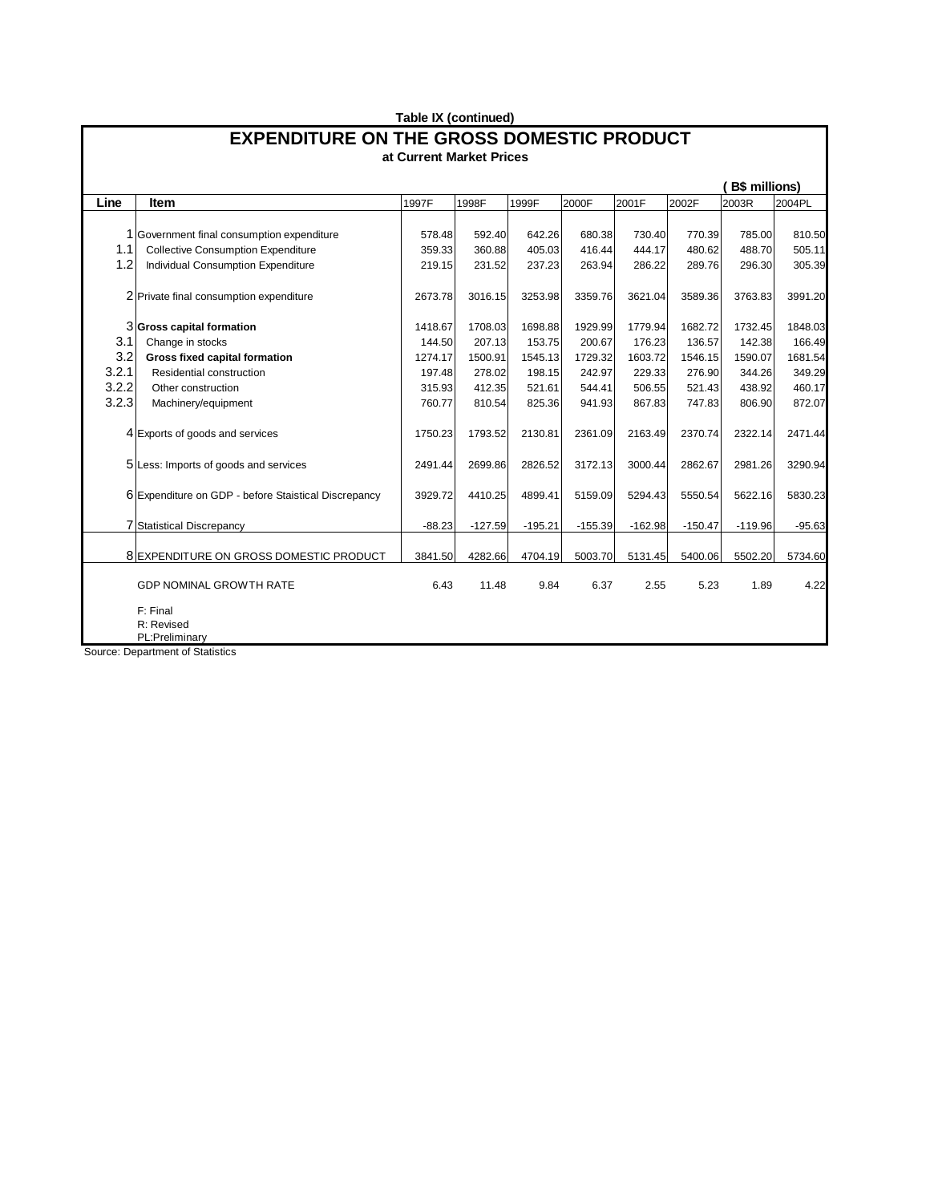**Table IX (continued)**

## EXPENDITURE ON THE GROSS DOMESTIC PRODUCT

**at Current Market Prices**

**( B$ millions)**

| Line | Item | 1997F | 1998F | 1999F | 2000F | 2001F | 2002F | 2003R | 2004PL |
|---|---|---|---|---|---|---|---|---|---|
| 1 | Government final consumption expenditure | 578.48 | 592.40 | 642.26 | 680.38 | 730.40 | 770.39 | 785.00 | 810.50 |
| 1.1 | Collective Consumption Expenditure | 359.33 | 360.88 | 405.03 | 416.44 | 444.17 | 480.62 | 488.70 | 505.11 |
| 1.2 | Individual Consumption Expenditure | 219.15 | 231.52 | 237.23 | 263.94 | 286.22 | 289.76 | 296.30 | 305.39 |
| 2 | Private final consumption expenditure | 2673.78 | 3016.15 | 3253.98 | 3359.76 | 3621.04 | 3589.36 | 3763.83 | 3991.20 |
| 3 | **Gross capital formation** | 1418.67 | 1708.03 | 1698.88 | 1929.99 | 1779.94 | 1682.72 | 1732.45 | 1848.03 |
| 3.1 | Change in stocks | 144.50 | 207.13 | 153.75 | 200.67 | 176.23 | 136.57 | 142.38 | 166.49 |
| 3.2 | **Gross fixed capital formation** | 1274.17 | 1500.91 | 1545.13 | 1729.32 | 1603.72 | 1546.15 | 1590.07 | 1681.54 |
| 3.2.1 | Residential construction | 197.48 | 278.02 | 198.15 | 242.97 | 229.33 | 276.90 | 344.26 | 349.29 |
| 3.2.2 | Other construction | 315.93 | 412.35 | 521.61 | 544.41 | 506.55 | 521.43 | 438.92 | 460.17 |
| 3.2.3 | Machinery/equipment | 760.77 | 810.54 | 825.36 | 941.93 | 867.83 | 747.83 | 806.90 | 872.07 |
| 4 | Exports of goods and services | 1750.23 | 1793.52 | 2130.81 | 2361.09 | 2163.49 | 2370.74 | 2322.14 | 2471.44 |
| 5 | Less: Imports of goods and services | 2491.44 | 2699.86 | 2826.52 | 3172.13 | 3000.44 | 2862.67 | 2981.26 | 3290.94 |
| 6 | Expenditure on GDP - before Staistical Discrepancy | 3929.72 | 4410.25 | 4899.41 | 5159.09 | 5294.43 | 5550.54 | 5622.16 | 5830.23 |
| 7 | Statistical Discrepancy | -88.23 | -127.59 | -195.21 | -155.39 | -162.98 | -150.47 | -119.96 | -95.63 |
| 8 | EXPENDITURE ON GROSS DOMESTIC PRODUCT | 3841.50 | 4282.66 | 4704.19 | 5003.70 | 5131.45 | 5400.06 | 5502.20 | 5734.60 |
| | GDP NOMINAL GROWTH RATE | 6.43 | 11.48 | 9.84 | 6.37 | 2.55 | 5.23 | 1.89 | 4.22 |

F: Final
R: Revised
PL:Preliminary

Source: Department of Statistics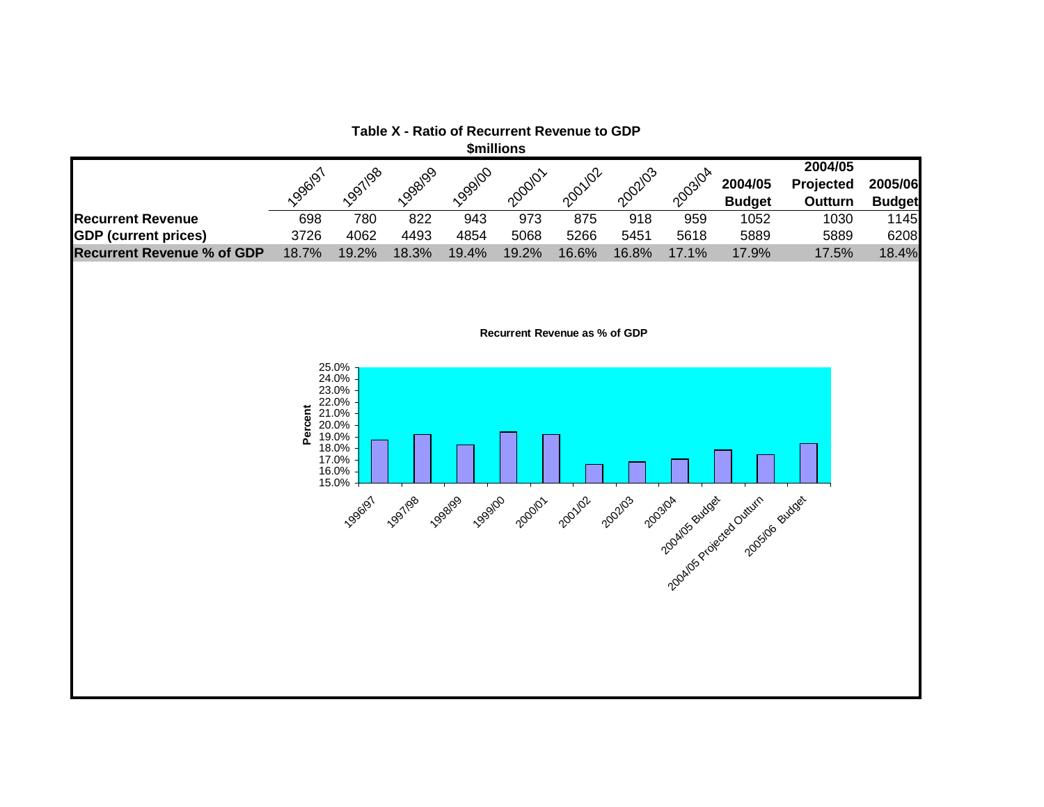**Table X - Ratio of Recurrent Revenue to GDP**
**$millions**

| | 1996/97 | 1997/98 | 1998/99 | 1999/00 | 2000/01 | 2001/02 | 2002/03 | 2003/04 | 2004/05 Budget | 2004/05 Projected Outturn | 2005/06 Budget |
|---|---|---|---|---|---|---|---|---|---|---|---|
| **Recurrent Revenue** | 698 | 780 | 822 | 943 | 973 | 875 | 918 | 959 | 1052 | 1030 | 1145 |
| **GDP (current prices)** | 3726 | 4062 | 4493 | 4854 | 5068 | 5266 | 5451 | 5618 | 5889 | 5889 | 6208 |
| **Recurrent Revenue % of GDP** | 18.7% | 19.2% | 18.3% | 19.4% | 19.2% | 16.6% | 16.8% | 17.1% | 17.9% | 17.5% | 18.4% |

**Recurrent Revenue as % of GDP**

Percent

25.0%
24.0%
23.0%
22.0%
21.0%
20.0%
19.0%
18.0%
17.0%
16.0%
15.0%

1996/97
1997/98
1998/99
1999/00
2000/01
2001/02
2002/03
2003/04
2004/05 Budget
2004/05 Projected Outturn
2005/06 Budget